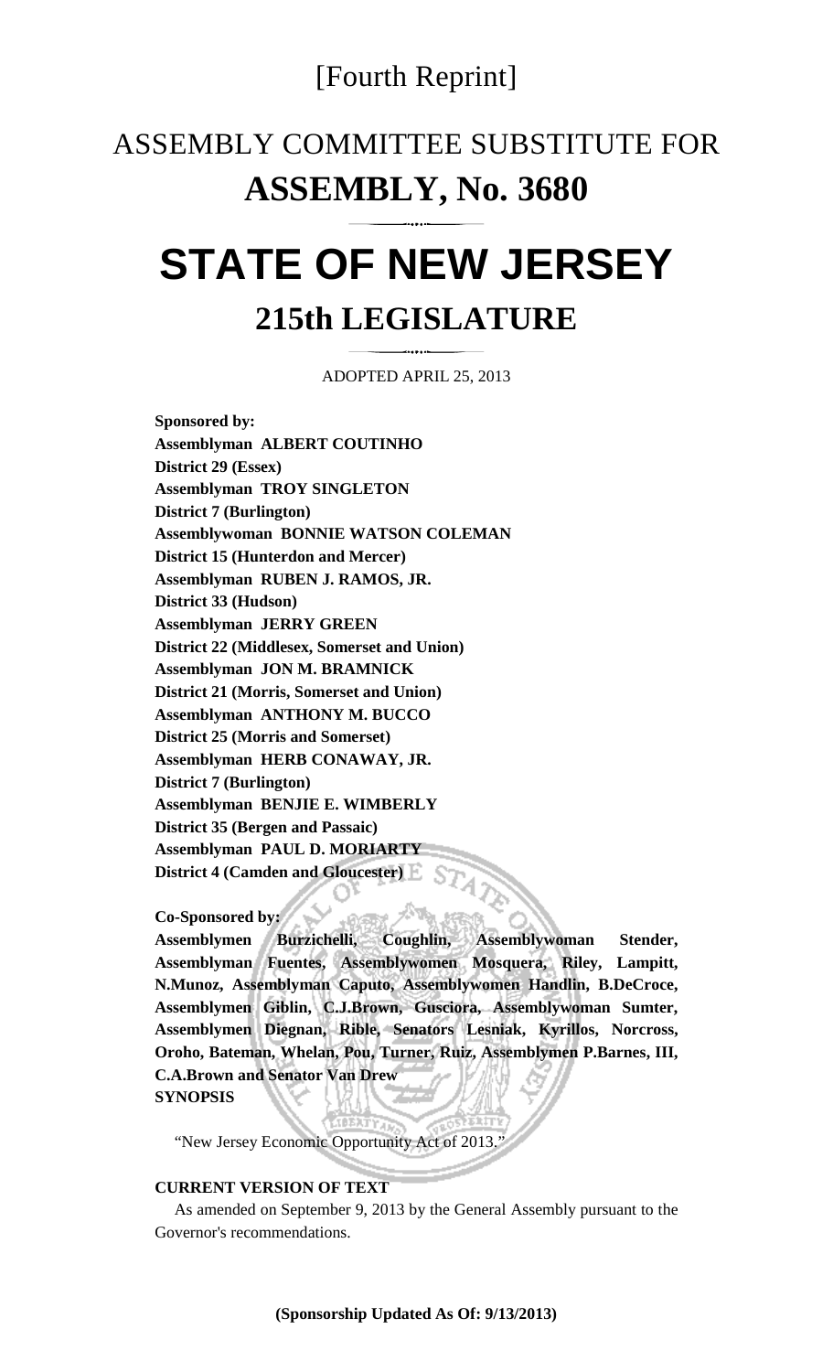[Fourth Reprint]

# ASSEMBLY COMMITTEE SUBSTITUTE FOR
# ASSEMBLY, No. 3680

# STATE OF NEW JERSEY
## 215th LEGISLATURE

ADOPTED APRIL 25, 2013

**Sponsored by:**
**Assemblyman ALBERT COUTINHO**
**District 29 (Essex)**
**Assemblyman TROY SINGLETON**
**District 7 (Burlington)**
**Assemblywoman BONNIE WATSON COLEMAN**
**District 15 (Hunterdon and Mercer)**
**Assemblyman RUBEN J. RAMOS, JR.**
**District 33 (Hudson)**
**Assemblyman JERRY GREEN**
**District 22 (Middlesex, Somerset and Union)**
**Assemblyman JON M. BRAMNICK**
**District 21 (Morris, Somerset and Union)**
**Assemblyman ANTHONY M. BUCCO**
**District 25 (Morris and Somerset)**
**Assemblyman HERB CONAWAY, JR.**
**District 7 (Burlington)**
**Assemblyman BENJIE E. WIMBERLY**
**District 35 (Bergen and Passaic)**
**Assemblyman PAUL D. MORIARTY**
**District 4 (Camden and Gloucester)**

**Co-Sponsored by:**
**Assemblymen Burzichelli, Coughlin, Assemblywoman Stender, Assemblyman Fuentes, Assemblywomen Mosquera, Riley, Lampitt, N.Munoz, Assemblyman Caputo, Assemblywomen Handlin, B.DeCroce, Assemblymen Giblin, C.J.Brown, Gusciora, Assemblywoman Sumter, Assemblymen Diegnan, Rible, Senators Lesniak, Kyrillos, Norcross, Oroho, Bateman, Whelan, Pou, Turner, Ruiz, Assemblymen P.Barnes, III, C.A.Brown and Senator Van Drew**

**SYNOPSIS**

"New Jersey Economic Opportunity Act of 2013."

**CURRENT VERSION OF TEXT**

As amended on September 9, 2013 by the General Assembly pursuant to the Governor's recommendations.

**(Sponsorship Updated As Of: 9/13/2013)**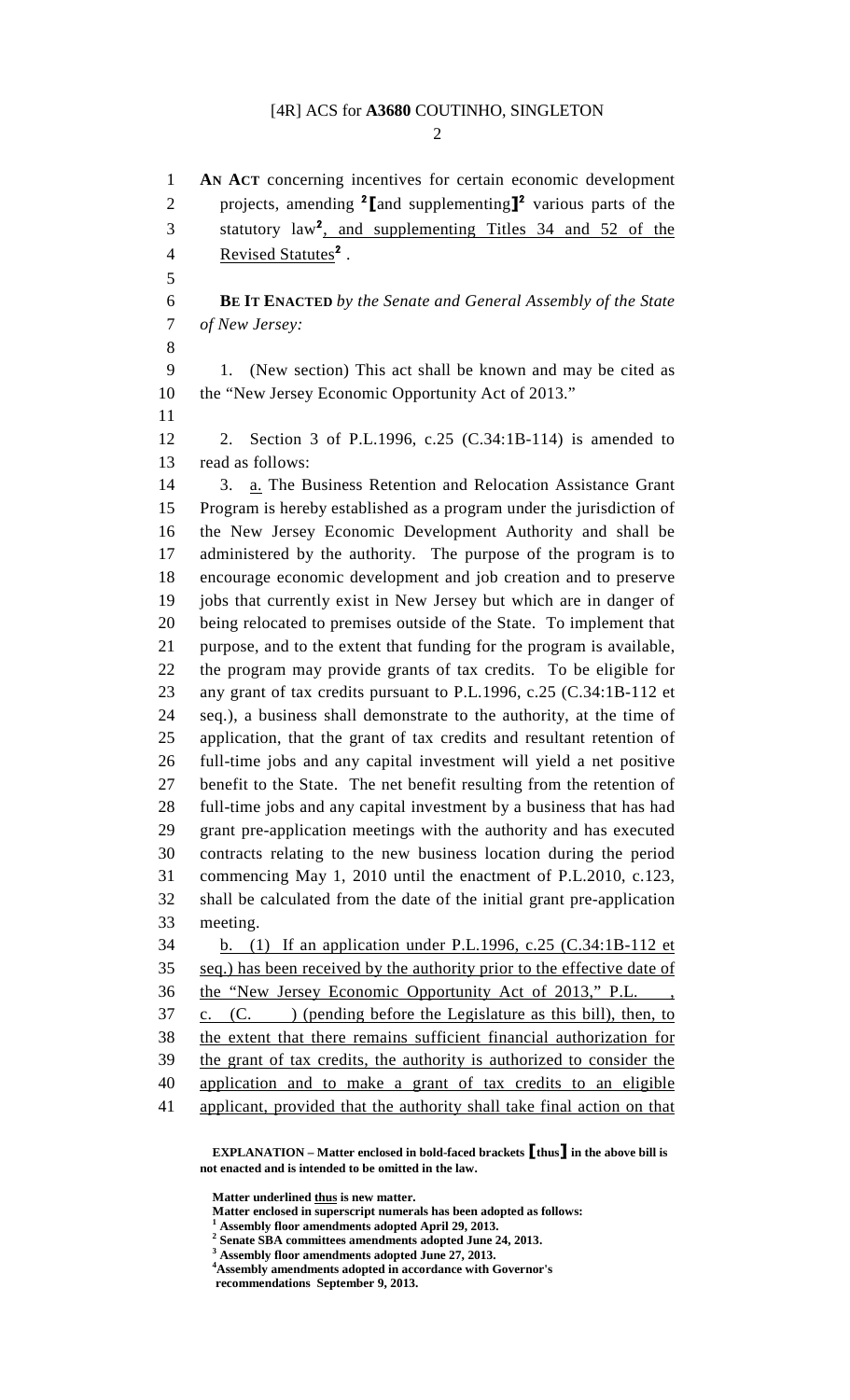**AN ACT** concerning incentives for certain economic development projects, amending [2]**[**and supplementing**]**[2] various parts of the statutory law[2], and supplementing Titles 34 and 52 of the Revised Statutes[2].

**BE IT ENACTED** *by the Senate and General Assembly of the State of New Jersey:*

1. (New section) This act shall be known and may be cited as the "New Jersey Economic Opportunity Act of 2013."

2. Section 3 of P.L.1996, c.25 (C.34:1B-114) is amended to read as follows:

3. a. The Business Retention and Relocation Assistance Grant Program is hereby established as a program under the jurisdiction of the New Jersey Economic Development Authority and shall be administered by the authority. The purpose of the program is to encourage economic development and job creation and to preserve jobs that currently exist in New Jersey but which are in danger of being relocated to premises outside of the State. To implement that purpose, and to the extent that funding for the program is available, the program may provide grants of tax credits. To be eligible for any grant of tax credits pursuant to P.L.1996, c.25 (C.34:1B-112 et seq.), a business shall demonstrate to the authority, at the time of application, that the grant of tax credits and resultant retention of full-time jobs and any capital investment will yield a net positive benefit to the State. The net benefit resulting from the retention of full-time jobs and any capital investment by a business that has had grant pre-application meetings with the authority and has executed contracts relating to the new business location during the period commencing May 1, 2010 until the enactment of P.L.2010, c.123, shall be calculated from the date of the initial grant pre-application meeting.

b. (1) If an application under P.L.1996, c.25 (C.34:1B-112 et seq.) has been received by the authority prior to the effective date of the "New Jersey Economic Opportunity Act of 2013," P.L. , c. (C. ) (pending before the Legislature as this bill), then, to the extent that there remains sufficient financial authorization for the grant of tax credits, the authority is authorized to consider the application and to make a grant of tax credits to an eligible applicant, provided that the authority shall take final action on that

**EXPLANATION – Matter enclosed in bold-faced brackets [thus] in the above bill is not enacted and is intended to be omitted in the law.**

**Matter underlined thus is new matter.**
**Matter enclosed in superscript numerals has been adopted as follows:**
[1] **Assembly floor amendments adopted April 29, 2013.**
[2] **Senate SBA committees amendments adopted June 24, 2013.**
[3] **Assembly floor amendments adopted June 27, 2013.**
[4] **Assembly amendments adopted in accordance with Governor's recommendations September 9, 2013.**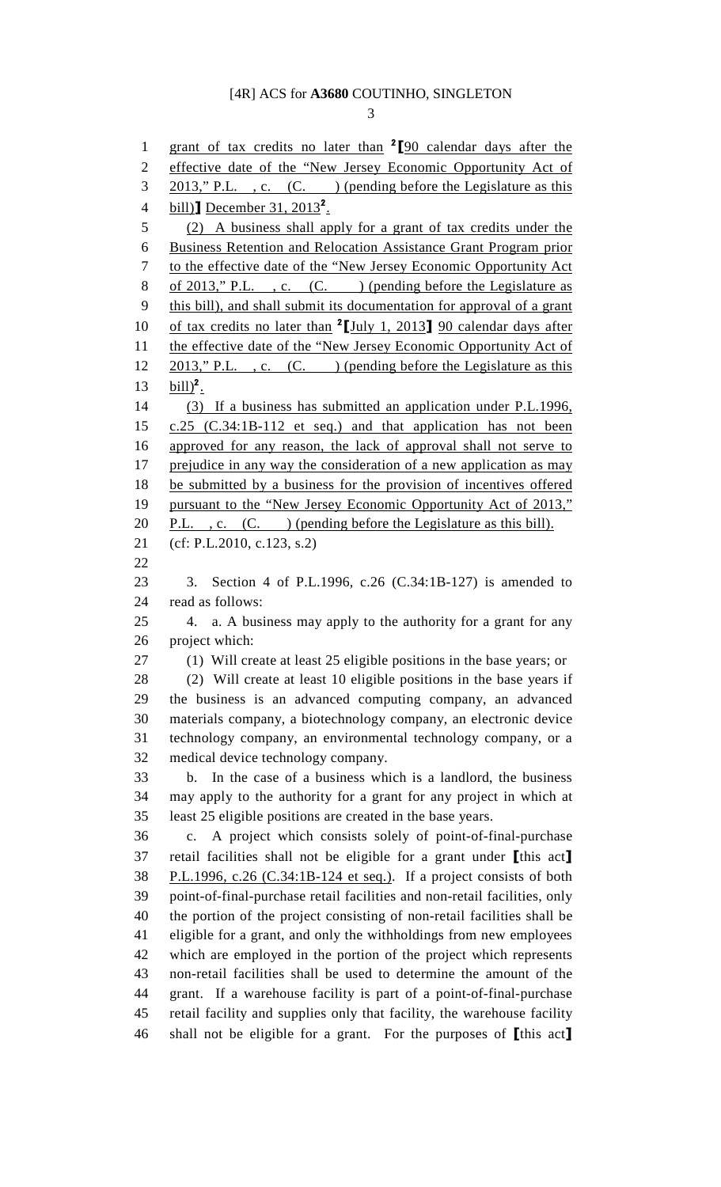grant of tax credits no later than [2]⟦90 calendar days after the effective date of the "New Jersey Economic Opportunity Act of 2013," P.L. , c. (C. ) (pending before the Legislature as this bill)⟧ December 31, 2013[2].

(2) A business shall apply for a grant of tax credits under the Business Retention and Relocation Assistance Grant Program prior to the effective date of the "New Jersey Economic Opportunity Act of 2013," P.L. , c. (C. ) (pending before the Legislature as this bill), and shall submit its documentation for approval of a grant of tax credits no later than [2]⟦July 1, 2013⟧ 90 calendar days after the effective date of the "New Jersey Economic Opportunity Act of 2013," P.L. , c. (C. ) (pending before the Legislature as this bill)[2].

(3) If a business has submitted an application under P.L.1996, c.25 (C.34:1B-112 et seq.) and that application has not been approved for any reason, the lack of approval shall not serve to prejudice in any way the consideration of a new application as may be submitted by a business for the provision of incentives offered pursuant to the "New Jersey Economic Opportunity Act of 2013," P.L. , c. (C. ) (pending before the Legislature as this bill).

(cf: P.L.2010, c.123, s.2)

3. Section 4 of P.L.1996, c.26 (C.34:1B-127) is amended to read as follows:

4. a. A business may apply to the authority for a grant for any project which:

(1) Will create at least 25 eligible positions in the base years; or

(2) Will create at least 10 eligible positions in the base years if the business is an advanced computing company, an advanced materials company, a biotechnology company, an electronic device technology company, an environmental technology company, or a medical device technology company.

b. In the case of a business which is a landlord, the business may apply to the authority for a grant for any project in which at least 25 eligible positions are created in the base years.

c. A project which consists solely of point-of-final-purchase retail facilities shall not be eligible for a grant under ⟦this act⟧ P.L.1996, c.26 (C.34:1B-124 et seq.). If a project consists of both point-of-final-purchase retail facilities and non-retail facilities, only the portion of the project consisting of non-retail facilities shall be eligible for a grant, and only the withholdings from new employees which are employed in the portion of the project which represents non-retail facilities shall be used to determine the amount of the grant. If a warehouse facility is part of a point-of-final-purchase retail facility and supplies only that facility, the warehouse facility shall not be eligible for a grant. For the purposes of ⟦this act⟧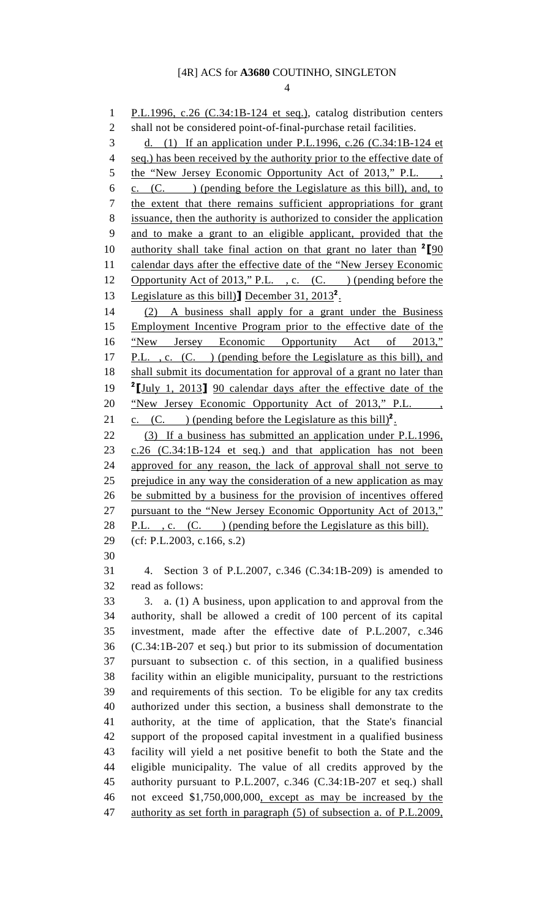P.L.1996, c.26 (C.34:1B-124 et seq.), catalog distribution centers shall not be considered point-of-final-purchase retail facilities.

d. (1) If an application under P.L.1996, c.26 (C.34:1B-124 et seq.) has been received by the authority prior to the effective date of the "New Jersey Economic Opportunity Act of 2013," P.L. , c. (C. ) (pending before the Legislature as this bill), and, to the extent that there remains sufficient appropriations for grant issuance, then the authority is authorized to consider the application and to make a grant to an eligible applicant, provided that the authority shall take final action on that grant no later than [2]【90 calendar days after the effective date of the "New Jersey Economic Opportunity Act of 2013," P.L. , c. (C. ) (pending before the Legislature as this bill)】 December 31, 2013[2].

(2) A business shall apply for a grant under the Business Employment Incentive Program prior to the effective date of the "New Jersey Economic Opportunity Act of 2013," P.L. , c. (C. ) (pending before the Legislature as this bill), and shall submit its documentation for approval of a grant no later than [2]【July 1, 2013】 90 calendar days after the effective date of the "New Jersey Economic Opportunity Act of 2013," P.L. , c. (C. ) (pending before the Legislature as this bill)[2].

(3) If a business has submitted an application under P.L.1996, c.26 (C.34:1B-124 et seq.) and that application has not been approved for any reason, the lack of approval shall not serve to prejudice in any way the consideration of a new application as may be submitted by a business for the provision of incentives offered pursuant to the "New Jersey Economic Opportunity Act of 2013," P.L. , c. (C. ) (pending before the Legislature as this bill).

(cf: P.L.2003, c.166, s.2)

4. Section 3 of P.L.2007, c.346 (C.34:1B-209) is amended to read as follows:

3. a. (1) A business, upon application to and approval from the authority, shall be allowed a credit of 100 percent of its capital investment, made after the effective date of P.L.2007, c.346 (C.34:1B-207 et seq.) but prior to its submission of documentation pursuant to subsection c. of this section, in a qualified business facility within an eligible municipality, pursuant to the restrictions and requirements of this section. To be eligible for any tax credits authorized under this section, a business shall demonstrate to the authority, at the time of application, that the State's financial support of the proposed capital investment in a qualified business facility will yield a net positive benefit to both the State and the eligible municipality. The value of all credits approved by the authority pursuant to P.L.2007, c.346 (C.34:1B-207 et seq.) shall not exceed $1,750,000,000, except as may be increased by the authority as set forth in paragraph (5) of subsection a. of P.L.2009,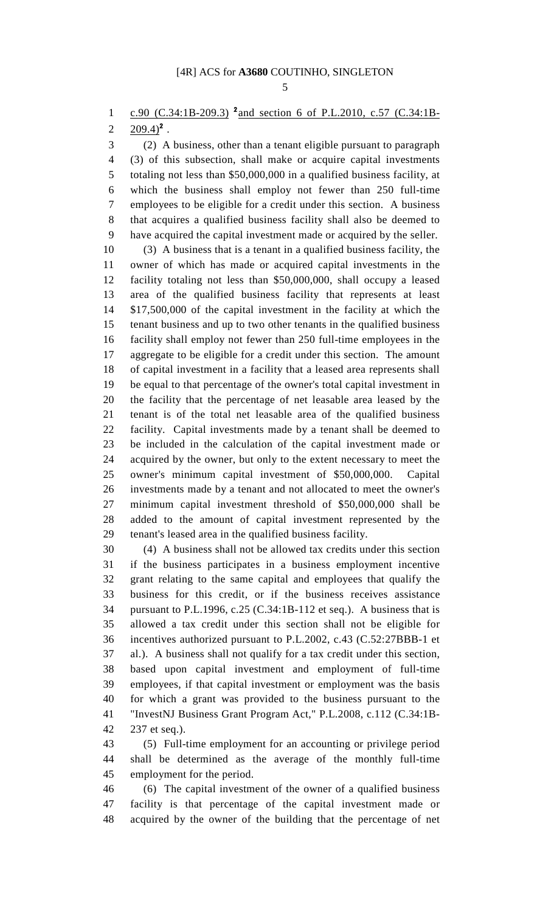c.90 (C.34:1B-209.3) [2]and section 6 of P.L.2010, c.57 (C.34:1B-209.4)[2] .

(2) A business, other than a tenant eligible pursuant to paragraph (3) of this subsection, shall make or acquire capital investments totaling not less than $50,000,000 in a qualified business facility, at which the business shall employ not fewer than 250 full-time employees to be eligible for a credit under this section. A business that acquires a qualified business facility shall also be deemed to have acquired the capital investment made or acquired by the seller.

(3) A business that is a tenant in a qualified business facility, the owner of which has made or acquired capital investments in the facility totaling not less than $50,000,000, shall occupy a leased area of the qualified business facility that represents at least $17,500,000 of the capital investment in the facility at which the tenant business and up to two other tenants in the qualified business facility shall employ not fewer than 250 full-time employees in the aggregate to be eligible for a credit under this section. The amount of capital investment in a facility that a leased area represents shall be equal to that percentage of the owner's total capital investment in the facility that the percentage of net leasable area leased by the tenant is of the total net leasable area of the qualified business facility. Capital investments made by a tenant shall be deemed to be included in the calculation of the capital investment made or acquired by the owner, but only to the extent necessary to meet the owner's minimum capital investment of $50,000,000. Capital investments made by a tenant and not allocated to meet the owner's minimum capital investment threshold of $50,000,000 shall be added to the amount of capital investment represented by the tenant's leased area in the qualified business facility.

(4) A business shall not be allowed tax credits under this section if the business participates in a business employment incentive grant relating to the same capital and employees that qualify the business for this credit, or if the business receives assistance pursuant to P.L.1996, c.25 (C.34:1B-112 et seq.). A business that is allowed a tax credit under this section shall not be eligible for incentives authorized pursuant to P.L.2002, c.43 (C.52:27BBB-1 et al.). A business shall not qualify for a tax credit under this section, based upon capital investment and employment of full-time employees, if that capital investment or employment was the basis for which a grant was provided to the business pursuant to the "InvestNJ Business Grant Program Act," P.L.2008, c.112 (C.34:1B-237 et seq.).

(5) Full-time employment for an accounting or privilege period shall be determined as the average of the monthly full-time employment for the period.

(6) The capital investment of the owner of a qualified business facility is that percentage of the capital investment made or acquired by the owner of the building that the percentage of net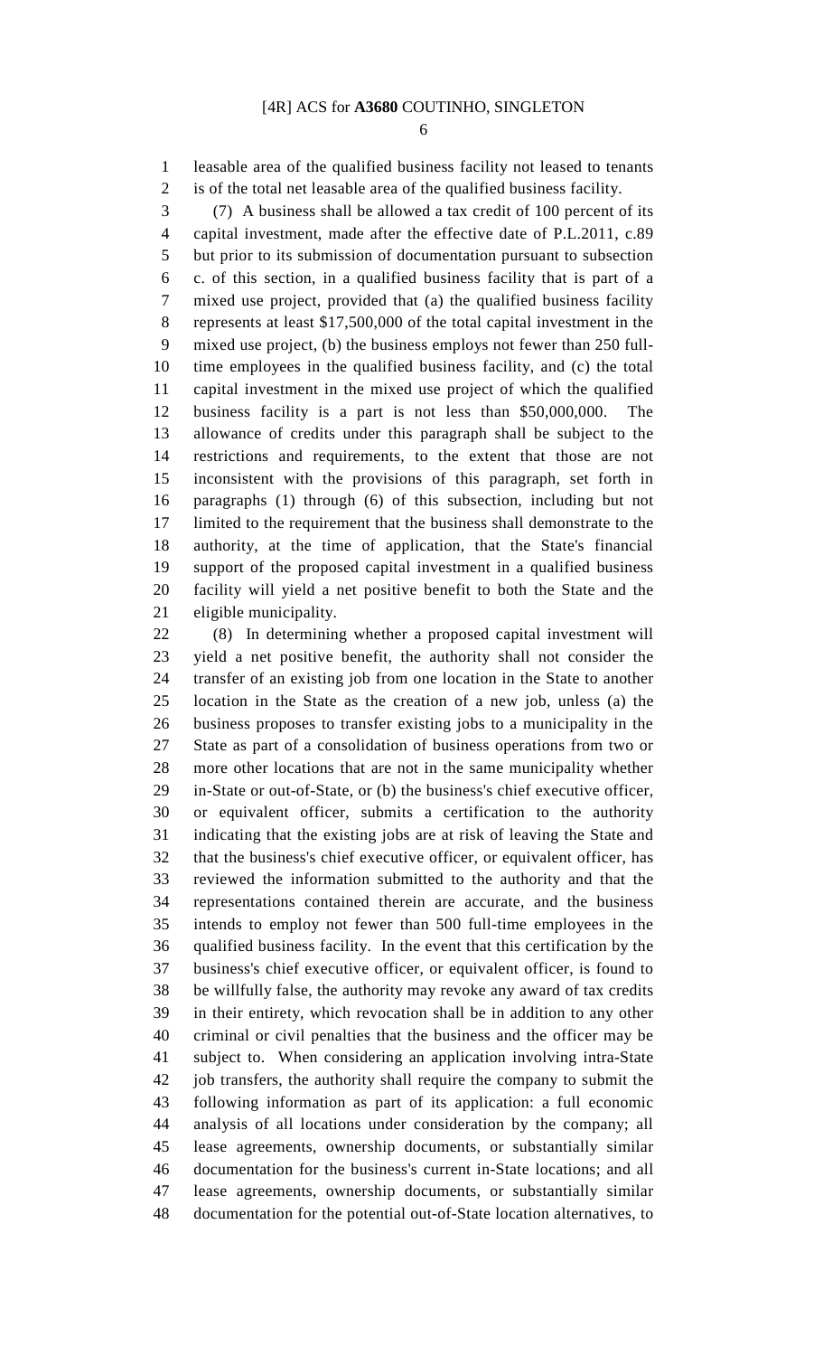leasable area of the qualified business facility not leased to tenants is of the total net leasable area of the qualified business facility.

(7) A business shall be allowed a tax credit of 100 percent of its capital investment, made after the effective date of P.L.2011, c.89 but prior to its submission of documentation pursuant to subsection c. of this section, in a qualified business facility that is part of a mixed use project, provided that (a) the qualified business facility represents at least $17,500,000 of the total capital investment in the mixed use project, (b) the business employs not fewer than 250 full-time employees in the qualified business facility, and (c) the total capital investment in the mixed use project of which the qualified business facility is a part is not less than $50,000,000. The allowance of credits under this paragraph shall be subject to the restrictions and requirements, to the extent that those are not inconsistent with the provisions of this paragraph, set forth in paragraphs (1) through (6) of this subsection, including but not limited to the requirement that the business shall demonstrate to the authority, at the time of application, that the State's financial support of the proposed capital investment in a qualified business facility will yield a net positive benefit to both the State and the eligible municipality.

(8) In determining whether a proposed capital investment will yield a net positive benefit, the authority shall not consider the transfer of an existing job from one location in the State to another location in the State as the creation of a new job, unless (a) the business proposes to transfer existing jobs to a municipality in the State as part of a consolidation of business operations from two or more other locations that are not in the same municipality whether in-State or out-of-State, or (b) the business's chief executive officer, or equivalent officer, submits a certification to the authority indicating that the existing jobs are at risk of leaving the State and that the business's chief executive officer, or equivalent officer, has reviewed the information submitted to the authority and that the representations contained therein are accurate, and the business intends to employ not fewer than 500 full-time employees in the qualified business facility. In the event that this certification by the business's chief executive officer, or equivalent officer, is found to be willfully false, the authority may revoke any award of tax credits in their entirety, which revocation shall be in addition to any other criminal or civil penalties that the business and the officer may be subject to. When considering an application involving intra-State job transfers, the authority shall require the company to submit the following information as part of its application: a full economic analysis of all locations under consideration by the company; all lease agreements, ownership documents, or substantially similar documentation for the business's current in-State locations; and all lease agreements, ownership documents, or substantially similar documentation for the potential out-of-State location alternatives, to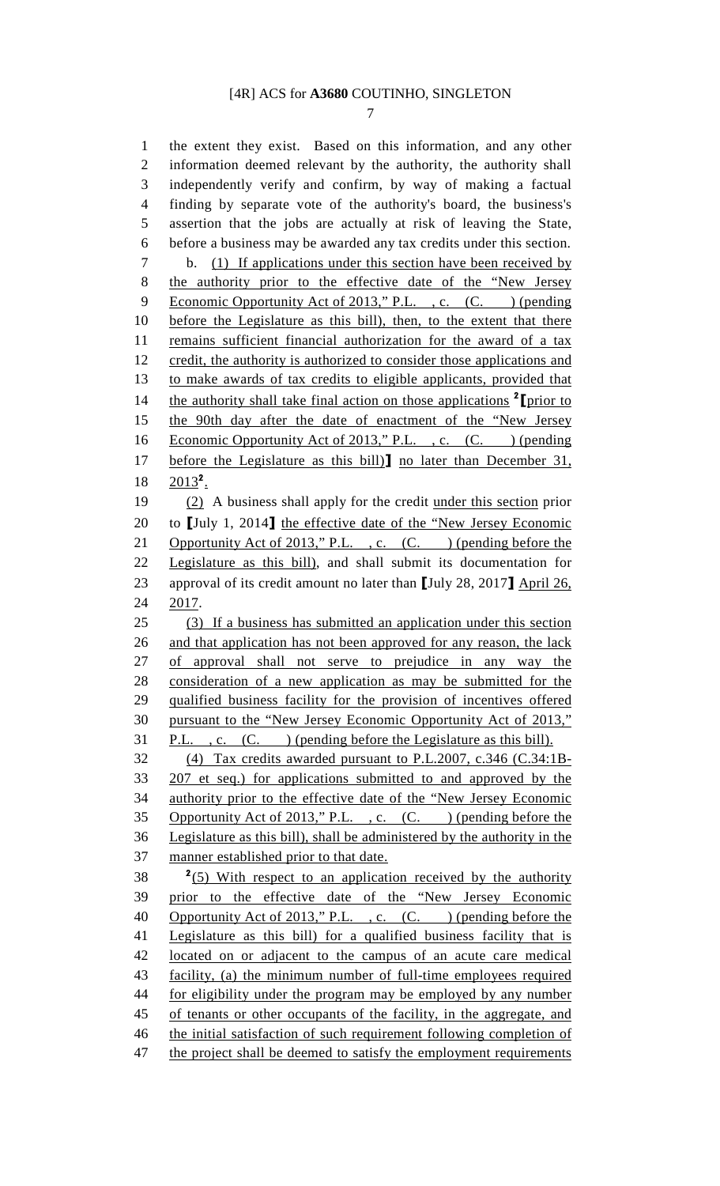the extent they exist. Based on this information, and any other information deemed relevant by the authority, the authority shall independently verify and confirm, by way of making a factual finding by separate vote of the authority's board, the business's assertion that the jobs are actually at risk of leaving the State, before a business may be awarded any tax credits under this section.

b. (1) If applications under this section have been received by the authority prior to the effective date of the "New Jersey Economic Opportunity Act of 2013," P.L. , c. (C. ) (pending before the Legislature as this bill), then, to the extent that there remains sufficient financial authorization for the award of a tax credit, the authority is authorized to consider those applications and to make awards of tax credits to eligible applicants, provided that the authority shall take final action on those applications [2]【prior to the 90th day after the date of enactment of the "New Jersey Economic Opportunity Act of 2013," P.L. , c. (C. ) (pending before the Legislature as this bill)】 no later than December 31, 2013[2].

(2) A business shall apply for the credit under this section prior to 【July 1, 2014】 the effective date of the "New Jersey Economic Opportunity Act of 2013," P.L. , c. (C. ) (pending before the Legislature as this bill), and shall submit its documentation for approval of its credit amount no later than 【July 28, 2017】 April 26, 2017.

(3) If a business has submitted an application under this section and that application has not been approved for any reason, the lack of approval shall not serve to prejudice in any way the consideration of a new application as may be submitted for the qualified business facility for the provision of incentives offered pursuant to the "New Jersey Economic Opportunity Act of 2013," P.L. , c. (C. ) (pending before the Legislature as this bill).

(4) Tax credits awarded pursuant to P.L.2007, c.346 (C.34:1B-207 et seq.) for applications submitted to and approved by the authority prior to the effective date of the "New Jersey Economic Opportunity Act of 2013," P.L. , c. (C. ) (pending before the Legislature as this bill), shall be administered by the authority in the manner established prior to that date.

[2](5) With respect to an application received by the authority prior to the effective date of the "New Jersey Economic Opportunity Act of 2013," P.L. , c. (C. ) (pending before the Legislature as this bill) for a qualified business facility that is located on or adjacent to the campus of an acute care medical facility, (a) the minimum number of full-time employees required for eligibility under the program may be employed by any number of tenants or other occupants of the facility, in the aggregate, and the initial satisfaction of such requirement following completion of the project shall be deemed to satisfy the employment requirements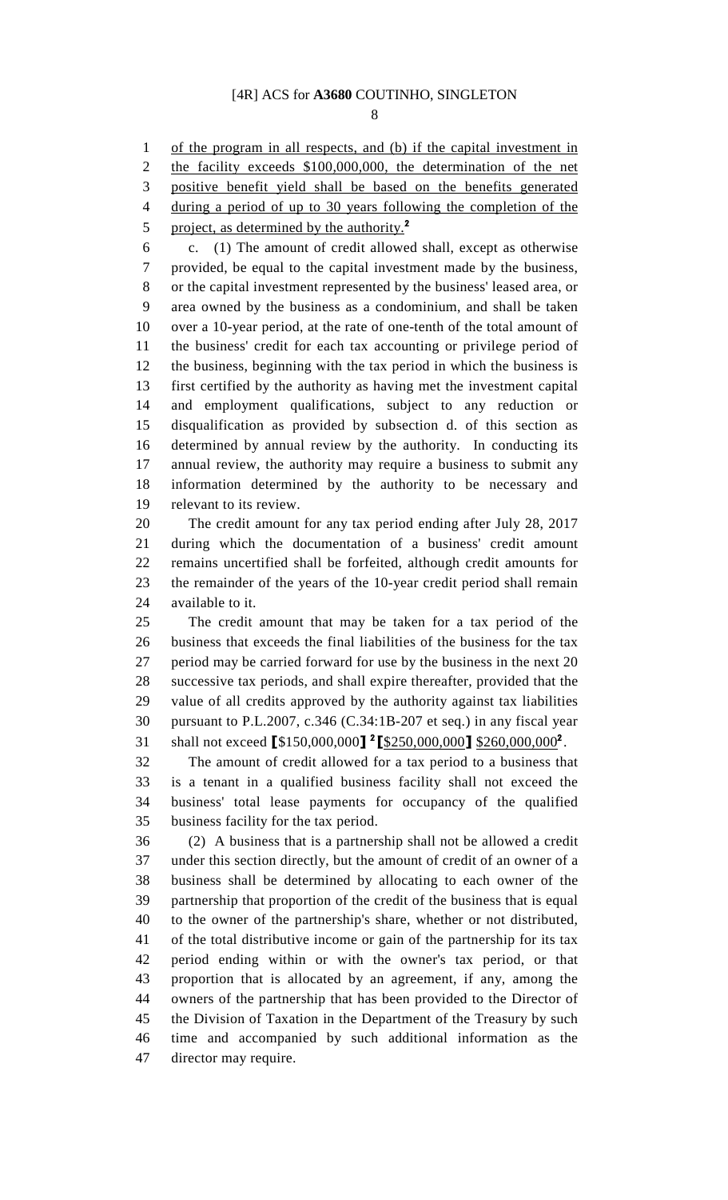of the program in all respects, and (b) if the capital investment in the facility exceeds $100,000,000, the determination of the net positive benefit yield shall be based on the benefits generated during a period of up to 30 years following the completion of the project, as determined by the authority.[2]

c. (1) The amount of credit allowed shall, except as otherwise provided, be equal to the capital investment made by the business, or the capital investment represented by the business' leased area, or area owned by the business as a condominium, and shall be taken over a 10-year period, at the rate of one-tenth of the total amount of the business' credit for each tax accounting or privilege period of the business, beginning with the tax period in which the business is first certified by the authority as having met the investment capital and employment qualifications, subject to any reduction or disqualification as provided by subsection d. of this section as determined by annual review by the authority. In conducting its annual review, the authority may require a business to submit any information determined by the authority to be necessary and relevant to its review.

The credit amount for any tax period ending after July 28, 2017 during which the documentation of a business' credit amount remains uncertified shall be forfeited, although credit amounts for the remainder of the years of the 10-year credit period shall remain available to it.

The credit amount that may be taken for a tax period of the business that exceeds the final liabilities of the business for the tax period may be carried forward for use by the business in the next 20 successive tax periods, and shall expire thereafter, provided that the value of all credits approved by the authority against tax liabilities pursuant to P.L.2007, c.346 (C.34:1B-207 et seq.) in any fiscal year shall not exceed ⟦$150,000,000⟧ [2]⟦$250,000,000⟧ $260,000,000[2].

The amount of credit allowed for a tax period to a business that is a tenant in a qualified business facility shall not exceed the business' total lease payments for occupancy of the qualified business facility for the tax period.

(2) A business that is a partnership shall not be allowed a credit under this section directly, but the amount of credit of an owner of a business shall be determined by allocating to each owner of the partnership that proportion of the credit of the business that is equal to the owner of the partnership's share, whether or not distributed, of the total distributive income or gain of the partnership for its tax period ending within or with the owner's tax period, or that proportion that is allocated by an agreement, if any, among the owners of the partnership that has been provided to the Director of the Division of Taxation in the Department of the Treasury by such time and accompanied by such additional information as the director may require.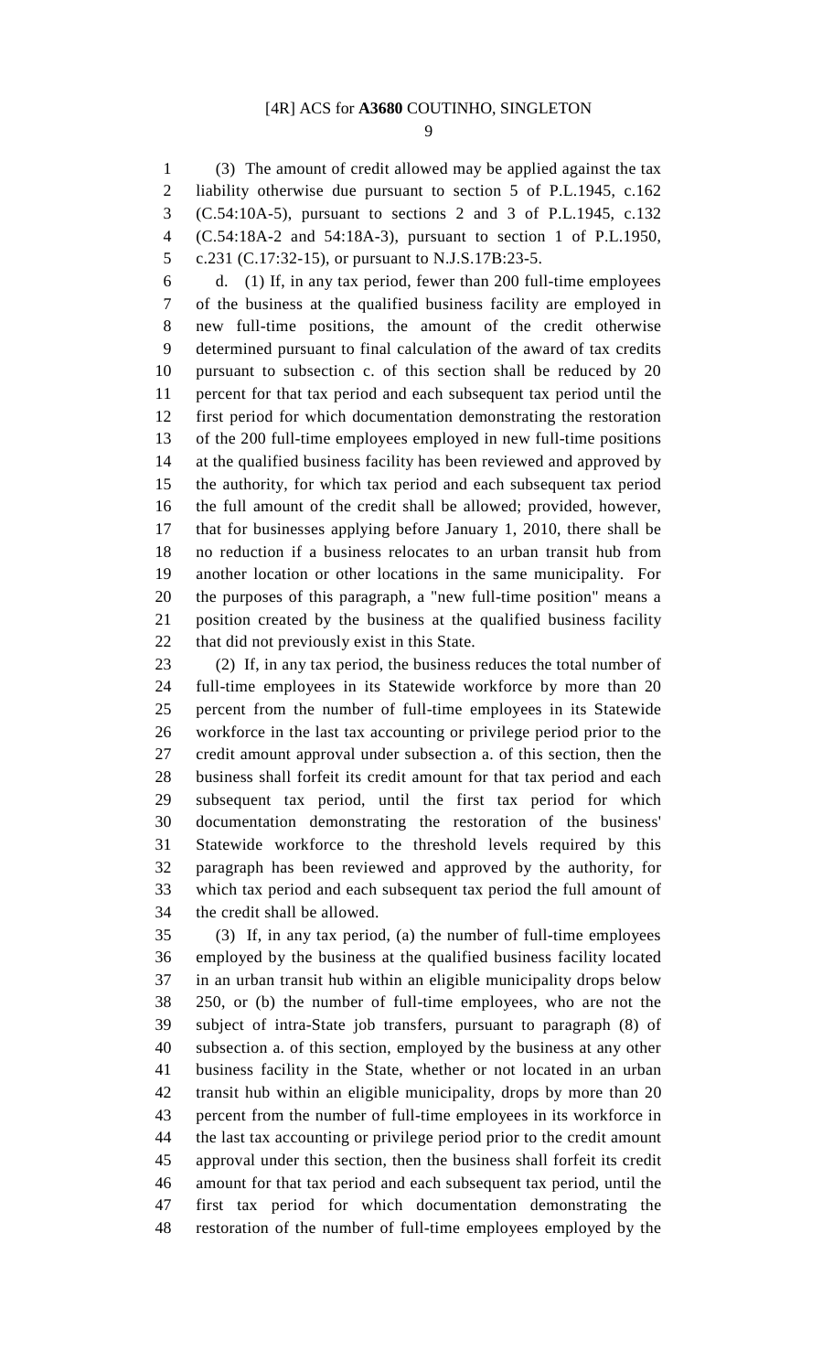(3) The amount of credit allowed may be applied against the tax liability otherwise due pursuant to section 5 of P.L.1945, c.162 (C.54:10A-5), pursuant to sections 2 and 3 of P.L.1945, c.132 (C.54:18A-2 and 54:18A-3), pursuant to section 1 of P.L.1950, c.231 (C.17:32-15), or pursuant to N.J.S.17B:23-5.

d. (1) If, in any tax period, fewer than 200 full-time employees of the business at the qualified business facility are employed in new full-time positions, the amount of the credit otherwise determined pursuant to final calculation of the award of tax credits pursuant to subsection c. of this section shall be reduced by 20 percent for that tax period and each subsequent tax period until the first period for which documentation demonstrating the restoration of the 200 full-time employees employed in new full-time positions at the qualified business facility has been reviewed and approved by the authority, for which tax period and each subsequent tax period the full amount of the credit shall be allowed; provided, however, that for businesses applying before January 1, 2010, there shall be no reduction if a business relocates to an urban transit hub from another location or other locations in the same municipality. For the purposes of this paragraph, a "new full-time position" means a position created by the business at the qualified business facility that did not previously exist in this State.

(2) If, in any tax period, the business reduces the total number of full-time employees in its Statewide workforce by more than 20 percent from the number of full-time employees in its Statewide workforce in the last tax accounting or privilege period prior to the credit amount approval under subsection a. of this section, then the business shall forfeit its credit amount for that tax period and each subsequent tax period, until the first tax period for which documentation demonstrating the restoration of the business' Statewide workforce to the threshold levels required by this paragraph has been reviewed and approved by the authority, for which tax period and each subsequent tax period the full amount of the credit shall be allowed.

(3) If, in any tax period, (a) the number of full-time employees employed by the business at the qualified business facility located in an urban transit hub within an eligible municipality drops below 250, or (b) the number of full-time employees, who are not the subject of intra-State job transfers, pursuant to paragraph (8) of subsection a. of this section, employed by the business at any other business facility in the State, whether or not located in an urban transit hub within an eligible municipality, drops by more than 20 percent from the number of full-time employees in its workforce in the last tax accounting or privilege period prior to the credit amount approval under this section, then the business shall forfeit its credit amount for that tax period and each subsequent tax period, until the first tax period for which documentation demonstrating the restoration of the number of full-time employees employed by the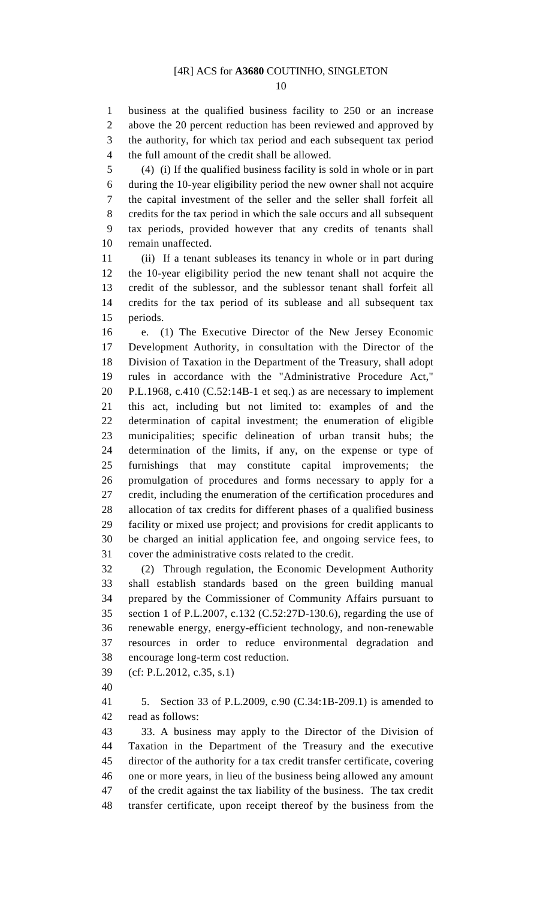business at the qualified business facility to 250 or an increase above the 20 percent reduction has been reviewed and approved by the authority, for which tax period and each subsequent tax period the full amount of the credit shall be allowed.

(4) (i) If the qualified business facility is sold in whole or in part during the 10-year eligibility period the new owner shall not acquire the capital investment of the seller and the seller shall forfeit all credits for the tax period in which the sale occurs and all subsequent tax periods, provided however that any credits of tenants shall remain unaffected.

(ii) If a tenant subleases its tenancy in whole or in part during the 10-year eligibility period the new tenant shall not acquire the credit of the sublessor, and the sublessor tenant shall forfeit all credits for the tax period of its sublease and all subsequent tax periods.

e. (1) The Executive Director of the New Jersey Economic Development Authority, in consultation with the Director of the Division of Taxation in the Department of the Treasury, shall adopt rules in accordance with the "Administrative Procedure Act," P.L.1968, c.410 (C.52:14B-1 et seq.) as are necessary to implement this act, including but not limited to: examples of and the determination of capital investment; the enumeration of eligible municipalities; specific delineation of urban transit hubs; the determination of the limits, if any, on the expense or type of furnishings that may constitute capital improvements; the promulgation of procedures and forms necessary to apply for a credit, including the enumeration of the certification procedures and allocation of tax credits for different phases of a qualified business facility or mixed use project; and provisions for credit applicants to be charged an initial application fee, and ongoing service fees, to cover the administrative costs related to the credit.

(2) Through regulation, the Economic Development Authority shall establish standards based on the green building manual prepared by the Commissioner of Community Affairs pursuant to section 1 of P.L.2007, c.132 (C.52:27D-130.6), regarding the use of renewable energy, energy-efficient technology, and non-renewable resources in order to reduce environmental degradation and encourage long-term cost reduction.

(cf: P.L.2012, c.35, s.1)

5. Section 33 of P.L.2009, c.90 (C.34:1B-209.1) is amended to read as follows:

33. A business may apply to the Director of the Division of Taxation in the Department of the Treasury and the executive director of the authority for a tax credit transfer certificate, covering one or more years, in lieu of the business being allowed any amount of the credit against the tax liability of the business. The tax credit transfer certificate, upon receipt thereof by the business from the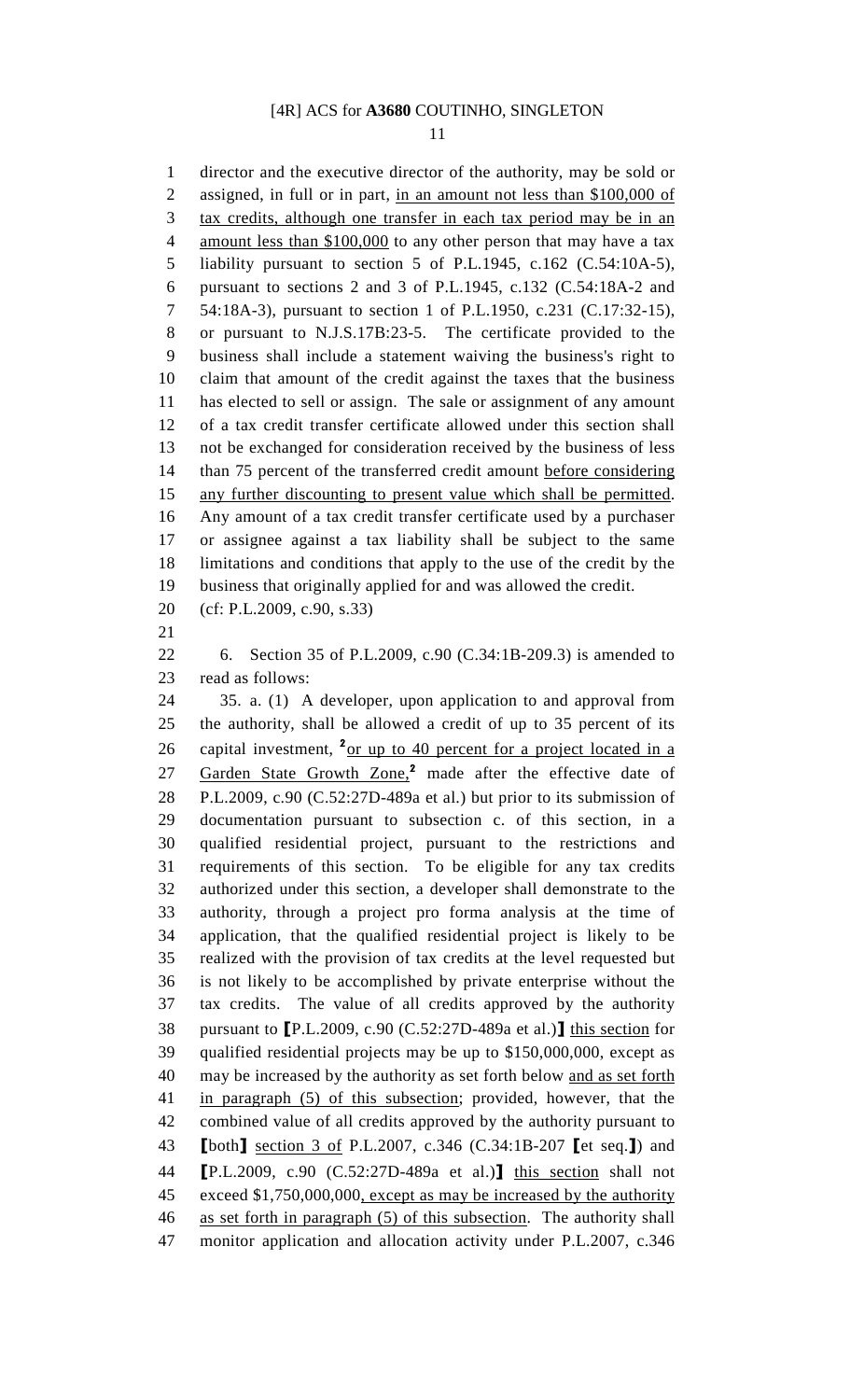director and the executive director of the authority, may be sold or assigned, in full or in part, in an amount not less than $100,000 of tax credits, although one transfer in each tax period may be in an amount less than $100,000 to any other person that may have a tax liability pursuant to section 5 of P.L.1945, c.162 (C.54:10A-5), pursuant to sections 2 and 3 of P.L.1945, c.132 (C.54:18A-2 and 54:18A-3), pursuant to section 1 of P.L.1950, c.231 (C.17:32-15), or pursuant to N.J.S.17B:23-5. The certificate provided to the business shall include a statement waiving the business's right to claim that amount of the credit against the taxes that the business has elected to sell or assign. The sale or assignment of any amount of a tax credit transfer certificate allowed under this section shall not be exchanged for consideration received by the business of less than 75 percent of the transferred credit amount before considering any further discounting to present value which shall be permitted. Any amount of a tax credit transfer certificate used by a purchaser or assignee against a tax liability shall be subject to the same limitations and conditions that apply to the use of the credit by the business that originally applied for and was allowed the credit.

(cf: P.L.2009, c.90, s.33)

6. Section 35 of P.L.2009, c.90 (C.34:1B-209.3) is amended to read as follows:

35. a. (1) A developer, upon application to and approval from the authority, shall be allowed a credit of up to 35 percent of its capital investment, [2]or up to 40 percent for a project located in a Garden State Growth Zone,[2] made after the effective date of P.L.2009, c.90 (C.52:27D-489a et al.) but prior to its submission of documentation pursuant to subsection c. of this section, in a qualified residential project, pursuant to the restrictions and requirements of this section. To be eligible for any tax credits authorized under this section, a developer shall demonstrate to the authority, through a project pro forma analysis at the time of application, that the qualified residential project is likely to be realized with the provision of tax credits at the level requested but is not likely to be accomplished by private enterprise without the tax credits. The value of all credits approved by the authority pursuant to [P.L.2009, c.90 (C.52:27D-489a et al.)] this section for qualified residential projects may be up to $150,000,000, except as may be increased by the authority as set forth below and as set forth in paragraph (5) of this subsection; provided, however, that the combined value of all credits approved by the authority pursuant to [both] section 3 of P.L.2007, c.346 (C.34:1B-207 [et seq.]) and [P.L.2009, c.90 (C.52:27D-489a et al.)] this section shall not exceed $1,750,000,000, except as may be increased by the authority as set forth in paragraph (5) of this subsection. The authority shall monitor application and allocation activity under P.L.2007, c.346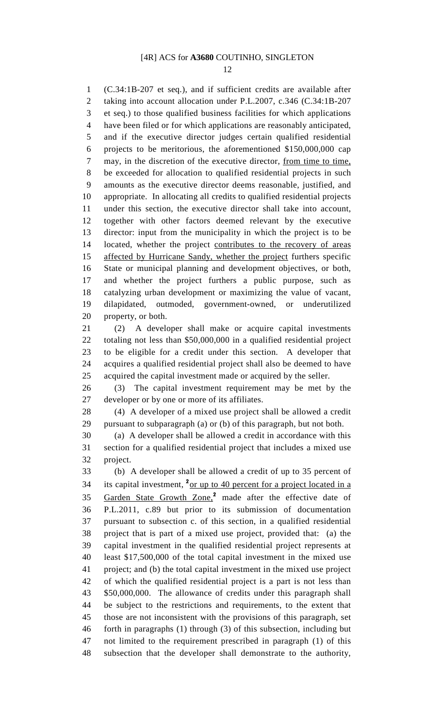(C.34:1B-207 et seq.), and if sufficient credits are available after taking into account allocation under P.L.2007, c.346 (C.34:1B-207 et seq.) to those qualified business facilities for which applications have been filed or for which applications are reasonably anticipated, and if the executive director judges certain qualified residential projects to be meritorious, the aforementioned $150,000,000 cap may, in the discretion of the executive director, from time to time, be exceeded for allocation to qualified residential projects in such amounts as the executive director deems reasonable, justified, and appropriate. In allocating all credits to qualified residential projects under this section, the executive director shall take into account, together with other factors deemed relevant by the executive director: input from the municipality in which the project is to be located, whether the project contributes to the recovery of areas affected by Hurricane Sandy, whether the project furthers specific State or municipal planning and development objectives, or both, and whether the project furthers a public purpose, such as catalyzing urban development or maximizing the value of vacant, dilapidated, outmoded, government-owned, or underutilized property, or both.

(2) A developer shall make or acquire capital investments totaling not less than $50,000,000 in a qualified residential project to be eligible for a credit under this section. A developer that acquires a qualified residential project shall also be deemed to have acquired the capital investment made or acquired by the seller.

(3) The capital investment requirement may be met by the developer or by one or more of its affiliates.

(4) A developer of a mixed use project shall be allowed a credit pursuant to subparagraph (a) or (b) of this paragraph, but not both.

(a) A developer shall be allowed a credit in accordance with this section for a qualified residential project that includes a mixed use project.

(b) A developer shall be allowed a credit of up to 35 percent of its capital investment, [2]or up to 40 percent for a project located in a Garden State Growth Zone,[2] made after the effective date of P.L.2011, c.89 but prior to its submission of documentation pursuant to subsection c. of this section, in a qualified residential project that is part of a mixed use project, provided that: (a) the capital investment in the qualified residential project represents at least $17,500,000 of the total capital investment in the mixed use project; and (b) the total capital investment in the mixed use project of which the qualified residential project is a part is not less than $50,000,000. The allowance of credits under this paragraph shall be subject to the restrictions and requirements, to the extent that those are not inconsistent with the provisions of this paragraph, set forth in paragraphs (1) through (3) of this subsection, including but not limited to the requirement prescribed in paragraph (1) of this subsection that the developer shall demonstrate to the authority,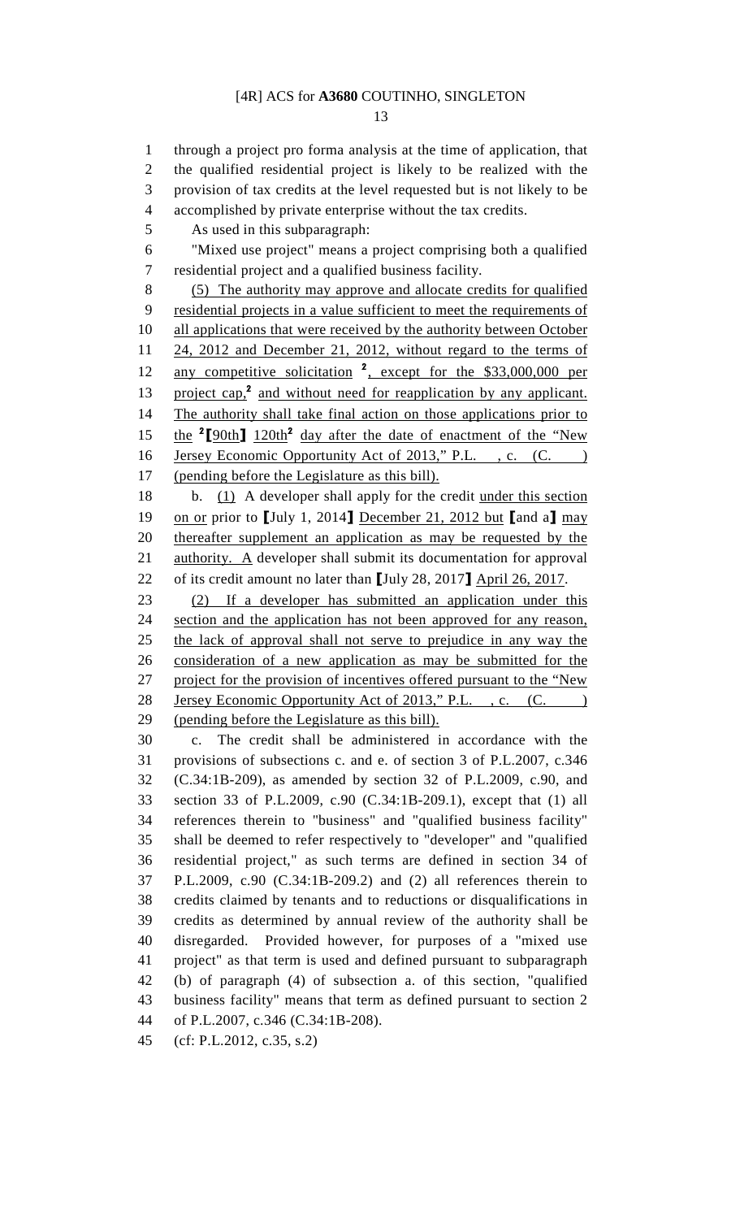through a project pro forma analysis at the time of application, that the qualified residential project is likely to be realized with the provision of tax credits at the level requested but is not likely to be accomplished by private enterprise without the tax credits.

As used in this subparagraph:

"Mixed use project" means a project comprising both a qualified residential project and a qualified business facility.

(5) The authority may approve and allocate credits for qualified residential projects in a value sufficient to meet the requirements of all applications that were received by the authority between October 24, 2012 and December 21, 2012, without regard to the terms of any competitive solicitation [2], except for the $33,000,000 per project cap,[2] and without need for reapplication by any applicant. The authority shall take final action on those applications prior to the [2]【90th】 120th[2] day after the date of enactment of the "New Jersey Economic Opportunity Act of 2013," P.L. , c. (C. ) (pending before the Legislature as this bill).

b. (1) A developer shall apply for the credit under this section on or prior to 【July 1, 2014】 December 21, 2012 but 【and a】 may thereafter supplement an application as may be requested by the authority. A developer shall submit its documentation for approval of its credit amount no later than 【July 28, 2017】 April 26, 2017.

(2) If a developer has submitted an application under this section and the application has not been approved for any reason, the lack of approval shall not serve to prejudice in any way the consideration of a new application as may be submitted for the project for the provision of incentives offered pursuant to the "New Jersey Economic Opportunity Act of 2013," P.L. , c. (C. ) (pending before the Legislature as this bill).

c. The credit shall be administered in accordance with the provisions of subsections c. and e. of section 3 of P.L.2007, c.346 (C.34:1B-209), as amended by section 32 of P.L.2009, c.90, and section 33 of P.L.2009, c.90 (C.34:1B-209.1), except that (1) all references therein to "business" and "qualified business facility" shall be deemed to refer respectively to "developer" and "qualified residential project," as such terms are defined in section 34 of P.L.2009, c.90 (C.34:1B-209.2) and (2) all references therein to credits claimed by tenants and to reductions or disqualifications in credits as determined by annual review of the authority shall be disregarded. Provided however, for purposes of a "mixed use project" as that term is used and defined pursuant to subparagraph (b) of paragraph (4) of subsection a. of this section, "qualified business facility" means that term as defined pursuant to section 2 of P.L.2007, c.346 (C.34:1B-208).

(cf: P.L.2012, c.35, s.2)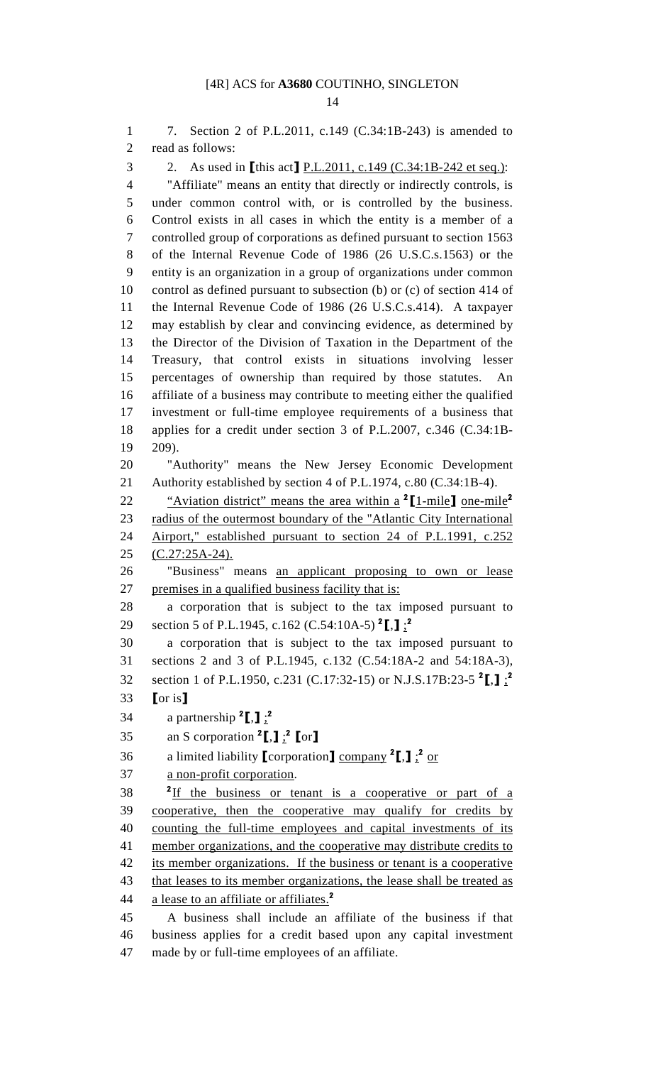7. Section 2 of P.L.2011, c.149 (C.34:1B-243) is amended to read as follows:

2. As used in [this act] P.L.2011, c.149 (C.34:1B-242 et seq.):

"Affiliate" means an entity that directly or indirectly controls, is under common control with, or is controlled by the business. Control exists in all cases in which the entity is a member of a controlled group of corporations as defined pursuant to section 1563 of the Internal Revenue Code of 1986 (26 U.S.C.s.1563) or the entity is an organization in a group of organizations under common control as defined pursuant to subsection (b) or (c) of section 414 of the Internal Revenue Code of 1986 (26 U.S.C.s.414). A taxpayer may establish by clear and convincing evidence, as determined by the Director of the Division of Taxation in the Department of the Treasury, that control exists in situations involving lesser percentages of ownership than required by those statutes. An affiliate of a business may contribute to meeting either the qualified investment or full-time employee requirements of a business that applies for a credit under section 3 of P.L.2007, c.346 (C.34:1B-209).

"Authority" means the New Jersey Economic Development Authority established by section 4 of P.L.1974, c.80 (C.34:1B-4).

"Aviation district" means the area within a [2][1-mile] one-mile[2] radius of the outermost boundary of the "Atlantic City International Airport," established pursuant to section 24 of P.L.1991, c.252 (C.27:25A-24).

"Business" means an applicant proposing to own or lease premises in a qualified business facility that is:

a corporation that is subject to the tax imposed pursuant to section 5 of P.L.1945, c.162 (C.54:10A-5) [2][,] ;[2]

a corporation that is subject to the tax imposed pursuant to sections 2 and 3 of P.L.1945, c.132 (C.54:18A-2 and 54:18A-3), section 1 of P.L.1950, c.231 (C.17:32-15) or N.J.S.17B:23-5 [2][,] ;[2]

[or is]

a partnership [2][,] ;[2]

an S corporation [2][,] ;[2] [or]

a limited liability [corporation] company [2][,] ;[2] or

a non-profit corporation.

[2]If the business or tenant is a cooperative or part of a cooperative, then the cooperative may qualify for credits by counting the full-time employees and capital investments of its member organizations, and the cooperative may distribute credits to its member organizations. If the business or tenant is a cooperative that leases to its member organizations, the lease shall be treated as a lease to an affiliate or affiliates.[2]

A business shall include an affiliate of the business if that business applies for a credit based upon any capital investment made by or full-time employees of an affiliate.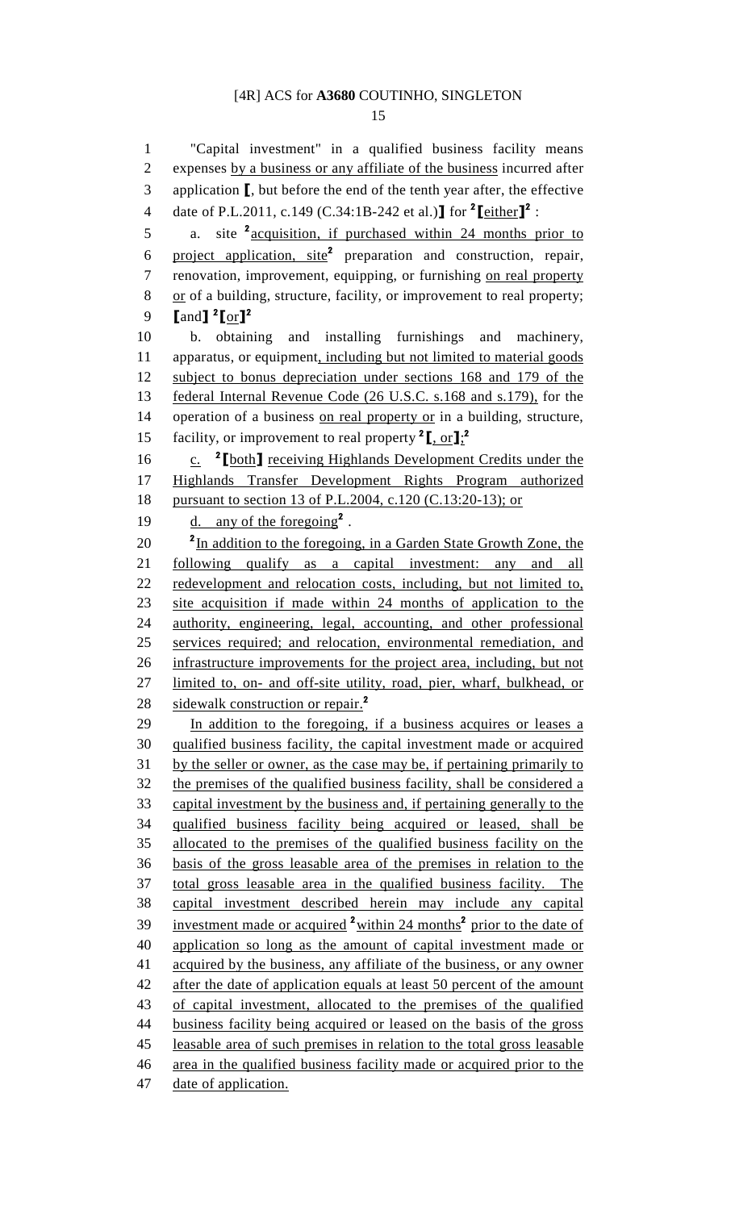"Capital investment" in a qualified business facility means expenses by a business or any affiliate of the business incurred after application ⟦, but before the end of the tenth year after, the effective date of P.L.2011, c.149 (C.34:1B-242 et al.)⟧ for [2]⟦either⟧[2] :

a. site [2]acquisition, if purchased within 24 months prior to project application, site[2] preparation and construction, repair, renovation, improvement, equipping, or furnishing on real property or of a building, structure, facility, or improvement to real property; ⟦and⟧ [2]⟦or⟧[2]

b. obtaining and installing furnishings and machinery, apparatus, or equipment, including but not limited to material goods subject to bonus depreciation under sections 168 and 179 of the federal Internal Revenue Code (26 U.S.C. s.168 and s.179), for the operation of a business on real property or in a building, structure, facility, or improvement to real property [2]⟦, or⟧;[2]

c. [2]⟦both⟧ receiving Highlands Development Credits under the Highlands Transfer Development Rights Program authorized pursuant to section 13 of P.L.2004, c.120 (C.13:20-13); or

d. any of the foregoing[2] .

[2]In addition to the foregoing, in a Garden State Growth Zone, the following qualify as a capital investment: any and all redevelopment and relocation costs, including, but not limited to, site acquisition if made within 24 months of application to the authority, engineering, legal, accounting, and other professional services required; and relocation, environmental remediation, and infrastructure improvements for the project area, including, but not limited to, on- and off-site utility, road, pier, wharf, bulkhead, or sidewalk construction or repair.[2]

In addition to the foregoing, if a business acquires or leases a qualified business facility, the capital investment made or acquired by the seller or owner, as the case may be, if pertaining primarily to the premises of the qualified business facility, shall be considered a capital investment by the business and, if pertaining generally to the qualified business facility being acquired or leased, shall be allocated to the premises of the qualified business facility on the basis of the gross leasable area of the premises in relation to the total gross leasable area in the qualified business facility. The capital investment described herein may include any capital investment made or acquired [2]within 24 months[2] prior to the date of application so long as the amount of capital investment made or acquired by the business, any affiliate of the business, or any owner after the date of application equals at least 50 percent of the amount of capital investment, allocated to the premises of the qualified business facility being acquired or leased on the basis of the gross leasable area of such premises in relation to the total gross leasable area in the qualified business facility made or acquired prior to the date of application.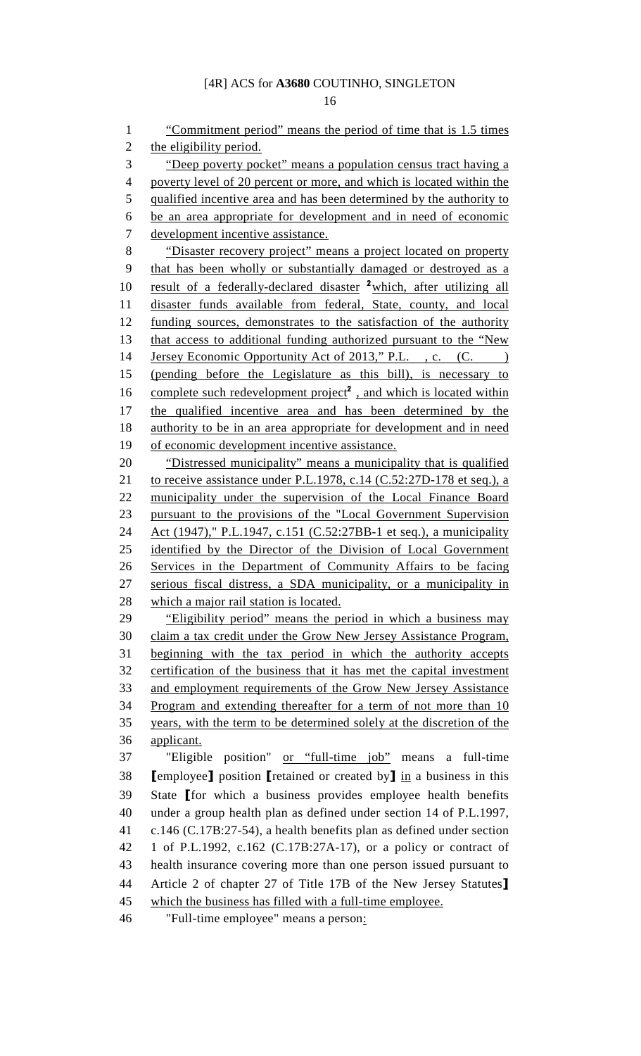"Commitment period" means the period of time that is 1.5 times the eligibility period.

"Deep poverty pocket" means a population census tract having a poverty level of 20 percent or more, and which is located within the qualified incentive area and has been determined by the authority to be an area appropriate for development and in need of economic development incentive assistance.

"Disaster recovery project" means a project located on property that has been wholly or substantially damaged or destroyed as a result of a federally-declared disaster [2]which, after utilizing all disaster funds available from federal, State, county, and local funding sources, demonstrates to the satisfaction of the authority that access to additional funding authorized pursuant to the "New Jersey Economic Opportunity Act of 2013," P.L. , c. (C. ) (pending before the Legislature as this bill), is necessary to complete such redevelopment project[2] , and which is located within the qualified incentive area and has been determined by the authority to be in an area appropriate for development and in need of economic development incentive assistance.

"Distressed municipality" means a municipality that is qualified to receive assistance under P.L.1978, c.14 (C.52:27D-178 et seq.), a municipality under the supervision of the Local Finance Board pursuant to the provisions of the "Local Government Supervision Act (1947)," P.L.1947, c.151 (C.52:27BB-1 et seq.), a municipality identified by the Director of the Division of Local Government Services in the Department of Community Affairs to be facing serious fiscal distress, a SDA municipality, or a municipality in which a major rail station is located.

"Eligibility period" means the period in which a business may claim a tax credit under the Grow New Jersey Assistance Program, beginning with the tax period in which the authority accepts certification of the business that it has met the capital investment and employment requirements of the Grow New Jersey Assistance Program and extending thereafter for a term of not more than 10 years, with the term to be determined solely at the discretion of the applicant.

"Eligible position" or "full-time job" means a full-time ⟦employee⟧ position ⟦retained or created by⟧ in a business in this State ⟦for which a business provides employee health benefits under a group health plan as defined under section 14 of P.L.1997, c.146 (C.17B:27-54), a health benefits plan as defined under section 1 of P.L.1992, c.162 (C.17B:27A-17), or a policy or contract of health insurance covering more than one person issued pursuant to Article 2 of chapter 27 of Title 17B of the New Jersey Statutes⟧ which the business has filled with a full-time employee.

"Full-time employee" means a person: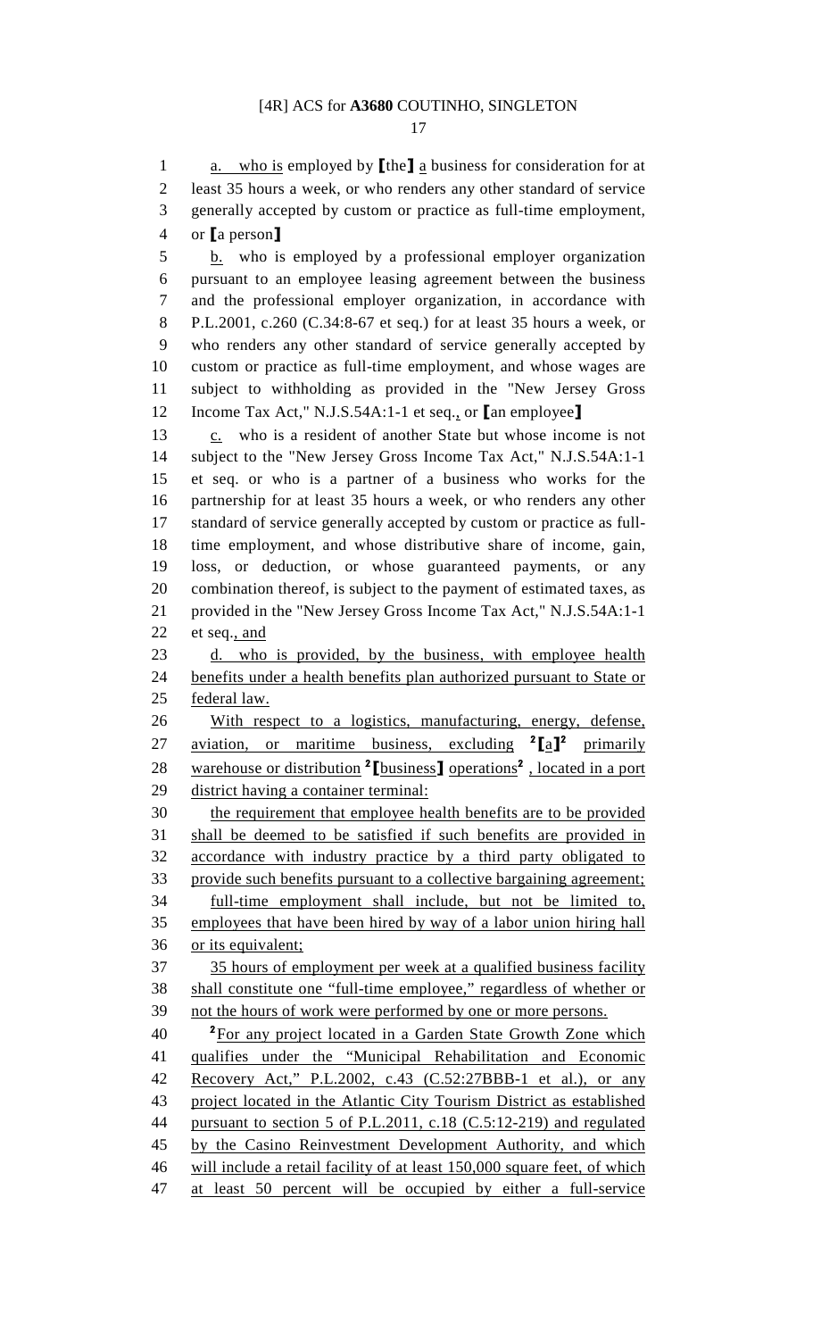a. who is employed by ⟦the⟧ a business for consideration for at least 35 hours a week, or who renders any other standard of service generally accepted by custom or practice as full-time employment, or ⟦a person⟧

b. who is employed by a professional employer organization pursuant to an employee leasing agreement between the business and the professional employer organization, in accordance with P.L.2001, c.260 (C.34:8-67 et seq.) for at least 35 hours a week, or who renders any other standard of service generally accepted by custom or practice as full-time employment, and whose wages are subject to withholding as provided in the "New Jersey Gross Income Tax Act," N.J.S.54A:1-1 et seq., or ⟦an employee⟧

c. who is a resident of another State but whose income is not subject to the "New Jersey Gross Income Tax Act," N.J.S.54A:1-1 et seq. or who is a partner of a business who works for the partnership for at least 35 hours a week, or who renders any other standard of service generally accepted by custom or practice as full-time employment, and whose distributive share of income, gain, loss, or deduction, or whose guaranteed payments, or any combination thereof, is subject to the payment of estimated taxes, as provided in the "New Jersey Gross Income Tax Act," N.J.S.54A:1-1 et seq., and

d. who is provided, by the business, with employee health benefits under a health benefits plan authorized pursuant to State or federal law.

With respect to a logistics, manufacturing, energy, defense, aviation, or maritime business, excluding [2]⟦a⟧[2] primarily warehouse or distribution [2]⟦business⟧ operations[2], located in a port district having a container terminal:

the requirement that employee health benefits are to be provided shall be deemed to be satisfied if such benefits are provided in accordance with industry practice by a third party obligated to provide such benefits pursuant to a collective bargaining agreement;

full-time employment shall include, but not be limited to, employees that have been hired by way of a labor union hiring hall or its equivalent;

35 hours of employment per week at a qualified business facility shall constitute one "full-time employee," regardless of whether or not the hours of work were performed by one or more persons.

[2]For any project located in a Garden State Growth Zone which qualifies under the "Municipal Rehabilitation and Economic Recovery Act," P.L.2002, c.43 (C.52:27BBB-1 et al.), or any project located in the Atlantic City Tourism District as established pursuant to section 5 of P.L.2011, c.18 (C.5:12-219) and regulated by the Casino Reinvestment Development Authority, and which will include a retail facility of at least 150,000 square feet, of which at least 50 percent will be occupied by either a full-service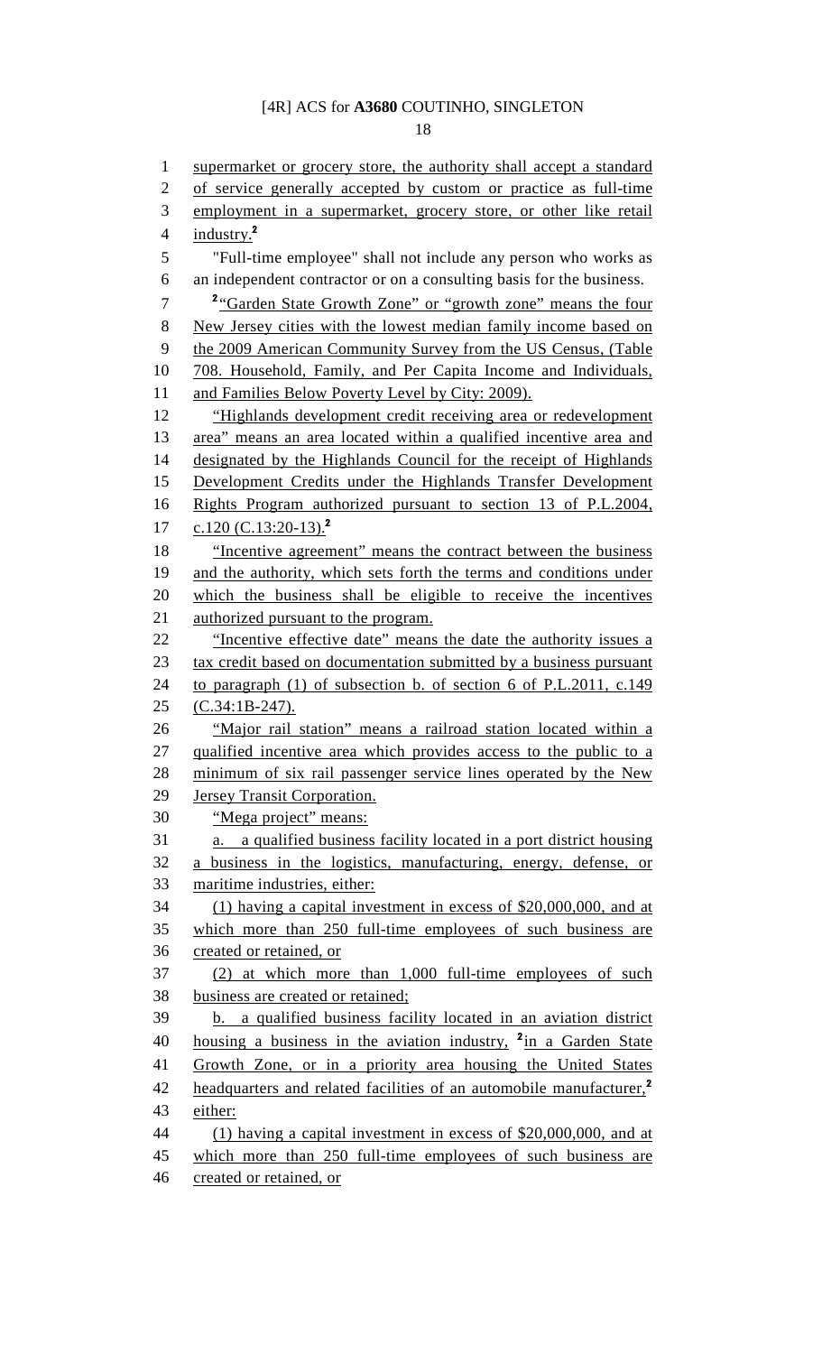supermarket or grocery store, the authority shall accept a standard of service generally accepted by custom or practice as full-time employment in a supermarket, grocery store, or other like retail industry.[2]

"Full-time employee" shall not include any person who works as an independent contractor or on a consulting basis for the business.

[2]"Garden State Growth Zone" or "growth zone" means the four New Jersey cities with the lowest median family income based on the 2009 American Community Survey from the US Census, (Table 708. Household, Family, and Per Capita Income and Individuals, and Families Below Poverty Level by City: 2009).

"Highlands development credit receiving area or redevelopment area" means an area located within a qualified incentive area and designated by the Highlands Council for the receipt of Highlands Development Credits under the Highlands Transfer Development Rights Program authorized pursuant to section 13 of P.L.2004, c.120 (C.13:20-13).[2]

"Incentive agreement" means the contract between the business and the authority, which sets forth the terms and conditions under which the business shall be eligible to receive the incentives authorized pursuant to the program.

"Incentive effective date" means the date the authority issues a tax credit based on documentation submitted by a business pursuant to paragraph (1) of subsection b. of section 6 of P.L.2011, c.149 (C.34:1B-247).

"Major rail station" means a railroad station located within a qualified incentive area which provides access to the public to a minimum of six rail passenger service lines operated by the New Jersey Transit Corporation.

"Mega project" means:

a. a qualified business facility located in a port district housing a business in the logistics, manufacturing, energy, defense, or maritime industries, either:

(1) having a capital investment in excess of $20,000,000, and at which more than 250 full-time employees of such business are created or retained, or

(2) at which more than 1,000 full-time employees of such business are created or retained;

b. a qualified business facility located in an aviation district housing a business in the aviation industry, [2]in a Garden State Growth Zone, or in a priority area housing the United States headquarters and related facilities of an automobile manufacturer,[2] either:

(1) having a capital investment in excess of $20,000,000, and at which more than 250 full-time employees of such business are created or retained, or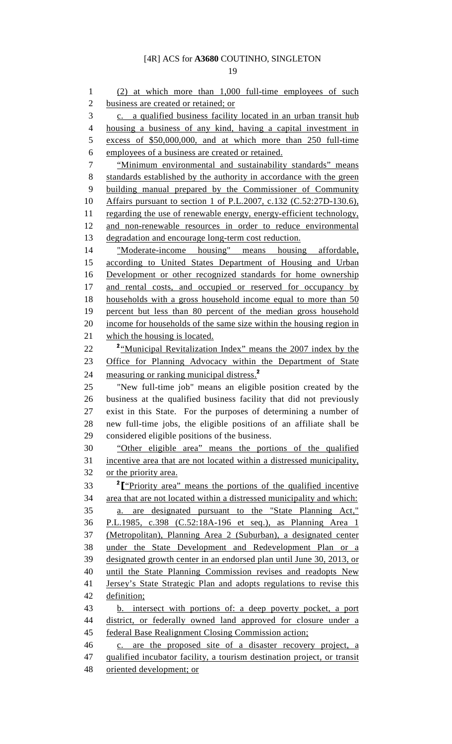(2) at which more than 1,000 full-time employees of such business are created or retained; or

c. a qualified business facility located in an urban transit hub housing a business of any kind, having a capital investment in excess of $50,000,000, and at which more than 250 full-time employees of a business are created or retained.

"Minimum environmental and sustainability standards" means standards established by the authority in accordance with the green building manual prepared by the Commissioner of Community Affairs pursuant to section 1 of P.L.2007, c.132 (C.52:27D-130.6), regarding the use of renewable energy, energy-efficient technology, and non-renewable resources in order to reduce environmental degradation and encourage long-term cost reduction.

"Moderate-income housing" means housing affordable, according to United States Department of Housing and Urban Development or other recognized standards for home ownership and rental costs, and occupied or reserved for occupancy by households with a gross household income equal to more than 50 percent but less than 80 percent of the median gross household income for households of the same size within the housing region in which the housing is located.

[2]"Municipal Revitalization Index" means the 2007 index by the Office for Planning Advocacy within the Department of State measuring or ranking municipal distress.[2]

"New full-time job" means an eligible position created by the business at the qualified business facility that did not previously exist in this State. For the purposes of determining a number of new full-time jobs, the eligible positions of an affiliate shall be considered eligible positions of the business.

"Other eligible area" means the portions of the qualified incentive area that are not located within a distressed municipality, or the priority area.

[2][["Priority area" means the portions of the qualified incentive area that are not located within a distressed municipality and which:

a. are designated pursuant to the "State Planning Act," P.L.1985, c.398 (C.52:18A-196 et seq.), as Planning Area 1 (Metropolitan), Planning Area 2 (Suburban), a designated center under the State Development and Redevelopment Plan or a designated growth center in an endorsed plan until June 30, 2013, or until the State Planning Commission revises and readopts New Jersey's State Strategic Plan and adopts regulations to revise this definition;

b. intersect with portions of: a deep poverty pocket, a port district, or federally owned land approved for closure under a federal Base Realignment Closing Commission action;

c. are the proposed site of a disaster recovery project, a qualified incubator facility, a tourism destination project, or transit oriented development; or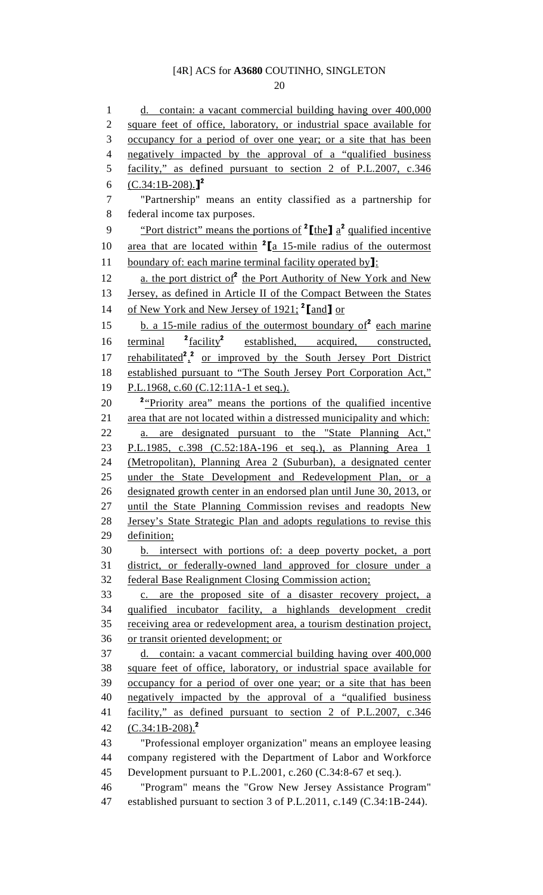d. contain: a vacant commercial building having over 400,000 square feet of office, laboratory, or industrial space available for occupancy for a period of over one year; or a site that has been negatively impacted by the approval of a "qualified business facility," as defined pursuant to section 2 of P.L.2007, c.346 (C.34:1B-208).]²

"Partnership" means an entity classified as a partnership for federal income tax purposes.

"Port district" means the portions of ²[the] a² qualified incentive area that are located within ²[a 15-mile radius of the outermost boundary of: each marine terminal facility operated by]:

a. the port district of² the Port Authority of New York and New Jersey, as defined in Article II of the Compact Between the States of New York and New Jersey of 1921; ²[and] or

b. a 15-mile radius of the outermost boundary of² each marine terminal ²facility² established, acquired, constructed, rehabilitated²,² or improved by the South Jersey Port District established pursuant to "The South Jersey Port Corporation Act," P.L.1968, c.60 (C.12:11A-1 et seq.).

²"Priority area" means the portions of the qualified incentive area that are not located within a distressed municipality and which:

a. are designated pursuant to the "State Planning Act," P.L.1985, c.398 (C.52:18A-196 et seq.), as Planning Area 1 (Metropolitan), Planning Area 2 (Suburban), a designated center under the State Development and Redevelopment Plan, or a designated growth center in an endorsed plan until June 30, 2013, or until the State Planning Commission revises and readopts New Jersey's State Strategic Plan and adopts regulations to revise this definition;

b. intersect with portions of: a deep poverty pocket, a port district, or federally-owned land approved for closure under a federal Base Realignment Closing Commission action;

c. are the proposed site of a disaster recovery project, a qualified incubator facility, a highlands development credit receiving area or redevelopment area, a tourism destination project, or transit oriented development; or

d. contain: a vacant commercial building having over 400,000 square feet of office, laboratory, or industrial space available for occupancy for a period of over one year; or a site that has been negatively impacted by the approval of a "qualified business facility," as defined pursuant to section 2 of P.L.2007, c.346 (C.34:1B-208).²

"Professional employer organization" means an employee leasing company registered with the Department of Labor and Workforce Development pursuant to P.L.2001, c.260 (C.34:8-67 et seq.).

"Program" means the "Grow New Jersey Assistance Program" established pursuant to section 3 of P.L.2011, c.149 (C.34:1B-244).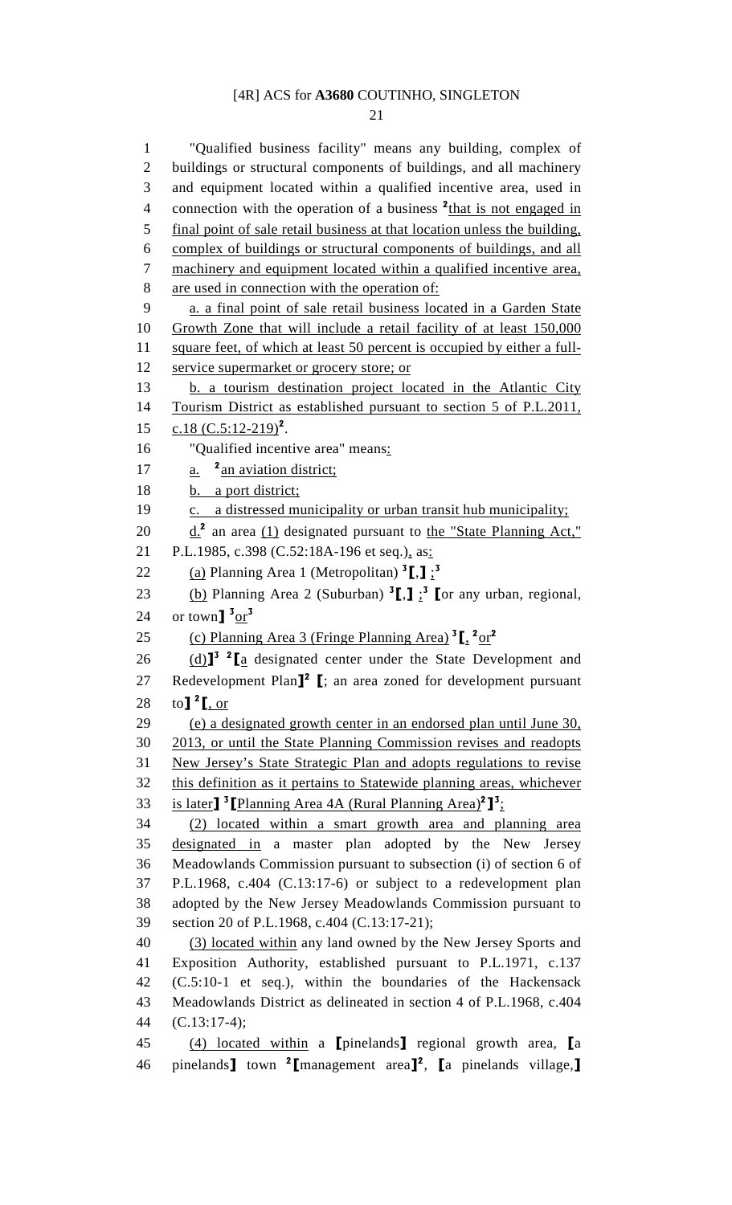"Qualified business facility" means any building, complex of buildings or structural components of buildings, and all machinery and equipment located within a qualified incentive area, used in connection with the operation of a business [2]that is not engaged in final point of sale retail business at that location unless the building, complex of buildings or structural components of buildings, and all machinery and equipment located within a qualified incentive area, are used in connection with the operation of:

a. a final point of sale retail business located in a Garden State Growth Zone that will include a retail facility of at least 150,000 square feet, of which at least 50 percent is occupied by either a full-service supermarket or grocery store; or

b. a tourism destination project located in the Atlantic City Tourism District as established pursuant to section 5 of P.L.2011, c.18 (C.5:12-219)[2].

"Qualified incentive area" means:

a. [2]an aviation district;

b. a port district;

c. a distressed municipality or urban transit hub municipality;

d.[2] an area (1) designated pursuant to the "State Planning Act," P.L.1985, c.398 (C.52:18A-196 et seq.), as:

(a) Planning Area 1 (Metropolitan) [3]【,】;[3]

(b) Planning Area 2 (Suburban) [3]【,】;[3] 【or any urban, regional, or town】 [3]or[3]

(c) Planning Area 3 (Fringe Planning Area) [3]【, [2]or[2]

(d)】[3] [2]【a designated center under the State Development and Redevelopment Plan】[2] 【; an area zoned for development pursuant to】 [2]【, or

(e) a designated growth center in an endorsed plan until June 30, 2013, or until the State Planning Commission revises and readopts New Jersey's State Strategic Plan and adopts regulations to revise this definition as it pertains to Statewide planning areas, whichever is later】 [3]【Planning Area 4A (Rural Planning Area)[2]】[3];

(2) located within a smart growth area and planning area designated in a master plan adopted by the New Jersey Meadowlands Commission pursuant to subsection (i) of section 6 of P.L.1968, c.404 (C.13:17-6) or subject to a redevelopment plan adopted by the New Jersey Meadowlands Commission pursuant to section 20 of P.L.1968, c.404 (C.13:17-21);

(3) located within any land owned by the New Jersey Sports and Exposition Authority, established pursuant to P.L.1971, c.137 (C.5:10-1 et seq.), within the boundaries of the Hackensack Meadowlands District as delineated in section 4 of P.L.1968, c.404 (C.13:17-4);

(4) located within a 【pinelands】 regional growth area, 【a pinelands】 town [2]【management area】[2], 【a pinelands village,】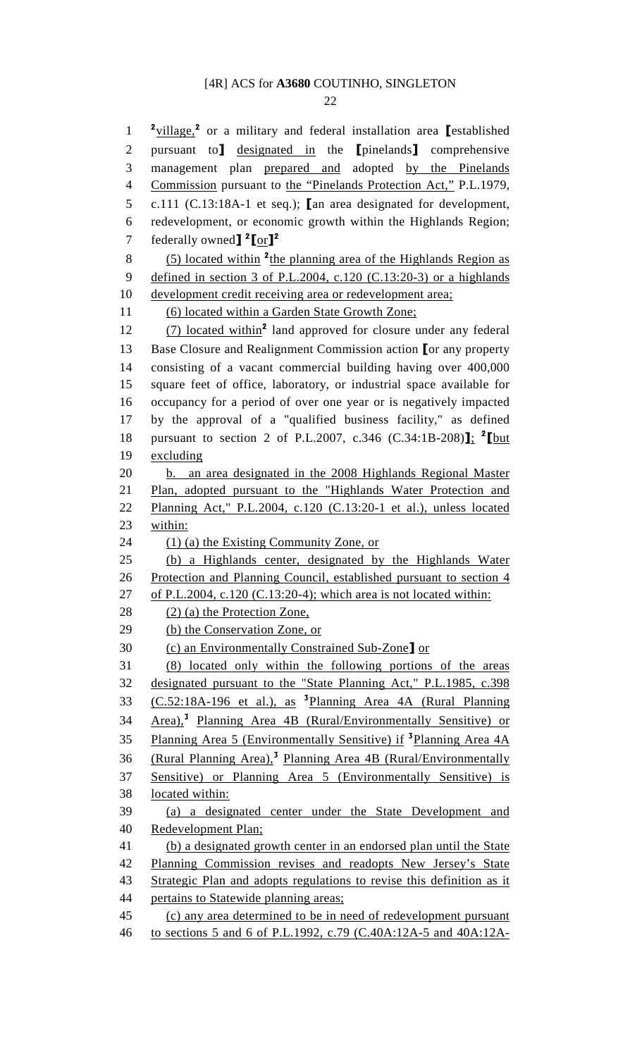²village,² or a military and federal installation area ⟦established pursuant to⟧ designated in the ⟦pinelands⟧ comprehensive management plan prepared and adopted by the Pinelands Commission pursuant to the "Pinelands Protection Act," P.L.1979, c.111 (C.13:18A-1 et seq.); ⟦an area designated for development, redevelopment, or economic growth within the Highlands Region; federally owned⟧ ²⟦or⟧²

(5) located within ²the planning area of the Highlands Region as defined in section 3 of P.L.2004, c.120 (C.13:20-3) or a highlands development credit receiving area or redevelopment area;

(6) located within a Garden State Growth Zone;

(7) located within² land approved for closure under any federal Base Closure and Realignment Commission action ⟦or any property consisting of a vacant commercial building having over 400,000 square feet of office, laboratory, or industrial space available for occupancy for a period of over one year or is negatively impacted by the approval of a "qualified business facility," as defined pursuant to section 2 of P.L.2007, c.346 (C.34:1B-208)⟧; ²⟦but excluding

b. an area designated in the 2008 Highlands Regional Master Plan, adopted pursuant to the "Highlands Water Protection and Planning Act," P.L.2004, c.120 (C.13:20-1 et al.), unless located within:

(1) (a) the Existing Community Zone, or

(b) a Highlands center, designated by the Highlands Water Protection and Planning Council, established pursuant to section 4 of P.L.2004, c.120 (C.13:20-4); which area is not located within:

(2) (a) the Protection Zone,

(b) the Conservation Zone, or

(c) an Environmentally Constrained Sub-Zone⟧ or

(8) located only within the following portions of the areas designated pursuant to the "State Planning Act," P.L.1985, c.398 (C.52:18A-196 et al.), as ³Planning Area 4A (Rural Planning Area),³ Planning Area 4B (Rural/Environmentally Sensitive) or Planning Area 5 (Environmentally Sensitive) if ³Planning Area 4A (Rural Planning Area),³ Planning Area 4B (Rural/Environmentally Sensitive) or Planning Area 5 (Environmentally Sensitive) is located within:

(a) a designated center under the State Development and Redevelopment Plan;

(b) a designated growth center in an endorsed plan until the State Planning Commission revises and readopts New Jersey's State Strategic Plan and adopts regulations to revise this definition as it pertains to Statewide planning areas;

(c) any area determined to be in need of redevelopment pursuant to sections 5 and 6 of P.L.1992, c.79 (C.40A:12A-5 and 40A:12A-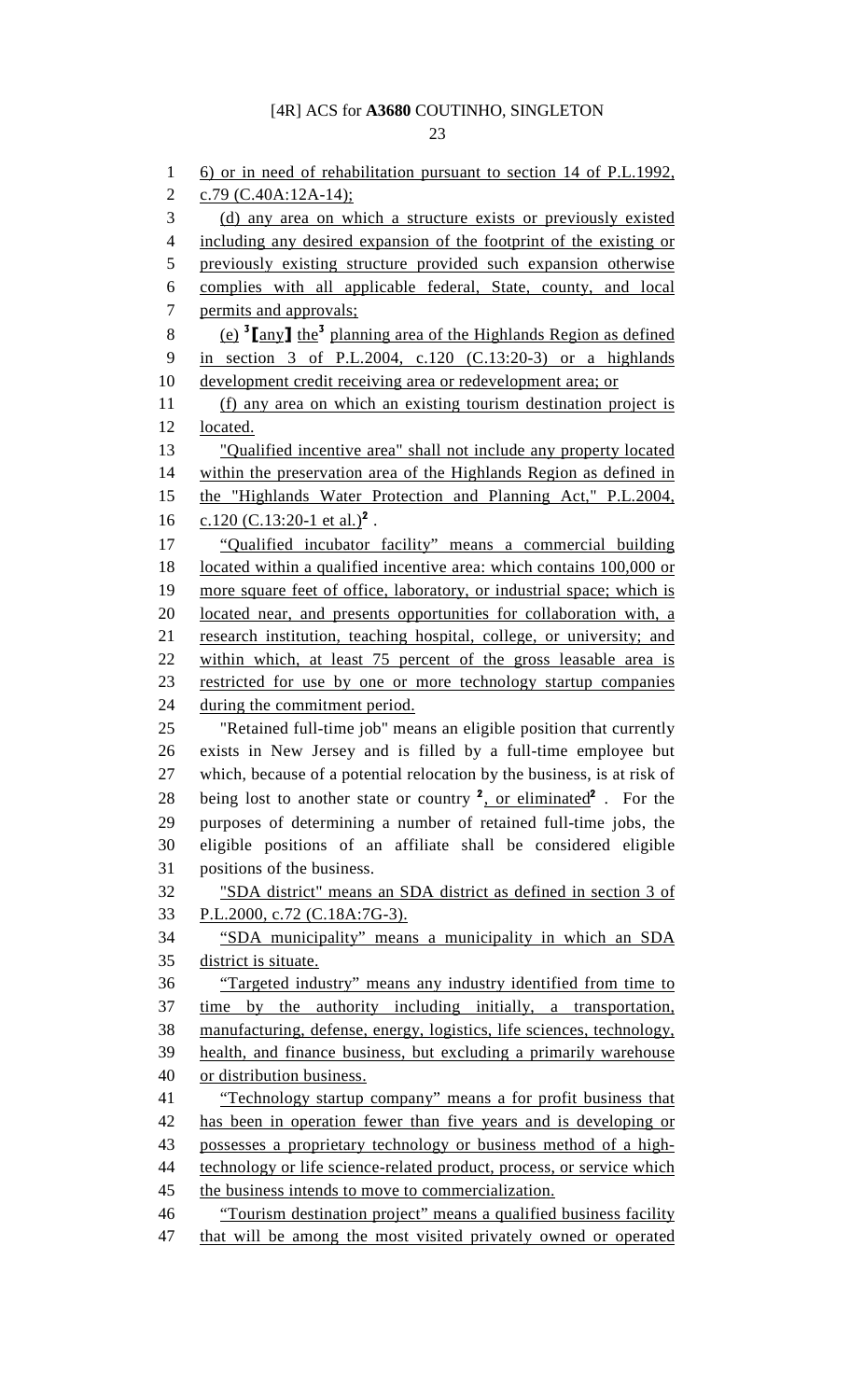6) or in need of rehabilitation pursuant to section 14 of P.L.1992, c.79 (C.40A:12A-14);

(d) any area on which a structure exists or previously existed including any desired expansion of the footprint of the existing or previously existing structure provided such expansion otherwise complies with all applicable federal, State, county, and local permits and approvals;

(e) [3]⟦any⟧ the[3] planning area of the Highlands Region as defined in section 3 of P.L.2004, c.120 (C.13:20-3) or a highlands development credit receiving area or redevelopment area; or

(f) any area on which an existing tourism destination project is located.

"Qualified incentive area" shall not include any property located within the preservation area of the Highlands Region as defined in the "Highlands Water Protection and Planning Act," P.L.2004, c.120 (C.13:20-1 et al.)[2] .

"Qualified incubator facility" means a commercial building located within a qualified incentive area: which contains 100,000 or more square feet of office, laboratory, or industrial space; which is located near, and presents opportunities for collaboration with, a research institution, teaching hospital, college, or university; and within which, at least 75 percent of the gross leasable area is restricted for use by one or more technology startup companies during the commitment period.

"Retained full-time job" means an eligible position that currently exists in New Jersey and is filled by a full-time employee but which, because of a potential relocation by the business, is at risk of being lost to another state or country [2], or eliminated[2] . For the purposes of determining a number of retained full-time jobs, the eligible positions of an affiliate shall be considered eligible positions of the business.

"SDA district" means an SDA district as defined in section 3 of P.L.2000, c.72 (C.18A:7G-3).

"SDA municipality" means a municipality in which an SDA district is situate.

"Targeted industry" means any industry identified from time to time by the authority including initially, a transportation, manufacturing, defense, energy, logistics, life sciences, technology, health, and finance business, but excluding a primarily warehouse or distribution business.

"Technology startup company" means a for profit business that has been in operation fewer than five years and is developing or possesses a proprietary technology or business method of a high-technology or life science-related product, process, or service which the business intends to move to commercialization.

"Tourism destination project" means a qualified business facility that will be among the most visited privately owned or operated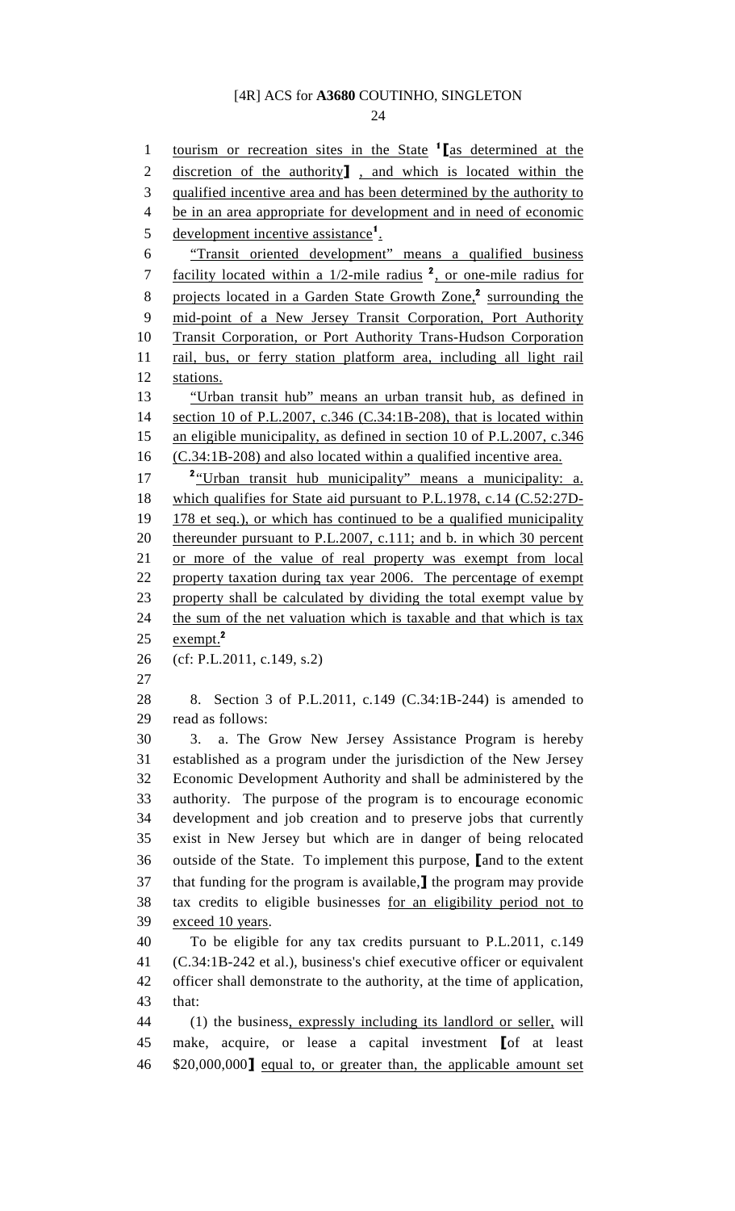tourism or recreation sites in the State [1]⟦as determined at the discretion of the authority⟧ , and which is located within the qualified incentive area and has been determined by the authority to be in an area appropriate for development and in need of economic development incentive assistance[1].

"Transit oriented development" means a qualified business facility located within a 1/2-mile radius [2], or one-mile radius for projects located in a Garden State Growth Zone,[2] surrounding the mid-point of a New Jersey Transit Corporation, Port Authority Transit Corporation, or Port Authority Trans-Hudson Corporation rail, bus, or ferry station platform area, including all light rail stations.

"Urban transit hub" means an urban transit hub, as defined in section 10 of P.L.2007, c.346 (C.34:1B-208), that is located within an eligible municipality, as defined in section 10 of P.L.2007, c.346 (C.34:1B-208) and also located within a qualified incentive area.

[2]"Urban transit hub municipality" means a municipality: a. which qualifies for State aid pursuant to P.L.1978, c.14 (C.52:27D-178 et seq.), or which has continued to be a qualified municipality thereunder pursuant to P.L.2007, c.111; and b. in which 30 percent or more of the value of real property was exempt from local property taxation during tax year 2006. The percentage of exempt property shall be calculated by dividing the total exempt value by the sum of the net valuation which is taxable and that which is tax exempt.[2]

(cf: P.L.2011, c.149, s.2)

8. Section 3 of P.L.2011, c.149 (C.34:1B-244) is amended to read as follows:

3. a. The Grow New Jersey Assistance Program is hereby established as a program under the jurisdiction of the New Jersey Economic Development Authority and shall be administered by the authority. The purpose of the program is to encourage economic development and job creation and to preserve jobs that currently exist in New Jersey but which are in danger of being relocated outside of the State. To implement this purpose, ⟦and to the extent that funding for the program is available,⟧ the program may provide tax credits to eligible businesses for an eligibility period not to exceed 10 years.

To be eligible for any tax credits pursuant to P.L.2011, c.149 (C.34:1B-242 et al.), business's chief executive officer or equivalent officer shall demonstrate to the authority, at the time of application, that:

(1) the business, expressly including its landlord or seller, will make, acquire, or lease a capital investment ⟦of at least $20,000,000⟧ equal to, or greater than, the applicable amount set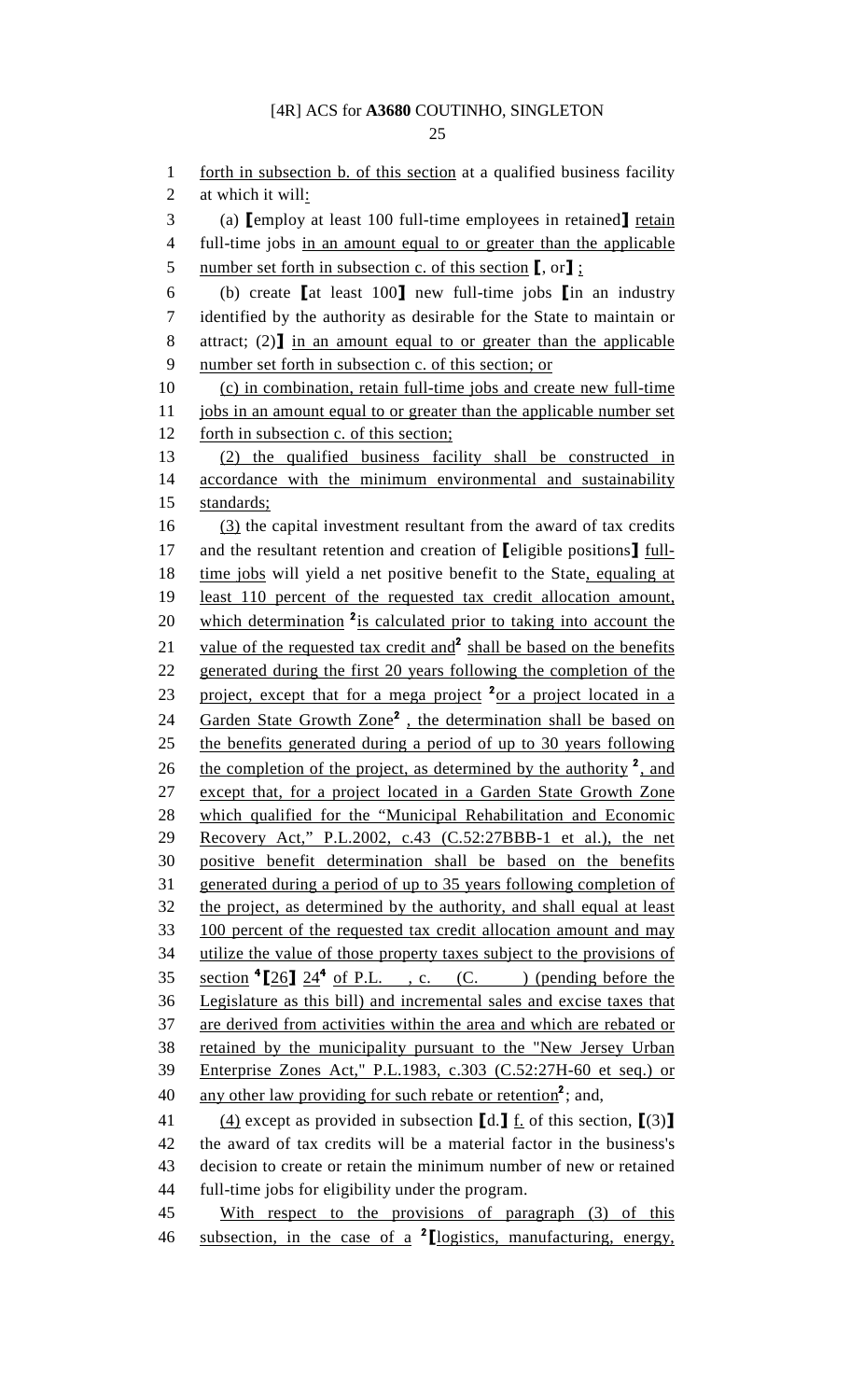forth in subsection b. of this section at a qualified business facility at which it will:

(a) ⟦employ at least 100 full-time employees in retained⟧ retain full-time jobs in an amount equal to or greater than the applicable number set forth in subsection c. of this section ⟦, or⟧ ;

(b) create ⟦at least 100⟧ new full-time jobs ⟦in an industry identified by the authority as desirable for the State to maintain or attract; (2)⟧ in an amount equal to or greater than the applicable number set forth in subsection c. of this section; or

(c) in combination, retain full-time jobs and create new full-time jobs in an amount equal to or greater than the applicable number set forth in subsection c. of this section;

(2) the qualified business facility shall be constructed in accordance with the minimum environmental and sustainability standards;

(3) the capital investment resultant from the award of tax credits and the resultant retention and creation of ⟦eligible positions⟧ full-time jobs will yield a net positive benefit to the State, equaling at least 110 percent of the requested tax credit allocation amount, which determination [2]is calculated prior to taking into account the value of the requested tax credit and[2] shall be based on the benefits generated during the first 20 years following the completion of the project, except that for a mega project [2]or a project located in a Garden State Growth Zone[2] , the determination shall be based on the benefits generated during a period of up to 30 years following the completion of the project, as determined by the authority [2], and except that, for a project located in a Garden State Growth Zone which qualified for the "Municipal Rehabilitation and Economic Recovery Act," P.L.2002, c.43 (C.52:27BBB-1 et al.), the net positive benefit determination shall be based on the benefits generated during a period of up to 35 years following completion of the project, as determined by the authority, and shall equal at least 100 percent of the requested tax credit allocation amount and may utilize the value of those property taxes subject to the provisions of section [4]⟦26⟧ 24[4] of P.L. , c. (C. ) (pending before the Legislature as this bill) and incremental sales and excise taxes that are derived from activities within the area and which are rebated or retained by the municipality pursuant to the "New Jersey Urban Enterprise Zones Act," P.L.1983, c.303 (C.52:27H-60 et seq.) or any other law providing for such rebate or retention[2]; and,

(4) except as provided in subsection ⟦d.⟧ f. of this section, ⟦(3)⟧ the award of tax credits will be a material factor in the business's decision to create or retain the minimum number of new or retained full-time jobs for eligibility under the program.

With respect to the provisions of paragraph (3) of this subsection, in the case of a [2]⟦logistics, manufacturing, energy,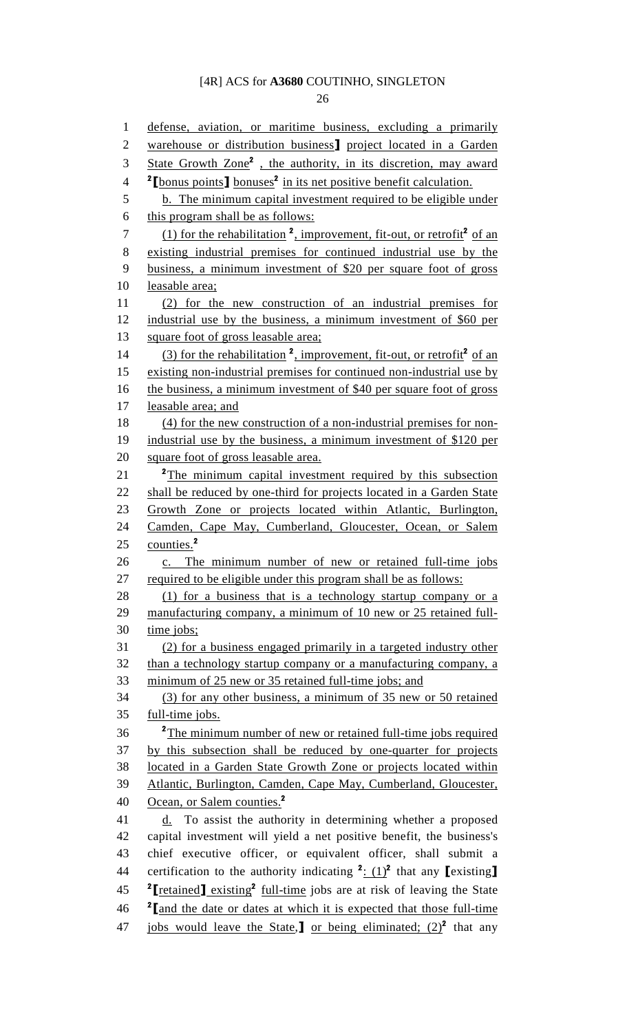defense, aviation, or maritime business, excluding a primarily warehouse or distribution business] project located in a Garden State Growth Zone[2] , the authority, in its discretion, may award [2][bonus points] bonuses[2] in its net positive benefit calculation.

b. The minimum capital investment required to be eligible under this program shall be as follows:

(1) for the rehabilitation [2], improvement, fit-out, or retrofit[2] of an existing industrial premises for continued industrial use by the business, a minimum investment of $20 per square foot of gross leasable area;

(2) for the new construction of an industrial premises for industrial use by the business, a minimum investment of $60 per square foot of gross leasable area;

(3) for the rehabilitation [2], improvement, fit-out, or retrofit[2] of an existing non-industrial premises for continued non-industrial use by the business, a minimum investment of $40 per square foot of gross leasable area; and

(4) for the new construction of a non-industrial premises for non-industrial use by the business, a minimum investment of $120 per square foot of gross leasable area.

[2]The minimum capital investment required by this subsection shall be reduced by one-third for projects located in a Garden State Growth Zone or projects located within Atlantic, Burlington, Camden, Cape May, Cumberland, Gloucester, Ocean, or Salem counties.[2]

c. The minimum number of new or retained full-time jobs required to be eligible under this program shall be as follows:

(1) for a business that is a technology startup company or a manufacturing company, a minimum of 10 new or 25 retained full-time jobs;

(2) for a business engaged primarily in a targeted industry other than a technology startup company or a manufacturing company, a minimum of 25 new or 35 retained full-time jobs; and

(3) for any other business, a minimum of 35 new or 50 retained full-time jobs.

[2]The minimum number of new or retained full-time jobs required by this subsection shall be reduced by one-quarter for projects located in a Garden State Growth Zone or projects located within Atlantic, Burlington, Camden, Cape May, Cumberland, Gloucester, Ocean, or Salem counties.[2]

d. To assist the authority in determining whether a proposed capital investment will yield a net positive benefit, the business's chief executive officer, or equivalent officer, shall submit a certification to the authority indicating [2]: (1)[2] that any [existing] [2][retained] existing[2] full-time jobs are at risk of leaving the State [2][and the date or dates at which it is expected that those full-time jobs would leave the State,] or being eliminated; (2)[2] that any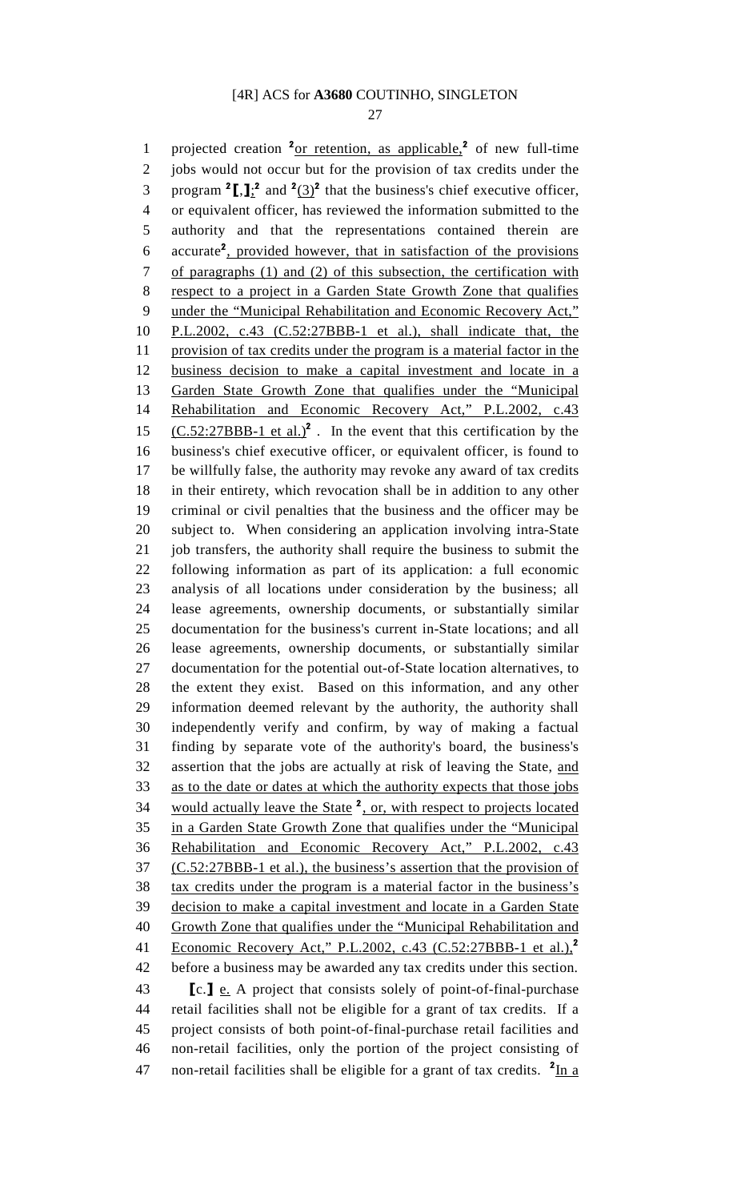projected creation [2]or retention, as applicable,[2] of new full-time jobs would not occur but for the provision of tax credits under the program [2]【,】;[2] and [2](3)[2] that the business's chief executive officer, or equivalent officer, has reviewed the information submitted to the authority and that the representations contained therein are accurate[2], provided however, that in satisfaction of the provisions of paragraphs (1) and (2) of this subsection, the certification with respect to a project in a Garden State Growth Zone that qualifies under the "Municipal Rehabilitation and Economic Recovery Act," P.L.2002, c.43 (C.52:27BBB-1 et al.), shall indicate that, the provision of tax credits under the program is a material factor in the business decision to make a capital investment and locate in a Garden State Growth Zone that qualifies under the "Municipal Rehabilitation and Economic Recovery Act," P.L.2002, c.43 (C.52:27BBB-1 et al.)[2] . In the event that this certification by the business's chief executive officer, or equivalent officer, is found to be willfully false, the authority may revoke any award of tax credits in their entirety, which revocation shall be in addition to any other criminal or civil penalties that the business and the officer may be subject to. When considering an application involving intra-State job transfers, the authority shall require the business to submit the following information as part of its application: a full economic analysis of all locations under consideration by the business; all lease agreements, ownership documents, or substantially similar documentation for the business's current in-State locations; and all lease agreements, ownership documents, or substantially similar documentation for the potential out-of-State location alternatives, to the extent they exist. Based on this information, and any other information deemed relevant by the authority, the authority shall independently verify and confirm, by way of making a factual finding by separate vote of the authority's board, the business's assertion that the jobs are actually at risk of leaving the State, and as to the date or dates at which the authority expects that those jobs would actually leave the State [2], or, with respect to projects located in a Garden State Growth Zone that qualifies under the "Municipal Rehabilitation and Economic Recovery Act," P.L.2002, c.43 (C.52:27BBB-1 et al.), the business's assertion that the provision of tax credits under the program is a material factor in the business's decision to make a capital investment and locate in a Garden State Growth Zone that qualifies under the "Municipal Rehabilitation and Economic Recovery Act," P.L.2002, c.43 (C.52:27BBB-1 et al.),[2] before a business may be awarded any tax credits under this section.

【c.】 e. A project that consists solely of point-of-final-purchase retail facilities shall not be eligible for a grant of tax credits. If a project consists of both point-of-final-purchase retail facilities and non-retail facilities, only the portion of the project consisting of non-retail facilities shall be eligible for a grant of tax credits. [2]In a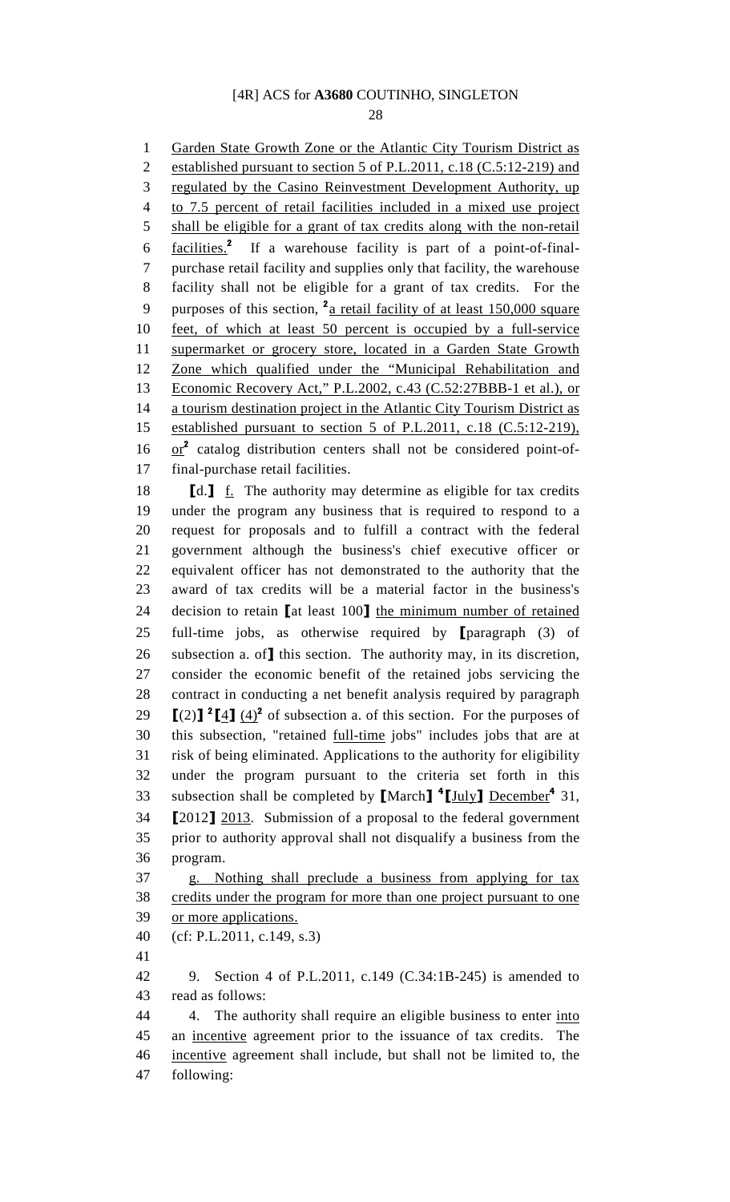Garden State Growth Zone or the Atlantic City Tourism District as established pursuant to section 5 of P.L.2011, c.18 (C.5:12-219) and regulated by the Casino Reinvestment Development Authority, up to 7.5 percent of retail facilities included in a mixed use project shall be eligible for a grant of tax credits along with the non-retail facilities.[2] If a warehouse facility is part of a point-of-final-purchase retail facility and supplies only that facility, the warehouse facility shall not be eligible for a grant of tax credits. For the purposes of this section, [2]a retail facility of at least 150,000 square feet, of which at least 50 percent is occupied by a full-service supermarket or grocery store, located in a Garden State Growth Zone which qualified under the "Municipal Rehabilitation and Economic Recovery Act," P.L.2002, c.43 (C.52:27BBB-1 et al.), or a tourism destination project in the Atlantic City Tourism District as established pursuant to section 5 of P.L.2011, c.18 (C.5:12-219), or[2] catalog distribution centers shall not be considered point-of-final-purchase retail facilities.

[d.] f. The authority may determine as eligible for tax credits under the program any business that is required to respond to a request for proposals and to fulfill a contract with the federal government although the business's chief executive officer or equivalent officer has not demonstrated to the authority that the award of tax credits will be a material factor in the business's decision to retain [at least 100] the minimum number of retained full-time jobs, as otherwise required by [paragraph (3) of subsection a. of] this section. The authority may, in its discretion, consider the economic benefit of the retained jobs servicing the contract in conducting a net benefit analysis required by paragraph [(2)] [2][4] (4)[2] of subsection a. of this section. For the purposes of this subsection, "retained full-time jobs" includes jobs that are at risk of being eliminated. Applications to the authority for eligibility under the program pursuant to the criteria set forth in this subsection shall be completed by [March] [4][July] December[4] 31, [2012] 2013. Submission of a proposal to the federal government prior to authority approval shall not disqualify a business from the program.

g. Nothing shall preclude a business from applying for tax credits under the program for more than one project pursuant to one or more applications.

(cf: P.L.2011, c.149, s.3)

9. Section 4 of P.L.2011, c.149 (C.34:1B-245) is amended to read as follows:

4. The authority shall require an eligible business to enter into an incentive agreement prior to the issuance of tax credits. The incentive agreement shall include, but shall not be limited to, the following: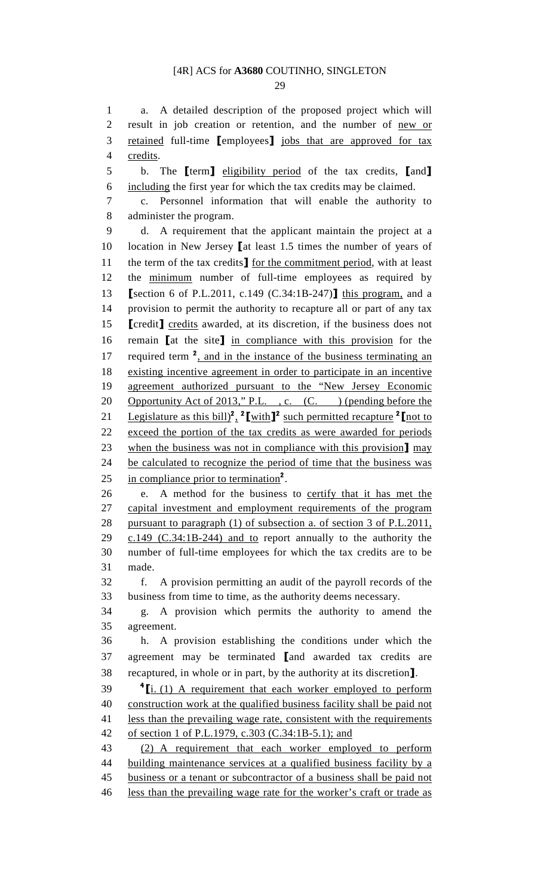a. A detailed description of the proposed project which will result in job creation or retention, and the number of new or retained full-time 【employees】 jobs that are approved for tax credits.

b. The 【term】 eligibility period of the tax credits, 【and】 including the first year for which the tax credits may be claimed.

c. Personnel information that will enable the authority to administer the program.

d. A requirement that the applicant maintain the project at a location in New Jersey 【at least 1.5 times the number of years of the term of the tax credits】 for the commitment period, with at least the minimum number of full-time employees as required by 【section 6 of P.L.2011, c.149 (C.34:1B-247)】 this program, and a provision to permit the authority to recapture all or part of any tax 【credit】 credits awarded, at its discretion, if the business does not remain 【at the site】 in compliance with this provision for the required term [2], and in the instance of the business terminating an existing incentive agreement in order to participate in an incentive agreement authorized pursuant to the "New Jersey Economic Opportunity Act of 2013," P.L. , c. (C. ) (pending before the Legislature as this bill)[2], [2]【with】[2] such permitted recapture [2]【not to exceed the portion of the tax credits as were awarded for periods when the business was not in compliance with this provision】 may be calculated to recognize the period of time that the business was in compliance prior to termination[2].

e. A method for the business to certify that it has met the capital investment and employment requirements of the program pursuant to paragraph (1) of subsection a. of section 3 of P.L.2011, c.149 (C.34:1B-244) and to report annually to the authority the number of full-time employees for which the tax credits are to be made.

f. A provision permitting an audit of the payroll records of the business from time to time, as the authority deems necessary.

g. A provision which permits the authority to amend the agreement.

h. A provision establishing the conditions under which the agreement may be terminated 【and awarded tax credits are recaptured, in whole or in part, by the authority at its discretion】.

[4]【i. (1) A requirement that each worker employed to perform construction work at the qualified business facility shall be paid not less than the prevailing wage rate, consistent with the requirements of section 1 of P.L.1979, c.303 (C.34:1B-5.1); and

(2) A requirement that each worker employed to perform building maintenance services at a qualified business facility by a business or a tenant or subcontractor of a business shall be paid not less than the prevailing wage rate for the worker's craft or trade as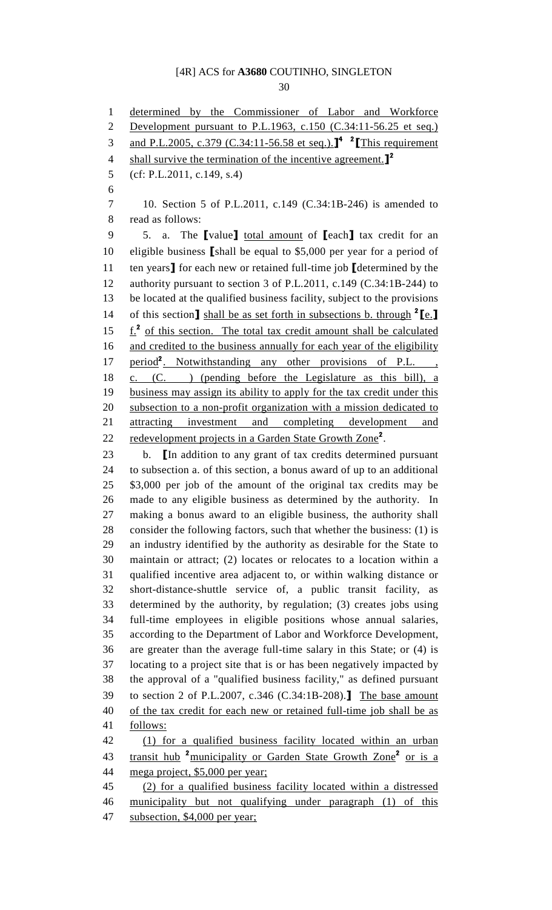determined by the Commissioner of Labor and Workforce Development pursuant to P.L.1963, c.150 (C.34:11-56.25 et seq.) and P.L.2005, c.379 (C.34:11-56.58 et seq.).]⁴ ²[This requirement shall survive the termination of the incentive agreement.]²

(cf: P.L.2011, c.149, s.4)

10. Section 5 of P.L.2011, c.149 (C.34:1B-246) is amended to read as follows:

5. a. The [value] total amount of [each] tax credit for an eligible business [shall be equal to $5,000 per year for a period of ten years] for each new or retained full-time job [determined by the authority pursuant to section 3 of P.L.2011, c.149 (C.34:1B-244) to be located at the qualified business facility, subject to the provisions of this section] shall be as set forth in subsections b. through ²[e.] f.² of this section. The total tax credit amount shall be calculated and credited to the business annually for each year of the eligibility period². Notwithstanding any other provisions of P.L. , c. (C. ) (pending before the Legislature as this bill), a business may assign its ability to apply for the tax credit under this subsection to a non-profit organization with a mission dedicated to attracting investment and completing development and redevelopment projects in a Garden State Growth Zone².

b. [In addition to any grant of tax credits determined pursuant to subsection a. of this section, a bonus award of up to an additional $3,000 per job of the amount of the original tax credits may be made to any eligible business as determined by the authority. In making a bonus award to an eligible business, the authority shall consider the following factors, such that whether the business: (1) is an industry identified by the authority as desirable for the State to maintain or attract; (2) locates or relocates to a location within a qualified incentive area adjacent to, or within walking distance or short-distance-shuttle service of, a public transit facility, as determined by the authority, by regulation; (3) creates jobs using full-time employees in eligible positions whose annual salaries, according to the Department of Labor and Workforce Development, are greater than the average full-time salary in this State; or (4) is locating to a project site that is or has been negatively impacted by the approval of a "qualified business facility," as defined pursuant to section 2 of P.L.2007, c.346 (C.34:1B-208).] The base amount of the tax credit for each new or retained full-time job shall be as follows:

(1) for a qualified business facility located within an urban transit hub ²municipality or Garden State Growth Zone² or is a mega project, $5,000 per year;

(2) for a qualified business facility located within a distressed municipality but not qualifying under paragraph (1) of this subsection, $4,000 per year;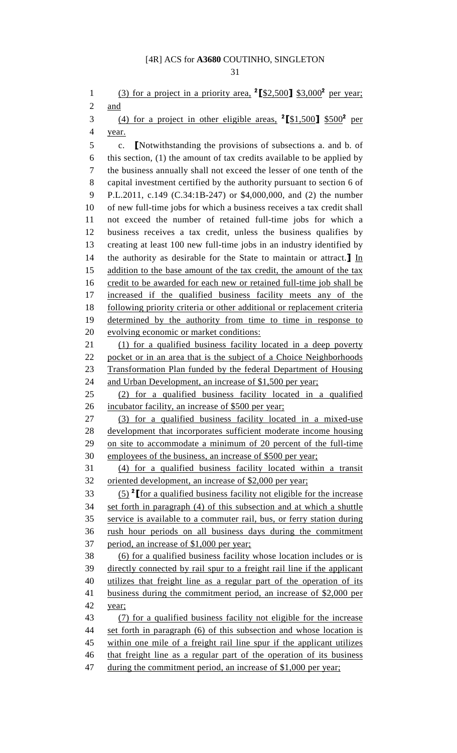(3) for a project in a priority area, [2]⟦$2,500⟧ $3,000[2] per year; and

(4) for a project in other eligible areas, [2]⟦$1,500⟧ $500[2] per year.

c. ⟦Notwithstanding the provisions of subsections a. and b. of this section, (1) the amount of tax credits available to be applied by the business annually shall not exceed the lesser of one tenth of the capital investment certified by the authority pursuant to section 6 of P.L.2011, c.149 (C.34:1B-247) or $4,000,000, and (2) the number of new full-time jobs for which a business receives a tax credit shall not exceed the number of retained full-time jobs for which a business receives a tax credit, unless the business qualifies by creating at least 100 new full-time jobs in an industry identified by the authority as desirable for the State to maintain or attract.⟧ In addition to the base amount of the tax credit, the amount of the tax credit to be awarded for each new or retained full-time job shall be increased if the qualified business facility meets any of the following priority criteria or other additional or replacement criteria determined by the authority from time to time in response to evolving economic or market conditions:

(1) for a qualified business facility located in a deep poverty pocket or in an area that is the subject of a Choice Neighborhoods Transformation Plan funded by the federal Department of Housing and Urban Development, an increase of $1,500 per year;

(2) for a qualified business facility located in a qualified incubator facility, an increase of $500 per year;

(3) for a qualified business facility located in a mixed-use development that incorporates sufficient moderate income housing on site to accommodate a minimum of 20 percent of the full-time employees of the business, an increase of $500 per year;

(4) for a qualified business facility located within a transit oriented development, an increase of $2,000 per year;

(5) [2]⟦for a qualified business facility not eligible for the increase set forth in paragraph (4) of this subsection and at which a shuttle service is available to a commuter rail, bus, or ferry station during rush hour periods on all business days during the commitment period, an increase of $1,000 per year;

(6) for a qualified business facility whose location includes or is directly connected by rail spur to a freight rail line if the applicant utilizes that freight line as a regular part of the operation of its business during the commitment period, an increase of $2,000 per year;

(7) for a qualified business facility not eligible for the increase set forth in paragraph (6) of this subsection and whose location is within one mile of a freight rail line spur if the applicant utilizes that freight line as a regular part of the operation of its business during the commitment period, an increase of $1,000 per year;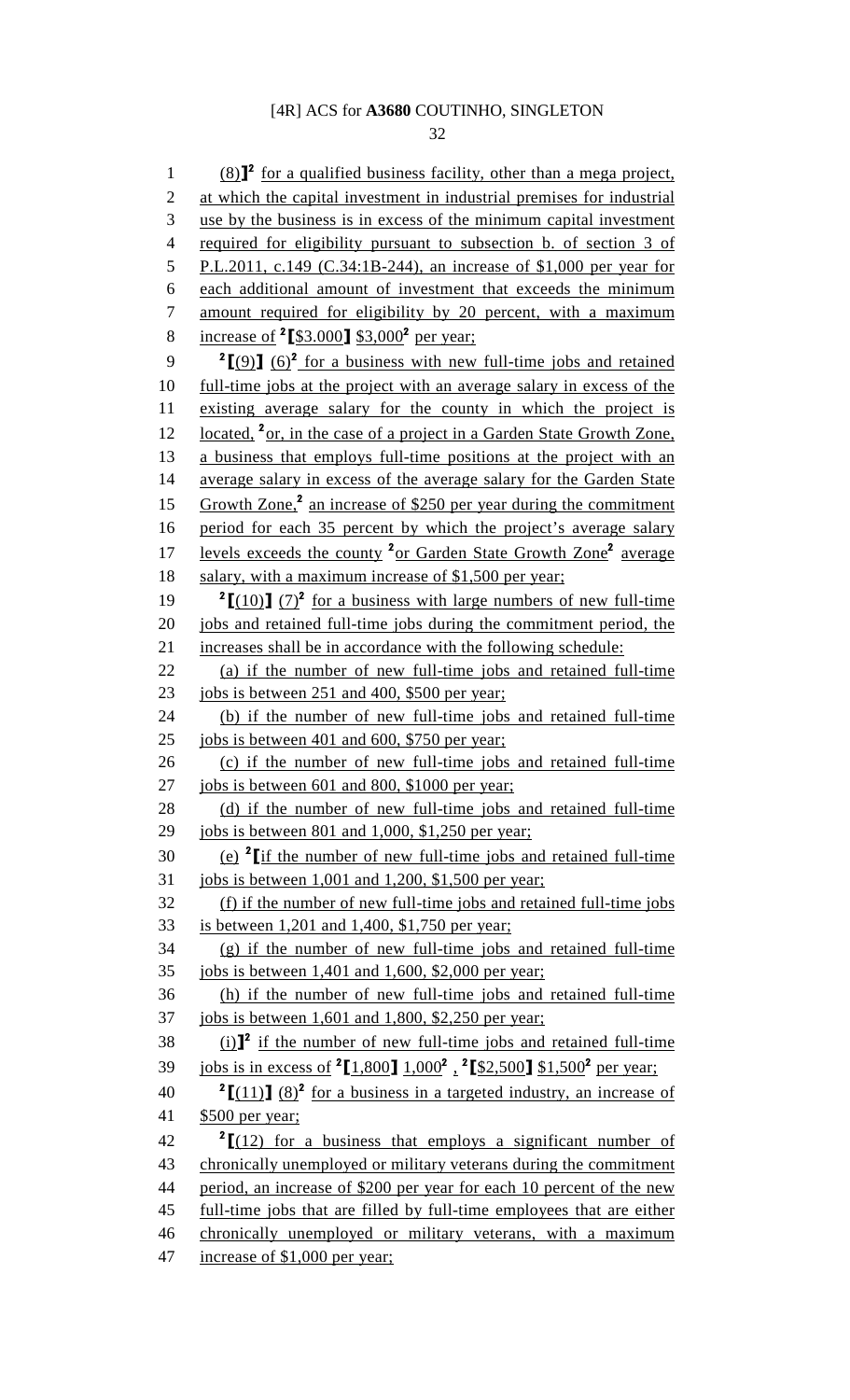(8)]² for a qualified business facility, other than a mega project, at which the capital investment in industrial premises for industrial use by the business is in excess of the minimum capital investment required for eligibility pursuant to subsection b. of section 3 of P.L.2011, c.149 (C.34:1B-244), an increase of $1,000 per year for each additional amount of investment that exceeds the minimum amount required for eligibility by 20 percent, with a maximum increase of ²[$3.000] $3,000² per year;

²[(9)] (6)² for a business with new full-time jobs and retained full-time jobs at the project with an average salary in excess of the existing average salary for the county in which the project is located, ²or, in the case of a project in a Garden State Growth Zone, a business that employs full-time positions at the project with an average salary in excess of the average salary for the Garden State Growth Zone,² an increase of $250 per year during the commitment period for each 35 percent by which the project's average salary levels exceeds the county ²or Garden State Growth Zone² average salary, with a maximum increase of $1,500 per year;

²[(10)] (7)² for a business with large numbers of new full-time jobs and retained full-time jobs during the commitment period, the increases shall be in accordance with the following schedule:

(a) if the number of new full-time jobs and retained full-time jobs is between 251 and 400, $500 per year;

(b) if the number of new full-time jobs and retained full-time jobs is between 401 and 600, $750 per year;

(c) if the number of new full-time jobs and retained full-time jobs is between 601 and 800, $1000 per year;

(d) if the number of new full-time jobs and retained full-time jobs is between 801 and 1,000, $1,250 per year;

(e) ²[if the number of new full-time jobs and retained full-time jobs is between 1,001 and 1,200, $1,500 per year;

(f) if the number of new full-time jobs and retained full-time jobs is between 1,201 and 1,400, $1,750 per year;

(g) if the number of new full-time jobs and retained full-time jobs is between 1,401 and 1,600, $2,000 per year;

(h) if the number of new full-time jobs and retained full-time jobs is between 1,601 and 1,800, $2,250 per year;

(i)]² if the number of new full-time jobs and retained full-time jobs is in excess of ²[1,800] 1,000² , ²[$2,500] $1,500² per year;

²[(11)] (8)² for a business in a targeted industry, an increase of $500 per year;

²[(12) for a business that employs a significant number of chronically unemployed or military veterans during the commitment period, an increase of $200 per year for each 10 percent of the new full-time jobs that are filled by full-time employees that are either chronically unemployed or military veterans, with a maximum increase of $1,000 per year;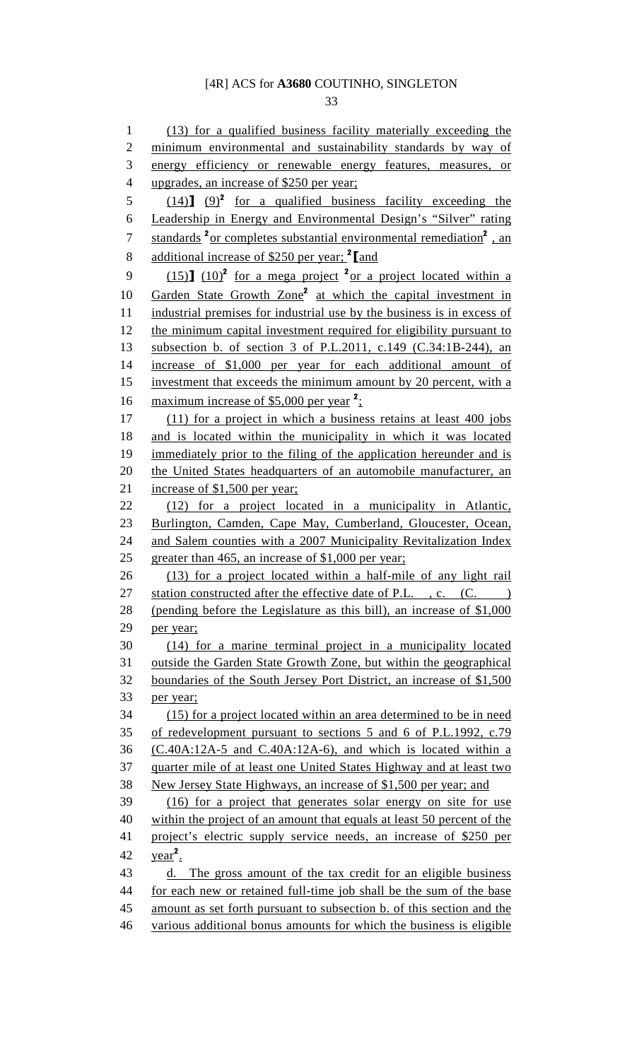(13) for a qualified business facility materially exceeding the minimum environmental and sustainability standards by way of energy efficiency or renewable energy features, measures, or upgrades, an increase of $250 per year;

(14)] (9)[2] for a qualified business facility exceeding the Leadership in Energy and Environmental Design's "Silver" rating standards [2]or completes substantial environmental remediation[2] , an additional increase of $250 per year; [2][and

(15)] (10)[2] for a mega project [2]or a project located within a Garden State Growth Zone[2] at which the capital investment in industrial premises for industrial use by the business is in excess of the minimum capital investment required for eligibility pursuant to subsection b. of section 3 of P.L.2011, c.149 (C.34:1B-244), an increase of $1,000 per year for each additional amount of investment that exceeds the minimum amount by 20 percent, with a maximum increase of $5,000 per year [2];

(11) for a project in which a business retains at least 400 jobs and is located within the municipality in which it was located immediately prior to the filing of the application hereunder and is the United States headquarters of an automobile manufacturer, an increase of $1,500 per year;

(12) for a project located in a municipality in Atlantic, Burlington, Camden, Cape May, Cumberland, Gloucester, Ocean, and Salem counties with a 2007 Municipality Revitalization Index greater than 465, an increase of $1,000 per year;

(13) for a project located within a half-mile of any light rail station constructed after the effective date of P.L. , c. (C. ) (pending before the Legislature as this bill), an increase of $1,000 per year;

(14) for a marine terminal project in a municipality located outside the Garden State Growth Zone, but within the geographical boundaries of the South Jersey Port District, an increase of $1,500 per year;

(15) for a project located within an area determined to be in need of redevelopment pursuant to sections 5 and 6 of P.L.1992, c.79 (C.40A:12A-5 and C.40A:12A-6), and which is located within a quarter mile of at least one United States Highway and at least two New Jersey State Highways, an increase of $1,500 per year; and

(16) for a project that generates solar energy on site for use within the project of an amount that equals at least 50 percent of the project's electric supply service needs, an increase of $250 per year[2].

d. The gross amount of the tax credit for an eligible business for each new or retained full-time job shall be the sum of the base amount as set forth pursuant to subsection b. of this section and the various additional bonus amounts for which the business is eligible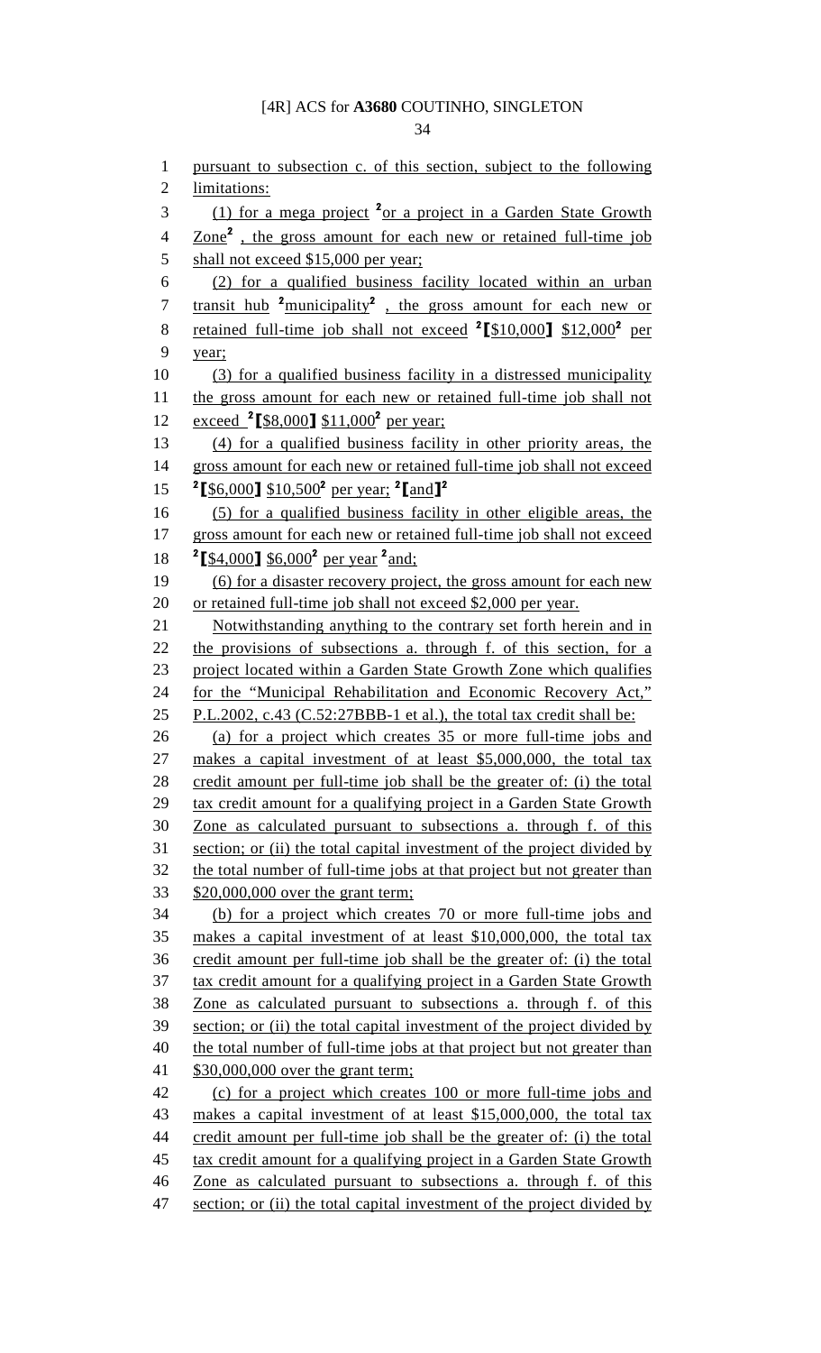pursuant to subsection c. of this section, subject to the following limitations:

(1) for a mega project [2]or a project in a Garden State Growth Zone[2] , the gross amount for each new or retained full-time job shall not exceed $15,000 per year;

(2) for a qualified business facility located within an urban transit hub [2]municipality[2] , the gross amount for each new or retained full-time job shall not exceed [2]【$10,000】 $12,000[2] per year;

(3) for a qualified business facility in a distressed municipality the gross amount for each new or retained full-time job shall not exceed [2]【$8,000】 $11,000[2] per year;

(4) for a qualified business facility in other priority areas, the gross amount for each new or retained full-time job shall not exceed [2]【$6,000】 $10,500[2] per year; [2]【and】[2]

(5) for a qualified business facility in other eligible areas, the gross amount for each new or retained full-time job shall not exceed [2]【$4,000】 $6,000[2] per year [2]and;

(6) for a disaster recovery project, the gross amount for each new or retained full-time job shall not exceed $2,000 per year.

Notwithstanding anything to the contrary set forth herein and in the provisions of subsections a. through f. of this section, for a project located within a Garden State Growth Zone which qualifies for the "Municipal Rehabilitation and Economic Recovery Act," P.L.2002, c.43 (C.52:27BBB-1 et al.), the total tax credit shall be:

(a) for a project which creates 35 or more full-time jobs and makes a capital investment of at least $5,000,000, the total tax credit amount per full-time job shall be the greater of: (i) the total tax credit amount for a qualifying project in a Garden State Growth Zone as calculated pursuant to subsections a. through f. of this section; or (ii) the total capital investment of the project divided by the total number of full-time jobs at that project but not greater than $20,000,000 over the grant term;

(b) for a project which creates 70 or more full-time jobs and makes a capital investment of at least $10,000,000, the total tax credit amount per full-time job shall be the greater of: (i) the total tax credit amount for a qualifying project in a Garden State Growth Zone as calculated pursuant to subsections a. through f. of this section; or (ii) the total capital investment of the project divided by the total number of full-time jobs at that project but not greater than $30,000,000 over the grant term;

(c) for a project which creates 100 or more full-time jobs and makes a capital investment of at least $15,000,000, the total tax credit amount per full-time job shall be the greater of: (i) the total tax credit amount for a qualifying project in a Garden State Growth Zone as calculated pursuant to subsections a. through f. of this section; or (ii) the total capital investment of the project divided by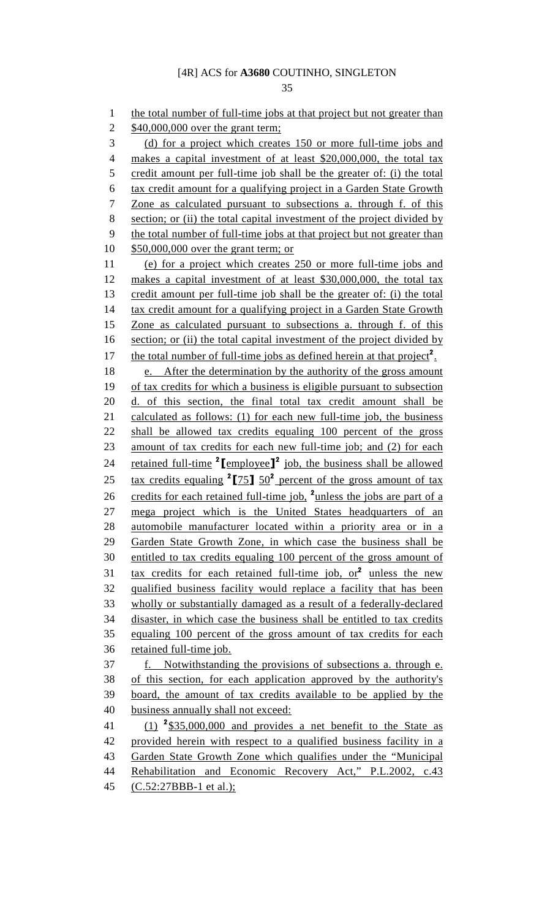the total number of full-time jobs at that project but not greater than $40,000,000 over the grant term;

(d) for a project which creates 150 or more full-time jobs and makes a capital investment of at least $20,000,000, the total tax credit amount per full-time job shall be the greater of: (i) the total tax credit amount for a qualifying project in a Garden State Growth Zone as calculated pursuant to subsections a. through f. of this section; or (ii) the total capital investment of the project divided by the total number of full-time jobs at that project but not greater than $50,000,000 over the grant term; or

(e) for a project which creates 250 or more full-time jobs and makes a capital investment of at least $30,000,000, the total tax credit amount per full-time job shall be the greater of: (i) the total tax credit amount for a qualifying project in a Garden State Growth Zone as calculated pursuant to subsections a. through f. of this section; or (ii) the total capital investment of the project divided by the total number of full-time jobs as defined herein at that project[2].

e. After the determination by the authority of the gross amount of tax credits for which a business is eligible pursuant to subsection d. of this section, the final total tax credit amount shall be calculated as follows: (1) for each new full-time job, the business shall be allowed tax credits equaling 100 percent of the gross amount of tax credits for each new full-time job; and (2) for each retained full-time [2]⟦employee⟧[2] job, the business shall be allowed tax credits equaling [2]⟦75⟧ 50[2] percent of the gross amount of tax credits for each retained full-time job, [2]unless the jobs are part of a mega project which is the United States headquarters of an automobile manufacturer located within a priority area or in a Garden State Growth Zone, in which case the business shall be entitled to tax credits equaling 100 percent of the gross amount of tax credits for each retained full-time job, or[2] unless the new qualified business facility would replace a facility that has been wholly or substantially damaged as a result of a federally-declared disaster, in which case the business shall be entitled to tax credits equaling 100 percent of the gross amount of tax credits for each retained full-time job.

f. Notwithstanding the provisions of subsections a. through e. of this section, for each application approved by the authority's board, the amount of tax credits available to be applied by the business annually shall not exceed:

(1) [2]$35,000,000 and provides a net benefit to the State as provided herein with respect to a qualified business facility in a Garden State Growth Zone which qualifies under the "Municipal Rehabilitation and Economic Recovery Act," P.L.2002, c.43 (C.52:27BBB-1 et al.);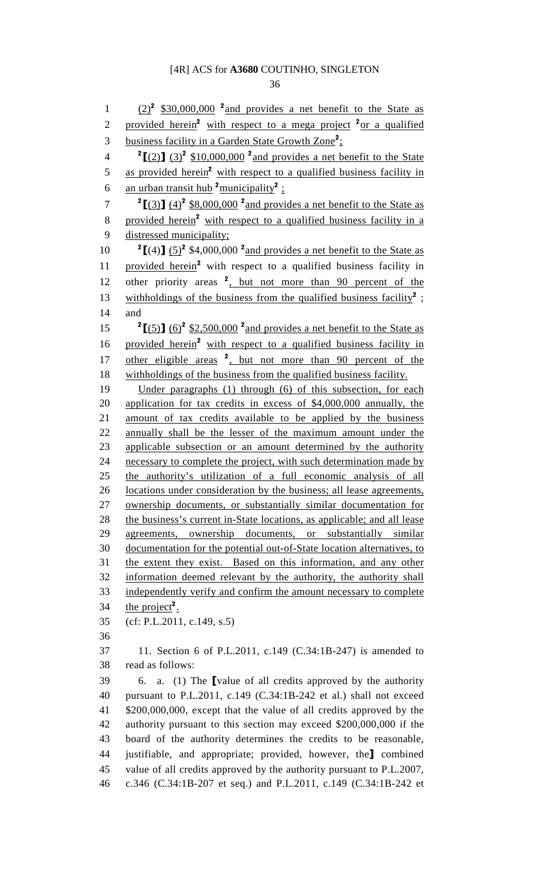(2)[2] $30,000,000 [2]and provides a net benefit to the State as provided herein[2] with respect to a mega project [2]or a qualified business facility in a Garden State Growth Zone[2];

[2][(2)] (3)[2] $10,000,000 [2]and provides a net benefit to the State as provided herein[2] with respect to a qualified business facility in an urban transit hub [2]municipality[2] ;

[2][(3)] (4)[2] $8,000,000 [2]and provides a net benefit to the State as provided herein[2] with respect to a qualified business facility in a distressed municipality;

[2][(4)] (5)[2] $4,000,000 [2]and provides a net benefit to the State as provided herein[2] with respect to a qualified business facility in other priority areas [2], but not more than 90 percent of the withholdings of the business from the qualified business facility[2] ; and

[2][(5)] (6)[2] $2,500,000 [2]and provides a net benefit to the State as provided herein[2] with respect to a qualified business facility in other eligible areas [2], but not more than 90 percent of the withholdings of the business from the qualified business facility.

Under paragraphs (1) through (6) of this subsection, for each application for tax credits in excess of $4,000,000 annually, the amount of tax credits available to be applied by the business annually shall be the lesser of the maximum amount under the applicable subsection or an amount determined by the authority necessary to complete the project, with such determination made by the authority's utilization of a full economic analysis of all locations under consideration by the business; all lease agreements, ownership documents, or substantially similar documentation for the business's current in-State locations, as applicable; and all lease agreements, ownership documents, or substantially similar documentation for the potential out-of-State location alternatives, to the extent they exist. Based on this information, and any other information deemed relevant by the authority, the authority shall independently verify and confirm the amount necessary to complete the project[2].

(cf: P.L.2011, c.149, s.5)

11. Section 6 of P.L.2011, c.149 (C.34:1B-247) is amended to read as follows:

6. a. (1) The [value of all credits approved by the authority pursuant to P.L.2011, c.149 (C.34:1B-242 et al.) shall not exceed $200,000,000, except that the value of all credits approved by the authority pursuant to this section may exceed $200,000,000 if the board of the authority determines the credits to be reasonable, justifiable, and appropriate; provided, however, the] combined value of all credits approved by the authority pursuant to P.L.2007, c.346 (C.34:1B-207 et seq.) and P.L.2011, c.149 (C.34:1B-242 et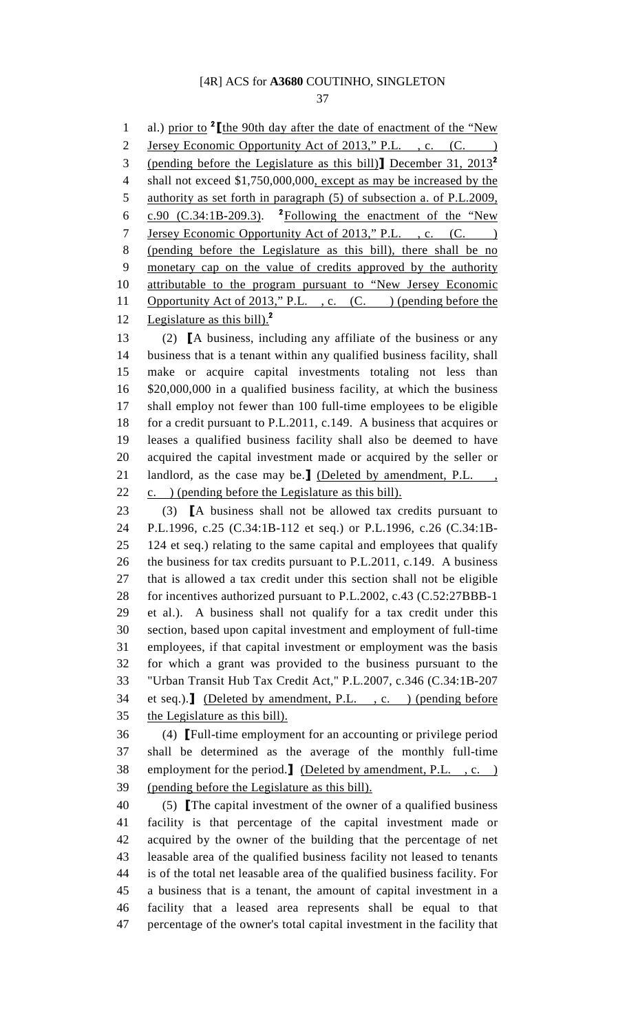al.) prior to [2]⟦the 90th day after the date of enactment of the "New Jersey Economic Opportunity Act of 2013," P.L. , c. (C. ) (pending before the Legislature as this bill)⟧ December 31, 2013[2] shall not exceed $1,750,000,000, except as may be increased by the authority as set forth in paragraph (5) of subsection a. of P.L.2009, c.90 (C.34:1B-209.3). [2]Following the enactment of the "New Jersey Economic Opportunity Act of 2013," P.L. , c. (C. ) (pending before the Legislature as this bill), there shall be no monetary cap on the value of credits approved by the authority attributable to the program pursuant to "New Jersey Economic Opportunity Act of 2013," P.L. , c. (C. ) (pending before the Legislature as this bill).[2]

(2) ⟦A business, including any affiliate of the business or any business that is a tenant within any qualified business facility, shall make or acquire capital investments totaling not less than $20,000,000 in a qualified business facility, at which the business shall employ not fewer than 100 full-time employees to be eligible for a credit pursuant to P.L.2011, c.149. A business that acquires or leases a qualified business facility shall also be deemed to have acquired the capital investment made or acquired by the seller or landlord, as the case may be.⟧ (Deleted by amendment, P.L. , c. ) (pending before the Legislature as this bill).

(3) ⟦A business shall not be allowed tax credits pursuant to P.L.1996, c.25 (C.34:1B-112 et seq.) or P.L.1996, c.26 (C.34:1B-124 et seq.) relating to the same capital and employees that qualify the business for tax credits pursuant to P.L.2011, c.149. A business that is allowed a tax credit under this section shall not be eligible for incentives authorized pursuant to P.L.2002, c.43 (C.52:27BBB-1 et al.). A business shall not qualify for a tax credit under this section, based upon capital investment and employment of full-time employees, if that capital investment or employment was the basis for which a grant was provided to the business pursuant to the "Urban Transit Hub Tax Credit Act," P.L.2007, c.346 (C.34:1B-207 et seq.).⟧ (Deleted by amendment, P.L. , c. ) (pending before the Legislature as this bill).

(4) ⟦Full-time employment for an accounting or privilege period shall be determined as the average of the monthly full-time employment for the period.⟧ (Deleted by amendment, P.L. , c. ) (pending before the Legislature as this bill).

(5) ⟦The capital investment of the owner of a qualified business facility is that percentage of the capital investment made or acquired by the owner of the building that the percentage of net leasable area of the qualified business facility not leased to tenants is of the total net leasable area of the qualified business facility. For a business that is a tenant, the amount of capital investment in a facility that a leased area represents shall be equal to that percentage of the owner's total capital investment in the facility that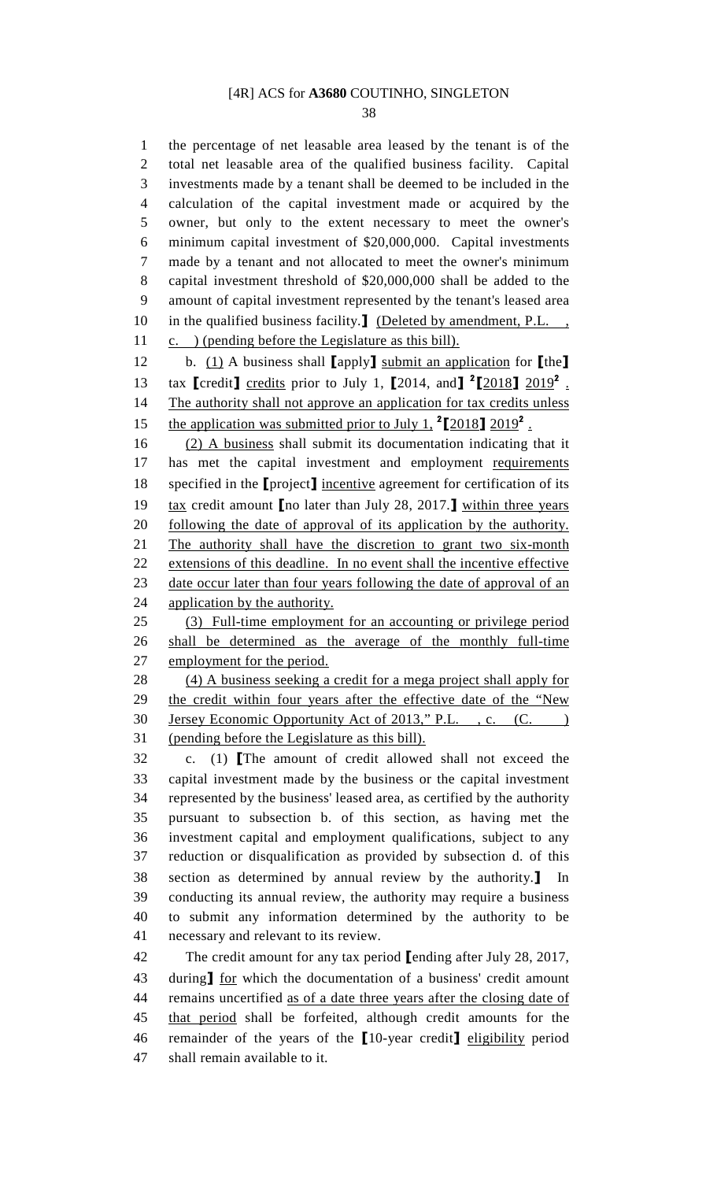the percentage of net leasable area leased by the tenant is of the total net leasable area of the qualified business facility. Capital investments made by a tenant shall be deemed to be included in the calculation of the capital investment made or acquired by the owner, but only to the extent necessary to meet the owner's minimum capital investment of $20,000,000. Capital investments made by a tenant and not allocated to meet the owner's minimum capital investment threshold of $20,000,000 shall be added to the amount of capital investment represented by the tenant's leased area in the qualified business facility.】 (Deleted by amendment, P.L. , c. ) (pending before the Legislature as this bill).

b. (1) A business shall 【apply】 submit an application for 【the】 tax 【credit】 credits prior to July 1, 【2014, and】 [2]【2018】 2019[2] . The authority shall not approve an application for tax credits unless the application was submitted prior to July 1, [2]【2018】 2019[2] .

(2) A business shall submit its documentation indicating that it has met the capital investment and employment requirements specified in the 【project】 incentive agreement for certification of its tax credit amount 【no later than July 28, 2017.】 within three years following the date of approval of its application by the authority. The authority shall have the discretion to grant two six-month extensions of this deadline. In no event shall the incentive effective date occur later than four years following the date of approval of an application by the authority.

(3) Full-time employment for an accounting or privilege period shall be determined as the average of the monthly full-time employment for the period.

(4) A business seeking a credit for a mega project shall apply for the credit within four years after the effective date of the "New Jersey Economic Opportunity Act of 2013," P.L. , c. (C. ) (pending before the Legislature as this bill).

c. (1) 【The amount of credit allowed shall not exceed the capital investment made by the business or the capital investment represented by the business' leased area, as certified by the authority pursuant to subsection b. of this section, as having met the investment capital and employment qualifications, subject to any reduction or disqualification as provided by subsection d. of this section as determined by annual review by the authority.】 In conducting its annual review, the authority may require a business to submit any information determined by the authority to be necessary and relevant to its review.

The credit amount for any tax period 【ending after July 28, 2017, during】 for which the documentation of a business' credit amount remains uncertified as of a date three years after the closing date of that period shall be forfeited, although credit amounts for the remainder of the years of the 【10-year credit】 eligibility period shall remain available to it.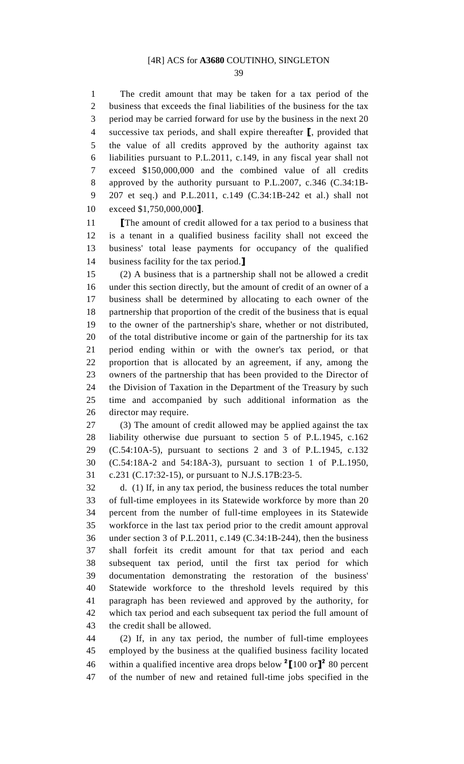The credit amount that may be taken for a tax period of the business that exceeds the final liabilities of the business for the tax period may be carried forward for use by the business in the next 20 successive tax periods, and shall expire thereafter ⟦, provided that the value of all credits approved by the authority against tax liabilities pursuant to P.L.2011, c.149, in any fiscal year shall not exceed $150,000,000 and the combined value of all credits approved by the authority pursuant to P.L.2007, c.346 (C.34:1B-207 et seq.) and P.L.2011, c.149 (C.34:1B-242 et al.) shall not exceed $1,750,000,000⟧.

⟦The amount of credit allowed for a tax period to a business that is a tenant in a qualified business facility shall not exceed the business' total lease payments for occupancy of the qualified business facility for the tax period.⟧

(2) A business that is a partnership shall not be allowed a credit under this section directly, but the amount of credit of an owner of a business shall be determined by allocating to each owner of the partnership that proportion of the credit of the business that is equal to the owner of the partnership's share, whether or not distributed, of the total distributive income or gain of the partnership for its tax period ending within or with the owner's tax period, or that proportion that is allocated by an agreement, if any, among the owners of the partnership that has been provided to the Director of the Division of Taxation in the Department of the Treasury by such time and accompanied by such additional information as the director may require.

(3) The amount of credit allowed may be applied against the tax liability otherwise due pursuant to section 5 of P.L.1945, c.162 (C.54:10A-5), pursuant to sections 2 and 3 of P.L.1945, c.132 (C.54:18A-2 and 54:18A-3), pursuant to section 1 of P.L.1950, c.231 (C.17:32-15), or pursuant to N.J.S.17B:23-5.

d. (1) If, in any tax period, the business reduces the total number of full-time employees in its Statewide workforce by more than 20 percent from the number of full-time employees in its Statewide workforce in the last tax period prior to the credit amount approval under section 3 of P.L.2011, c.149 (C.34:1B-244), then the business shall forfeit its credit amount for that tax period and each subsequent tax period, until the first tax period for which documentation demonstrating the restoration of the business' Statewide workforce to the threshold levels required by this paragraph has been reviewed and approved by the authority, for which tax period and each subsequent tax period the full amount of the credit shall be allowed.

(2) If, in any tax period, the number of full-time employees employed by the business at the qualified business facility located within a qualified incentive area drops below [2]⟦100 or⟧[2] 80 percent of the number of new and retained full-time jobs specified in the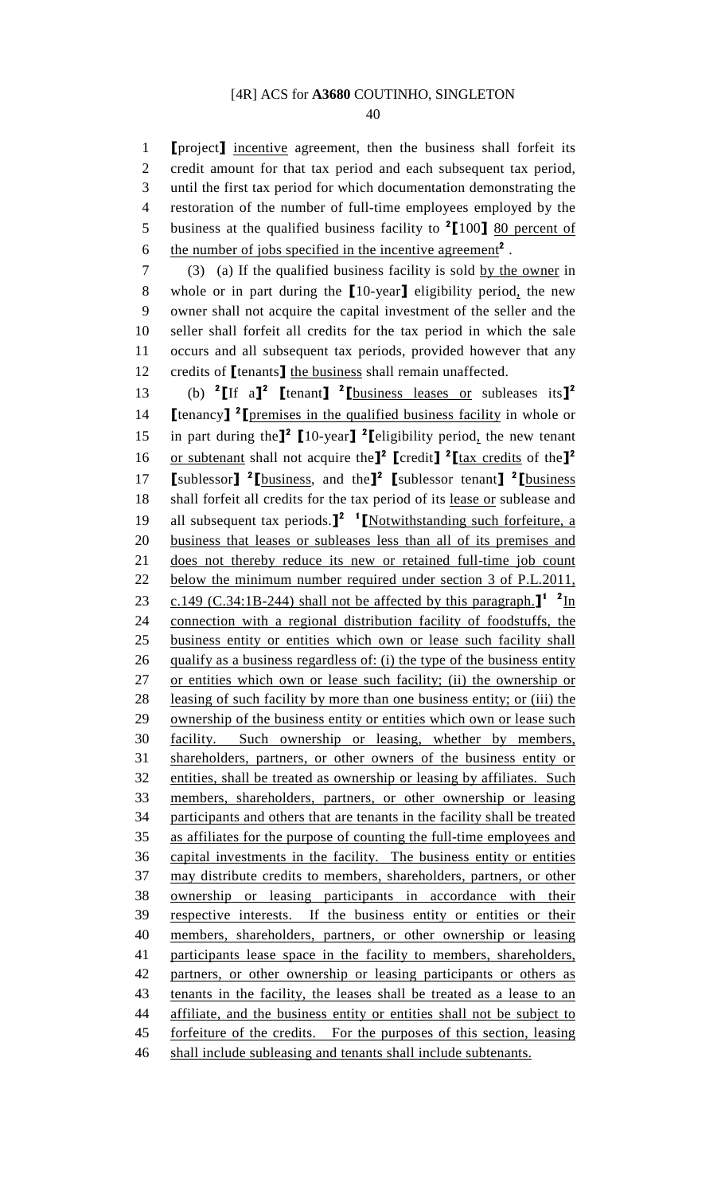⟦project⟧ incentive agreement, then the business shall forfeit its credit amount for that tax period and each subsequent tax period, until the first tax period for which documentation demonstrating the restoration of the number of full-time employees employed by the business at the qualified business facility to [2]⟦100⟧ 80 percent of the number of jobs specified in the incentive agreement[2] .

(3) (a) If the qualified business facility is sold by the owner in whole or in part during the ⟦10-year⟧ eligibility period, the new owner shall not acquire the capital investment of the seller and the seller shall forfeit all credits for the tax period in which the sale occurs and all subsequent tax periods, provided however that any credits of ⟦tenants⟧ the business shall remain unaffected.

(b) [2]⟦If a⟧[2] ⟦tenant⟧ [2]⟦business leases or subleases its⟧[2] ⟦tenancy⟧ [2]⟦premises in the qualified business facility in whole or in part during the⟧[2] ⟦10-year⟧ [2]⟦eligibility period, the new tenant or subtenant shall not acquire the⟧[2] ⟦credit⟧ [2]⟦tax credits of the⟧[2] ⟦sublessor⟧ [2]⟦business, and the⟧[2] ⟦sublessor tenant⟧ [2]⟦business shall forfeit all credits for the tax period of its lease or sublease and all subsequent tax periods.⟧[2] [1]⟦Notwithstanding such forfeiture, a business that leases or subleases less than all of its premises and does not thereby reduce its new or retained full-time job count below the minimum number required under section 3 of P.L.2011, c.149 (C.34:1B-244) shall not be affected by this paragraph.⟧[1] [2]In connection with a regional distribution facility of foodstuffs, the business entity or entities which own or lease such facility shall qualify as a business regardless of: (i) the type of the business entity or entities which own or lease such facility; (ii) the ownership or leasing of such facility by more than one business entity; or (iii) the ownership of the business entity or entities which own or lease such facility. Such ownership or leasing, whether by members, shareholders, partners, or other owners of the business entity or entities, shall be treated as ownership or leasing by affiliates. Such members, shareholders, partners, or other ownership or leasing participants and others that are tenants in the facility shall be treated as affiliates for the purpose of counting the full-time employees and capital investments in the facility. The business entity or entities may distribute credits to members, shareholders, partners, or other ownership or leasing participants in accordance with their respective interests. If the business entity or entities or their members, shareholders, partners, or other ownership or leasing participants lease space in the facility to members, shareholders, partners, or other ownership or leasing participants or others as tenants in the facility, the leases shall be treated as a lease to an affiliate, and the business entity or entities shall not be subject to forfeiture of the credits. For the purposes of this section, leasing shall include subleasing and tenants shall include subtenants.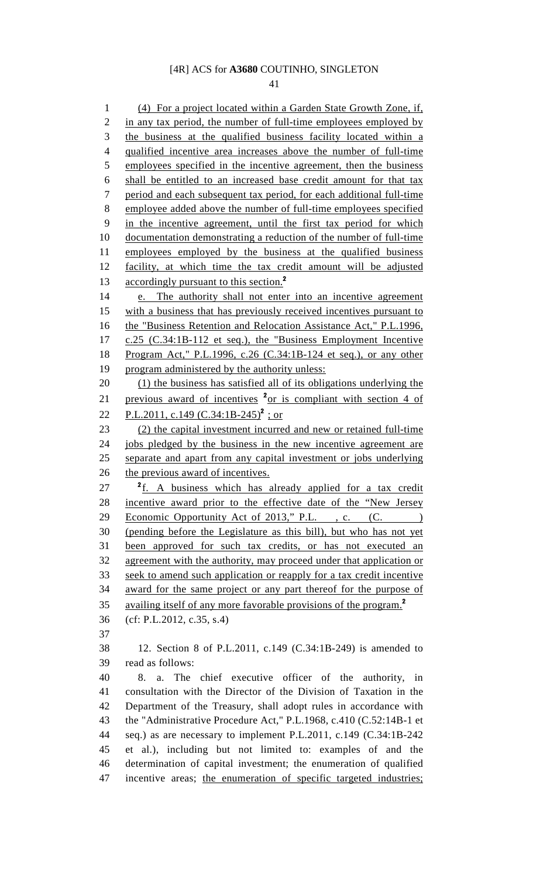(4) For a project located within a Garden State Growth Zone, if, in any tax period, the number of full-time employees employed by the business at the qualified business facility located within a qualified incentive area increases above the number of full-time employees specified in the incentive agreement, then the business shall be entitled to an increased base credit amount for that tax period and each subsequent tax period, for each additional full-time employee added above the number of full-time employees specified in the incentive agreement, until the first tax period for which documentation demonstrating a reduction of the number of full-time employees employed by the business at the qualified business facility, at which time the tax credit amount will be adjusted accordingly pursuant to this section.[2]

e. The authority shall not enter into an incentive agreement with a business that has previously received incentives pursuant to the "Business Retention and Relocation Assistance Act," P.L.1996, c.25 (C.34:1B-112 et seq.), the "Business Employment Incentive Program Act," P.L.1996, c.26 (C.34:1B-124 et seq.), or any other program administered by the authority unless:

(1) the business has satisfied all of its obligations underlying the previous award of incentives [2]or is compliant with section 4 of P.L.2011, c.149 (C.34:1B-245)[2] ; or

(2) the capital investment incurred and new or retained full-time jobs pledged by the business in the new incentive agreement are separate and apart from any capital investment or jobs underlying the previous award of incentives.

[2]f. A business which has already applied for a tax credit incentive award prior to the effective date of the "New Jersey Economic Opportunity Act of 2013," P.L. , c. (C. ) (pending before the Legislature as this bill), but who has not yet been approved for such tax credits, or has not executed an agreement with the authority, may proceed under that application or seek to amend such application or reapply for a tax credit incentive award for the same project or any part thereof for the purpose of availing itself of any more favorable provisions of the program.[2]

(cf: P.L.2012, c.35, s.4)

12. Section 8 of P.L.2011, c.149 (C.34:1B-249) is amended to read as follows:

8. a. The chief executive officer of the authority, in consultation with the Director of the Division of Taxation in the Department of the Treasury, shall adopt rules in accordance with the "Administrative Procedure Act," P.L.1968, c.410 (C.52:14B-1 et seq.) as are necessary to implement P.L.2011, c.149 (C.34:1B-242 et al.), including but not limited to: examples of and the determination of capital investment; the enumeration of qualified incentive areas; the enumeration of specific targeted industries;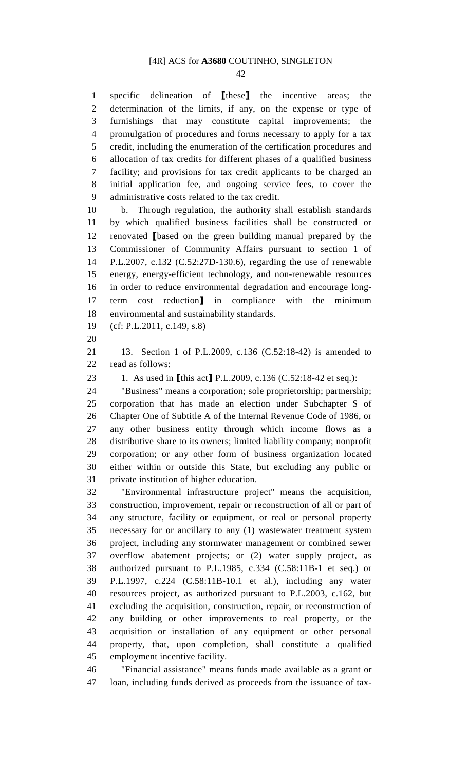specific delineation of ⟦these⟧ <u>the</u> incentive areas; the determination of the limits, if any, on the expense or type of furnishings that may constitute capital improvements; the promulgation of procedures and forms necessary to apply for a tax credit, including the enumeration of the certification procedures and allocation of tax credits for different phases of a qualified business facility; and provisions for tax credit applicants to be charged an initial application fee, and ongoing service fees, to cover the administrative costs related to the tax credit.

b. Through regulation, the authority shall establish standards by which qualified business facilities shall be constructed or renovated ⟦based on the green building manual prepared by the Commissioner of Community Affairs pursuant to section 1 of P.L.2007, c.132 (C.52:27D-130.6), regarding the use of renewable energy, energy-efficient technology, and non-renewable resources in order to reduce environmental degradation and encourage long-term cost reduction⟧ <u>in compliance with the minimum environmental and sustainability standards</u>.

(cf: P.L.2011, c.149, s.8)

13. Section 1 of P.L.2009, c.136 (C.52:18-42) is amended to read as follows:

1. As used in ⟦this act⟧ <u>P.L.2009, c.136 (C.52:18-42 et seq.)</u>:

"Business" means a corporation; sole proprietorship; partnership; corporation that has made an election under Subchapter S of Chapter One of Subtitle A of the Internal Revenue Code of 1986, or any other business entity through which income flows as a distributive share to its owners; limited liability company; nonprofit corporation; or any other form of business organization located either within or outside this State, but excluding any public or private institution of higher education.

"Environmental infrastructure project" means the acquisition, construction, improvement, repair or reconstruction of all or part of any structure, facility or equipment, or real or personal property necessary for or ancillary to any (1) wastewater treatment system project, including any stormwater management or combined sewer overflow abatement projects; or (2) water supply project, as authorized pursuant to P.L.1985, c.334 (C.58:11B-1 et seq.) or P.L.1997, c.224 (C.58:11B-10.1 et al.), including any water resources project, as authorized pursuant to P.L.2003, c.162, but excluding the acquisition, construction, repair, or reconstruction of any building or other improvements to real property, or the acquisition or installation of any equipment or other personal property, that, upon completion, shall constitute a qualified employment incentive facility.

"Financial assistance" means funds made available as a grant or loan, including funds derived as proceeds from the issuance of tax-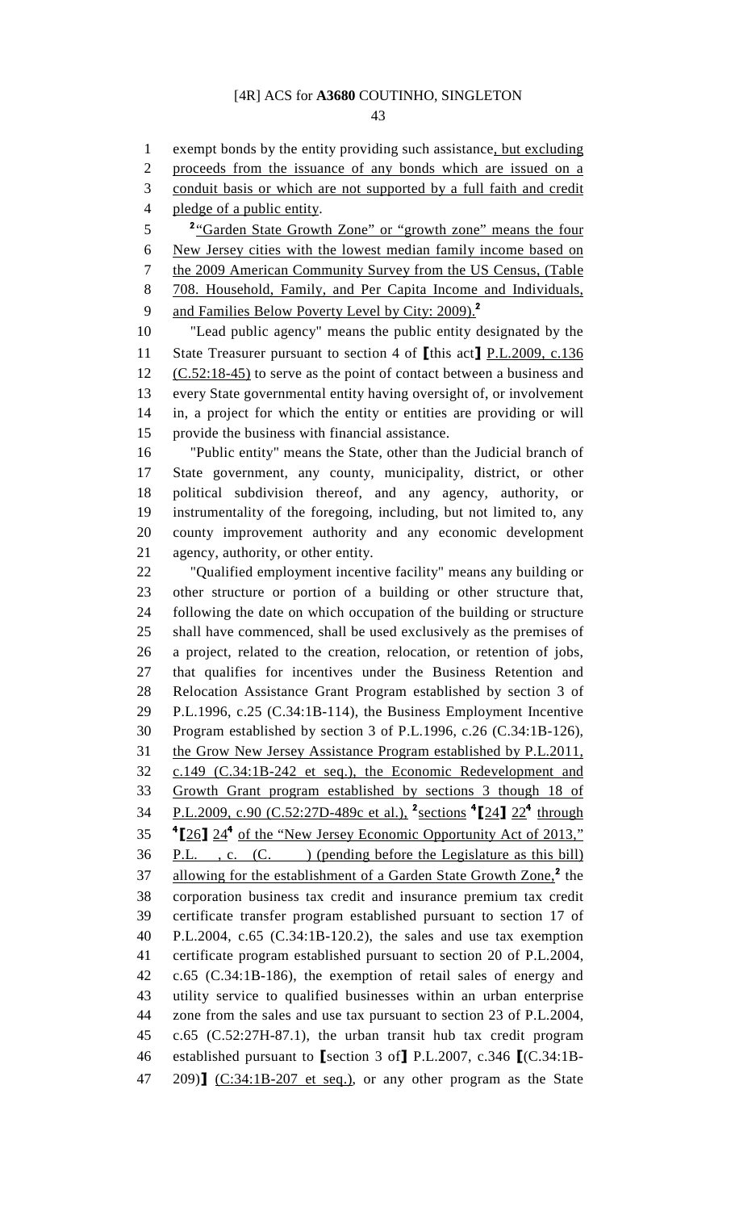exempt bonds by the entity providing such assistance, but excluding proceeds from the issuance of any bonds which are issued on a conduit basis or which are not supported by a full faith and credit pledge of a public entity.

[2]"Garden State Growth Zone" or "growth zone" means the four New Jersey cities with the lowest median family income based on the 2009 American Community Survey from the US Census, (Table 708. Household, Family, and Per Capita Income and Individuals, and Families Below Poverty Level by City: 2009).[2]

"Lead public agency" means the public entity designated by the State Treasurer pursuant to section 4 of [this act] P.L.2009, c.136 (C.52:18-45) to serve as the point of contact between a business and every State governmental entity having oversight of, or involvement in, a project for which the entity or entities are providing or will provide the business with financial assistance.

"Public entity" means the State, other than the Judicial branch of State government, any county, municipality, district, or other political subdivision thereof, and any agency, authority, or instrumentality of the foregoing, including, but not limited to, any county improvement authority and any economic development agency, authority, or other entity.

"Qualified employment incentive facility" means any building or other structure or portion of a building or other structure that, following the date on which occupation of the building or structure shall have commenced, shall be used exclusively as the premises of a project, related to the creation, relocation, or retention of jobs, that qualifies for incentives under the Business Retention and Relocation Assistance Grant Program established by section 3 of P.L.1996, c.25 (C.34:1B-114), the Business Employment Incentive Program established by section 3 of P.L.1996, c.26 (C.34:1B-126), the Grow New Jersey Assistance Program established by P.L.2011, c.149 (C.34:1B-242 et seq.), the Economic Redevelopment and Growth Grant program established by sections 3 though 18 of P.L.2009, c.90 (C.52:27D-489c et al.), [2]sections [4][24] 22[4] through [4][26] 24[4] of the "New Jersey Economic Opportunity Act of 2013," P.L. , c. (C. ) (pending before the Legislature as this bill) allowing for the establishment of a Garden State Growth Zone,[2] the corporation business tax credit and insurance premium tax credit certificate transfer program established pursuant to section 17 of P.L.2004, c.65 (C.34:1B-120.2), the sales and use tax exemption certificate program established pursuant to section 20 of P.L.2004, c.65 (C.34:1B-186), the exemption of retail sales of energy and utility service to qualified businesses within an urban enterprise zone from the sales and use tax pursuant to section 23 of P.L.2004, c.65 (C.52:27H-87.1), the urban transit hub tax credit program established pursuant to [section 3 of] P.L.2007, c.346 [(C.34:1B-209)] (C:34:1B-207 et seq.), or any other program as the State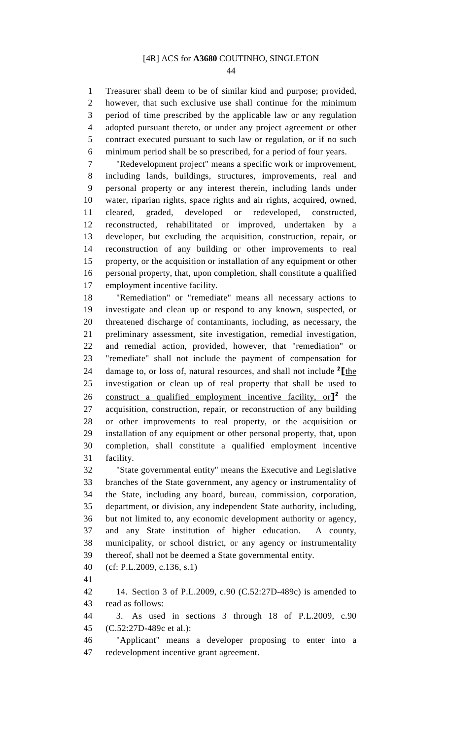Treasurer shall deem to be of similar kind and purpose; provided, however, that such exclusive use shall continue for the minimum period of time prescribed by the applicable law or any regulation adopted pursuant thereto, or under any project agreement or other contract executed pursuant to such law or regulation, or if no such minimum period shall be so prescribed, for a period of four years.

"Redevelopment project" means a specific work or improvement, including lands, buildings, structures, improvements, real and personal property or any interest therein, including lands under water, riparian rights, space rights and air rights, acquired, owned, cleared, graded, developed or redeveloped, constructed, reconstructed, rehabilitated or improved, undertaken by a developer, but excluding the acquisition, construction, repair, or reconstruction of any building or other improvements to real property, or the acquisition or installation of any equipment or other personal property, that, upon completion, shall constitute a qualified employment incentive facility.

"Remediation" or "remediate" means all necessary actions to investigate and clean up or respond to any known, suspected, or threatened discharge of contaminants, including, as necessary, the preliminary assessment, site investigation, remedial investigation, and remedial action, provided, however, that "remediation" or "remediate" shall not include the payment of compensation for damage to, or loss of, natural resources, and shall not include [2]**[**<u>the investigation or clean up of real property that shall be used to construct a qualified employment incentive facility, or</u>**]**[2] the acquisition, construction, repair, or reconstruction of any building or other improvements to real property, or the acquisition or installation of any equipment or other personal property, that, upon completion, shall constitute a qualified employment incentive facility.

"State governmental entity" means the Executive and Legislative branches of the State government, any agency or instrumentality of the State, including any board, bureau, commission, corporation, department, or division, any independent State authority, including, but not limited to, any economic development authority or agency, and any State institution of higher education. A county, municipality, or school district, or any agency or instrumentality thereof, shall not be deemed a State governmental entity.

(cf: P.L.2009, c.136, s.1)

14. Section 3 of P.L.2009, c.90 (C.52:27D-489c) is amended to read as follows:

3. As used in sections 3 through 18 of P.L.2009, c.90 (C.52:27D-489c et al.):

"Applicant" means a developer proposing to enter into a redevelopment incentive grant agreement.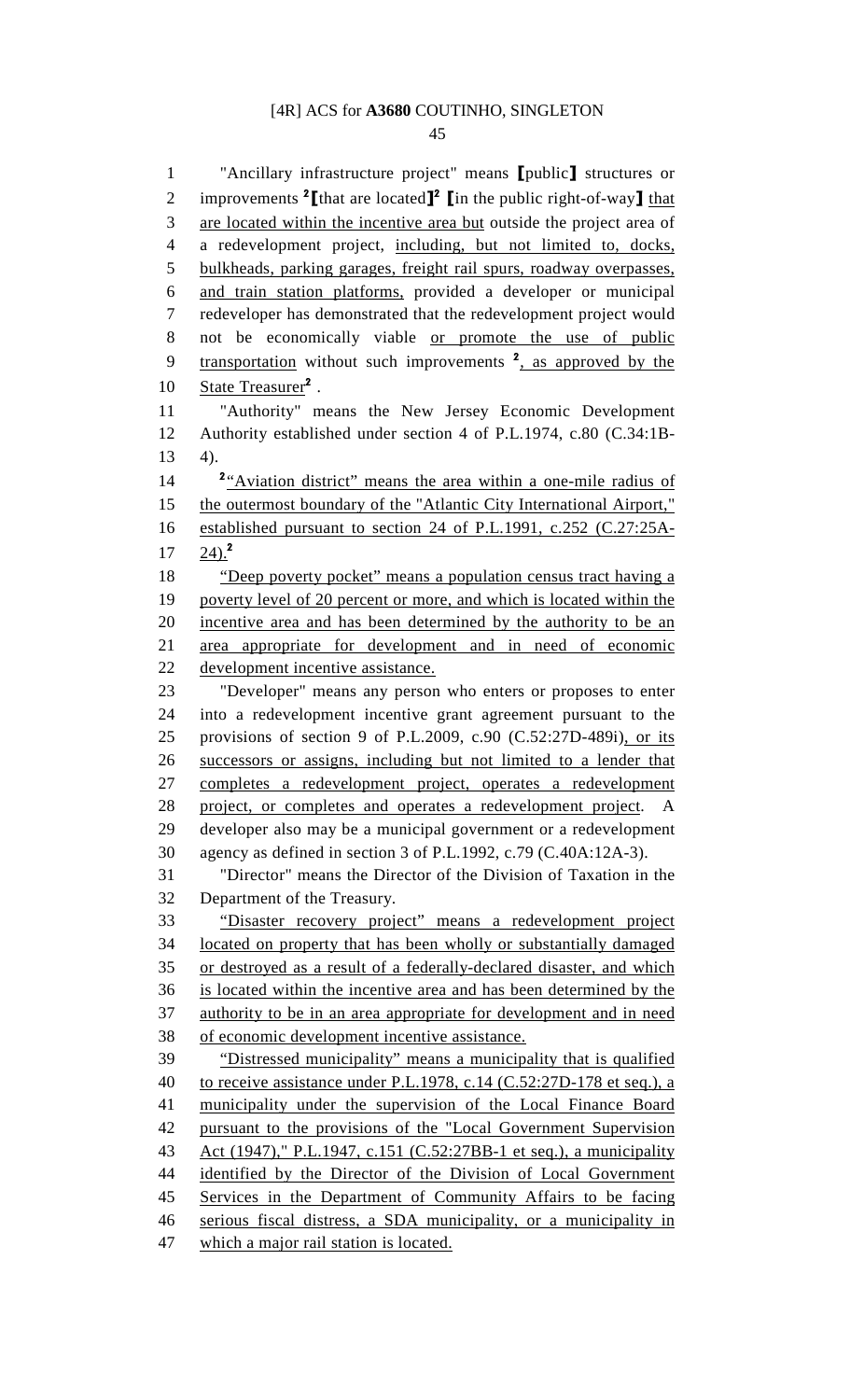"Ancillary infrastructure project" means ⟦public⟧ structures or improvements [2]⟦that are located⟧[2] ⟦in the public right-of-way⟧ that are located within the incentive area but outside the project area of a redevelopment project, including, but not limited to, docks, bulkheads, parking garages, freight rail spurs, roadway overpasses, and train station platforms, provided a developer or municipal redeveloper has demonstrated that the redevelopment project would not be economically viable or promote the use of public transportation without such improvements [2], as approved by the State Treasurer[2] .

"Authority" means the New Jersey Economic Development Authority established under section 4 of P.L.1974, c.80 (C.34:1B-4).

[2]"Aviation district" means the area within a one-mile radius of the outermost boundary of the "Atlantic City International Airport," established pursuant to section 24 of P.L.1991, c.252 (C.27:25A-24).[2]

"Deep poverty pocket" means a population census tract having a poverty level of 20 percent or more, and which is located within the incentive area and has been determined by the authority to be an area appropriate for development and in need of economic development incentive assistance.

"Developer" means any person who enters or proposes to enter into a redevelopment incentive grant agreement pursuant to the provisions of section 9 of P.L.2009, c.90 (C.52:27D-489i), or its successors or assigns, including but not limited to a lender that completes a redevelopment project, operates a redevelopment project, or completes and operates a redevelopment project. A developer also may be a municipal government or a redevelopment agency as defined in section 3 of P.L.1992, c.79 (C.40A:12A-3).

"Director" means the Director of the Division of Taxation in the Department of the Treasury.

"Disaster recovery project" means a redevelopment project located on property that has been wholly or substantially damaged or destroyed as a result of a federally-declared disaster, and which is located within the incentive area and has been determined by the authority to be in an area appropriate for development and in need of economic development incentive assistance.

"Distressed municipality" means a municipality that is qualified to receive assistance under P.L.1978, c.14 (C.52:27D-178 et seq.), a municipality under the supervision of the Local Finance Board pursuant to the provisions of the "Local Government Supervision Act (1947)," P.L.1947, c.151 (C.52:27BB-1 et seq.), a municipality identified by the Director of the Division of Local Government Services in the Department of Community Affairs to be facing serious fiscal distress, a SDA municipality, or a municipality in which a major rail station is located.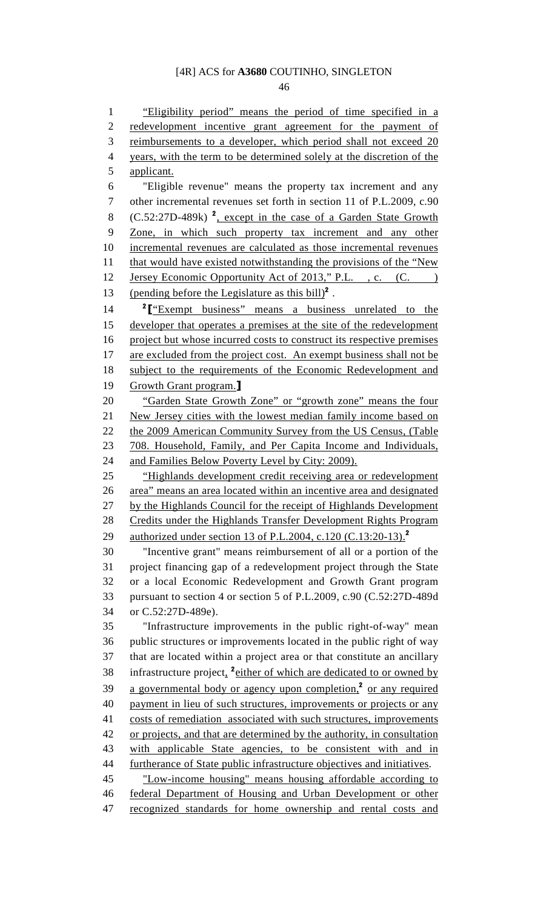"Eligibility period" means the period of time specified in a redevelopment incentive grant agreement for the payment of reimbursements to a developer, which period shall not exceed 20 years, with the term to be determined solely at the discretion of the applicant.

"Eligible revenue" means the property tax increment and any other incremental revenues set forth in section 11 of P.L.2009, c.90 (C.52:27D-489k) [2], except in the case of a Garden State Growth Zone, in which such property tax increment and any other incremental revenues are calculated as those incremental revenues that would have existed notwithstanding the provisions of the "New Jersey Economic Opportunity Act of 2013," P.L. , c. (C. ) (pending before the Legislature as this bill)[2] .

[2]["Exempt business" means a business unrelated to the developer that operates a premises at the site of the redevelopment project but whose incurred costs to construct its respective premises are excluded from the project cost. An exempt business shall not be subject to the requirements of the Economic Redevelopment and Growth Grant program.]

"Garden State Growth Zone" or "growth zone" means the four New Jersey cities with the lowest median family income based on the 2009 American Community Survey from the US Census, (Table 708. Household, Family, and Per Capita Income and Individuals, and Families Below Poverty Level by City: 2009).

"Highlands development credit receiving area or redevelopment area" means an area located within an incentive area and designated by the Highlands Council for the receipt of Highlands Development Credits under the Highlands Transfer Development Rights Program authorized under section 13 of P.L.2004, c.120 (C.13:20-13).[2]

"Incentive grant" means reimbursement of all or a portion of the project financing gap of a redevelopment project through the State or a local Economic Redevelopment and Growth Grant program pursuant to section 4 or section 5 of P.L.2009, c.90 (C.52:27D-489d or C.52:27D-489e).

"Infrastructure improvements in the public right-of-way" mean public structures or improvements located in the public right of way that are located within a project area or that constitute an ancillary infrastructure project, [2]either of which are dedicated to or owned by a governmental body or agency upon completion,[2] or any required payment in lieu of such structures, improvements or projects or any costs of remediation associated with such structures, improvements or projects, and that are determined by the authority, in consultation with applicable State agencies, to be consistent with and in furtherance of State public infrastructure objectives and initiatives.

"Low-income housing" means housing affordable according to federal Department of Housing and Urban Development or other recognized standards for home ownership and rental costs and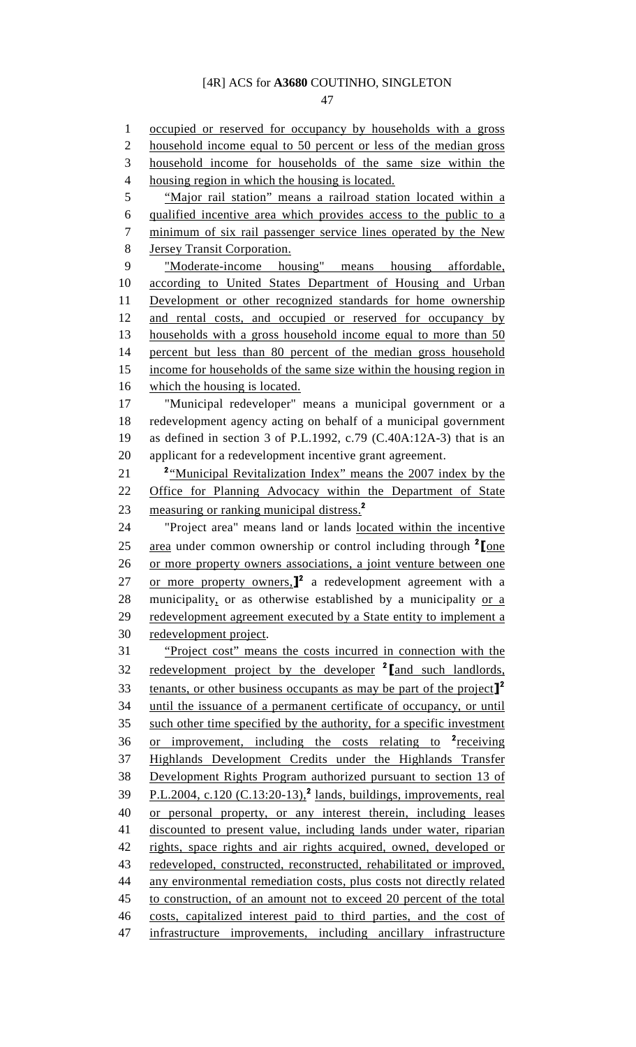occupied or reserved for occupancy by households with a gross household income equal to 50 percent or less of the median gross household income for households of the same size within the housing region in which the housing is located.

"Major rail station" means a railroad station located within a qualified incentive area which provides access to the public to a minimum of six rail passenger service lines operated by the New Jersey Transit Corporation.

"Moderate-income housing" means housing affordable, according to United States Department of Housing and Urban Development or other recognized standards for home ownership and rental costs, and occupied or reserved for occupancy by households with a gross household income equal to more than 50 percent but less than 80 percent of the median gross household income for households of the same size within the housing region in which the housing is located.

"Municipal redeveloper" means a municipal government or a redevelopment agency acting on behalf of a municipal government as defined in section 3 of P.L.1992, c.79 (C.40A:12A-3) that is an applicant for a redevelopment incentive grant agreement.

[2]"Municipal Revitalization Index" means the 2007 index by the Office for Planning Advocacy within the Department of State measuring or ranking municipal distress.[2]

"Project area" means land or lands located within the incentive area under common ownership or control including through [2]⟦one or more property owners associations, a joint venture between one or more property owners,⟧[2] a redevelopment agreement with a municipality, or as otherwise established by a municipality or a redevelopment agreement executed by a State entity to implement a redevelopment project.

"Project cost" means the costs incurred in connection with the redevelopment project by the developer [2]⟦and such landlords, tenants, or other business occupants as may be part of the project⟧[2] until the issuance of a permanent certificate of occupancy, or until such other time specified by the authority, for a specific investment or improvement, including the costs relating to [2]receiving Highlands Development Credits under the Highlands Transfer Development Rights Program authorized pursuant to section 13 of P.L.2004, c.120 (C.13:20-13),[2] lands, buildings, improvements, real or personal property, or any interest therein, including leases discounted to present value, including lands under water, riparian rights, space rights and air rights acquired, owned, developed or redeveloped, constructed, reconstructed, rehabilitated or improved, any environmental remediation costs, plus costs not directly related to construction, of an amount not to exceed 20 percent of the total costs, capitalized interest paid to third parties, and the cost of infrastructure improvements, including ancillary infrastructure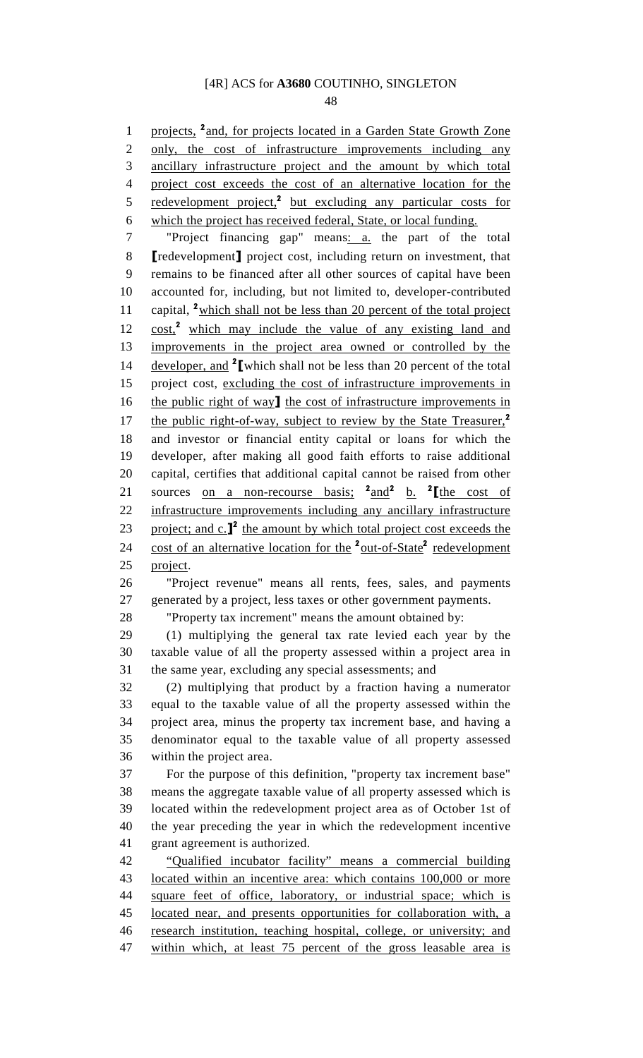projects, [2]and, for projects located in a Garden State Growth Zone only, the cost of infrastructure improvements including any ancillary infrastructure project and the amount by which total project cost exceeds the cost of an alternative location for the redevelopment project,[2] but excluding any particular costs for which the project has received federal, State, or local funding.

"Project financing gap" means: a. the part of the total [redevelopment] project cost, including return on investment, that remains to be financed after all other sources of capital have been accounted for, including, but not limited to, developer-contributed capital, [2]which shall not be less than 20 percent of the total project cost,[2] which may include the value of any existing land and improvements in the project area owned or controlled by the developer, and [2][which shall not be less than 20 percent of the total project cost, excluding the cost of infrastructure improvements in the public right of way] the cost of infrastructure improvements in the public right-of-way, subject to review by the State Treasurer,[2] and investor or financial entity capital or loans for which the developer, after making all good faith efforts to raise additional capital, certifies that additional capital cannot be raised from other sources on a non-recourse basis; [2]and[2] b. [2][the cost of infrastructure improvements including any ancillary infrastructure project; and c.][2] the amount by which total project cost exceeds the cost of an alternative location for the [2]out-of-State[2] redevelopment project.

"Project revenue" means all rents, fees, sales, and payments generated by a project, less taxes or other government payments.

"Property tax increment" means the amount obtained by:

(1) multiplying the general tax rate levied each year by the taxable value of all the property assessed within a project area in the same year, excluding any special assessments; and

(2) multiplying that product by a fraction having a numerator equal to the taxable value of all the property assessed within the project area, minus the property tax increment base, and having a denominator equal to the taxable value of all property assessed within the project area.

For the purpose of this definition, "property tax increment base" means the aggregate taxable value of all property assessed which is located within the redevelopment project area as of October 1st of the year preceding the year in which the redevelopment incentive grant agreement is authorized.

"Qualified incubator facility" means a commercial building located within an incentive area: which contains 100,000 or more square feet of office, laboratory, or industrial space; which is located near, and presents opportunities for collaboration with, a research institution, teaching hospital, college, or university; and within which, at least 75 percent of the gross leasable area is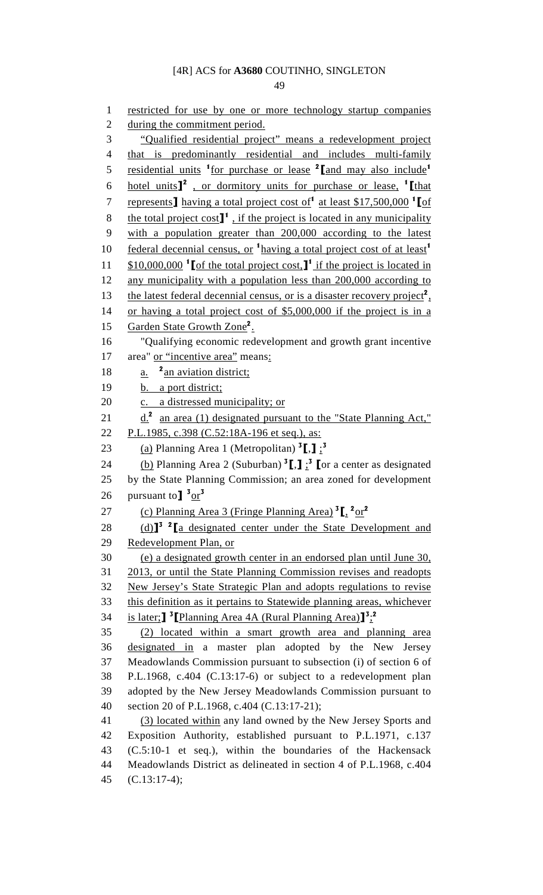restricted for use by one or more technology startup companies during the commitment period.

"Qualified residential project" means a redevelopment project that is predominantly residential and includes multi-family residential units [1]for purchase or lease [2]⟦and may also include[1] hotel units⟧[2] , or dormitory units for purchase or lease, [1]⟦that represents⟧ having a total project cost of[1] at least $17,500,000 [1]⟦of the total project cost⟧[1] , if the project is located in any municipality with a population greater than 200,000 according to the latest federal decennial census, or [1]having a total project cost of at least[1] $10,000,000 [1]⟦of the total project cost,⟧[1] if the project is located in any municipality with a population less than 200,000 according to the latest federal decennial census, or is a disaster recovery project[2], or having a total project cost of $5,000,000 if the project is in a Garden State Growth Zone[2].

"Qualifying economic redevelopment and growth grant incentive area" or "incentive area" means:

a. [2]an aviation district;

b. a port district;

c. a distressed municipality; or

d.[2] an area (1) designated pursuant to the "State Planning Act," P.L.1985, c.398 (C.52:18A-196 et seq.), as:

(a) Planning Area 1 (Metropolitan) [3]⟦,⟧ ;[3]

(b) Planning Area 2 (Suburban) [3]⟦,⟧ ;[3] ⟦or a center as designated by the State Planning Commission; an area zoned for development pursuant to⟧ [3]or[3]

(c) Planning Area 3 (Fringe Planning Area) [3]⟦, [2]or[2]

(d)⟧[3] [2]⟦a designated center under the State Development and Redevelopment Plan, or

(e) a designated growth center in an endorsed plan until June 30, 2013, or until the State Planning Commission revises and readopts New Jersey's State Strategic Plan and adopts regulations to revise this definition as it pertains to Statewide planning areas, whichever is later;⟧ [3]⟦Planning Area 4A (Rural Planning Area)⟧[3];[2]

(2) located within a smart growth area and planning area designated in a master plan adopted by the New Jersey Meadowlands Commission pursuant to subsection (i) of section 6 of P.L.1968, c.404 (C.13:17-6) or subject to a redevelopment plan adopted by the New Jersey Meadowlands Commission pursuant to section 20 of P.L.1968, c.404 (C.13:17-21);

(3) located within any land owned by the New Jersey Sports and Exposition Authority, established pursuant to P.L.1971, c.137 (C.5:10-1 et seq.), within the boundaries of the Hackensack Meadowlands District as delineated in section 4 of P.L.1968, c.404 (C.13:17-4);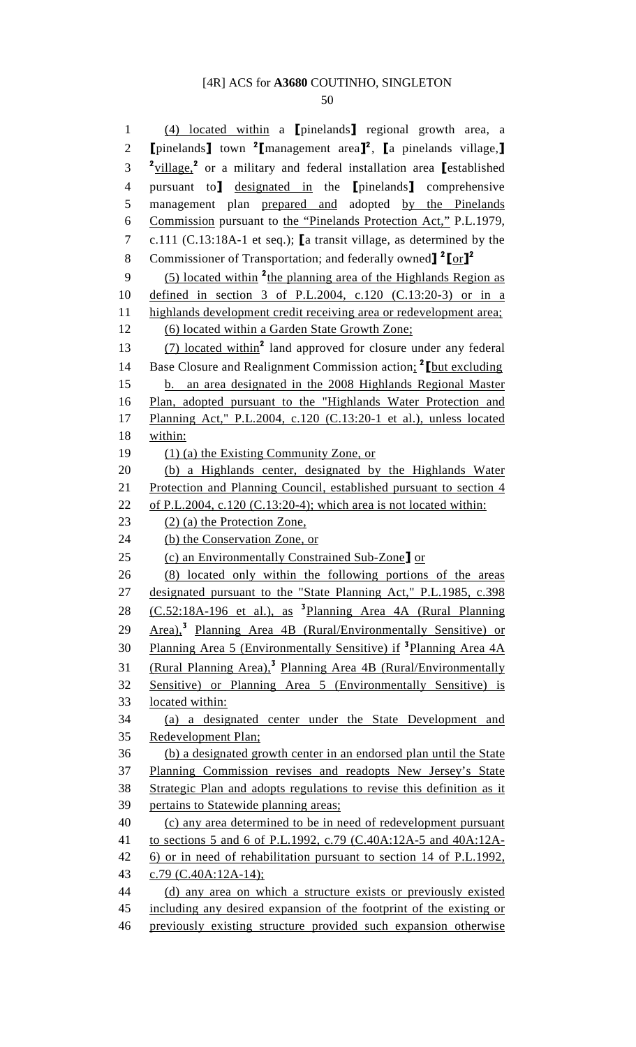(4) located within a ⟦pinelands⟧ regional growth area, a ⟦pinelands⟧ town [2]⟦management area⟧[2], ⟦a pinelands village,⟧ [2]village,[2] or a military and federal installation area ⟦established pursuant to⟧ designated in the ⟦pinelands⟧ comprehensive management plan prepared and adopted by the Pinelands Commission pursuant to the "Pinelands Protection Act," P.L.1979, c.111 (C.13:18A-1 et seq.); ⟦a transit village, as determined by the Commissioner of Transportation; and federally owned⟧ [2]⟦or⟧[2]

(5) located within [2]the planning area of the Highlands Region as defined in section 3 of P.L.2004, c.120 (C.13:20-3) or in a highlands development credit receiving area or redevelopment area;

(6) located within a Garden State Growth Zone;

(7) located within[2] land approved for closure under any federal Base Closure and Realignment Commission action; [2]⟦but excluding

b. an area designated in the 2008 Highlands Regional Master Plan, adopted pursuant to the "Highlands Water Protection and Planning Act," P.L.2004, c.120 (C.13:20-1 et al.), unless located within:

(1) (a) the Existing Community Zone, or

(b) a Highlands center, designated by the Highlands Water Protection and Planning Council, established pursuant to section 4 of P.L.2004, c.120 (C.13:20-4); which area is not located within:

(2) (a) the Protection Zone,

(b) the Conservation Zone, or

(c) an Environmentally Constrained Sub-Zone⟧ or

(8) located only within the following portions of the areas designated pursuant to the "State Planning Act," P.L.1985, c.398 (C.52:18A-196 et al.), as [3]Planning Area 4A (Rural Planning Area),[3] Planning Area 4B (Rural/Environmentally Sensitive) or Planning Area 5 (Environmentally Sensitive) if [3]Planning Area 4A (Rural Planning Area),[3] Planning Area 4B (Rural/Environmentally Sensitive) or Planning Area 5 (Environmentally Sensitive) is located within:

(a) a designated center under the State Development and Redevelopment Plan;

(b) a designated growth center in an endorsed plan until the State Planning Commission revises and readopts New Jersey's State Strategic Plan and adopts regulations to revise this definition as it pertains to Statewide planning areas;

(c) any area determined to be in need of redevelopment pursuant to sections 5 and 6 of P.L.1992, c.79 (C.40A:12A-5 and 40A:12A-6) or in need of rehabilitation pursuant to section 14 of P.L.1992, c.79 (C.40A:12A-14);

(d) any area on which a structure exists or previously existed including any desired expansion of the footprint of the existing or previously existing structure provided such expansion otherwise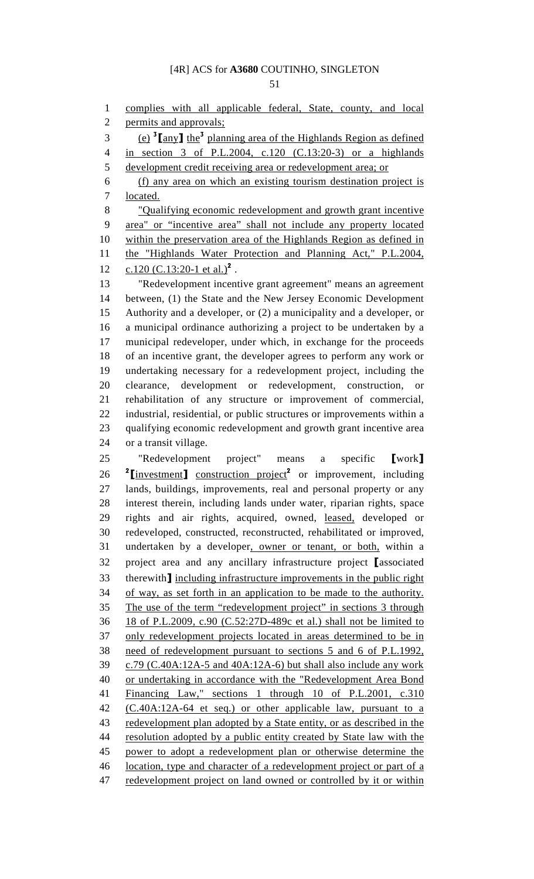complies with all applicable federal, State, county, and local permits and approvals;

(e) [3]【any】 the[3] planning area of the Highlands Region as defined in section 3 of P.L.2004, c.120 (C.13:20-3) or a highlands development credit receiving area or redevelopment area; or

(f) any area on which an existing tourism destination project is located.

"Qualifying economic redevelopment and growth grant incentive area" or "incentive area" shall not include any property located within the preservation area of the Highlands Region as defined in the "Highlands Water Protection and Planning Act," P.L.2004, c.120 (C.13:20-1 et al.)[2] .

"Redevelopment incentive grant agreement" means an agreement between, (1) the State and the New Jersey Economic Development Authority and a developer, or (2) a municipality and a developer, or a municipal ordinance authorizing a project to be undertaken by a municipal redeveloper, under which, in exchange for the proceeds of an incentive grant, the developer agrees to perform any work or undertaking necessary for a redevelopment project, including the clearance, development or redevelopment, construction, or rehabilitation of any structure or improvement of commercial, industrial, residential, or public structures or improvements within a qualifying economic redevelopment and growth grant incentive area or a transit village.

"Redevelopment project" means a specific 【work】 [2]【investment】 construction project[2] or improvement, including lands, buildings, improvements, real and personal property or any interest therein, including lands under water, riparian rights, space rights and air rights, acquired, owned, leased, developed or redeveloped, constructed, reconstructed, rehabilitated or improved, undertaken by a developer, owner or tenant, or both, within a project area and any ancillary infrastructure project 【associated therewith】 including infrastructure improvements in the public right of way, as set forth in an application to be made to the authority. The use of the term "redevelopment project" in sections 3 through 18 of P.L.2009, c.90 (C.52:27D-489c et al.) shall not be limited to only redevelopment projects located in areas determined to be in need of redevelopment pursuant to sections 5 and 6 of P.L.1992, c.79 (C.40A:12A-5 and 40A:12A-6) but shall also include any work or undertaking in accordance with the "Redevelopment Area Bond Financing Law," sections 1 through 10 of P.L.2001, c.310 (C.40A:12A-64 et seq.) or other applicable law, pursuant to a redevelopment plan adopted by a State entity, or as described in the resolution adopted by a public entity created by State law with the power to adopt a redevelopment plan or otherwise determine the location, type and character of a redevelopment project or part of a redevelopment project on land owned or controlled by it or within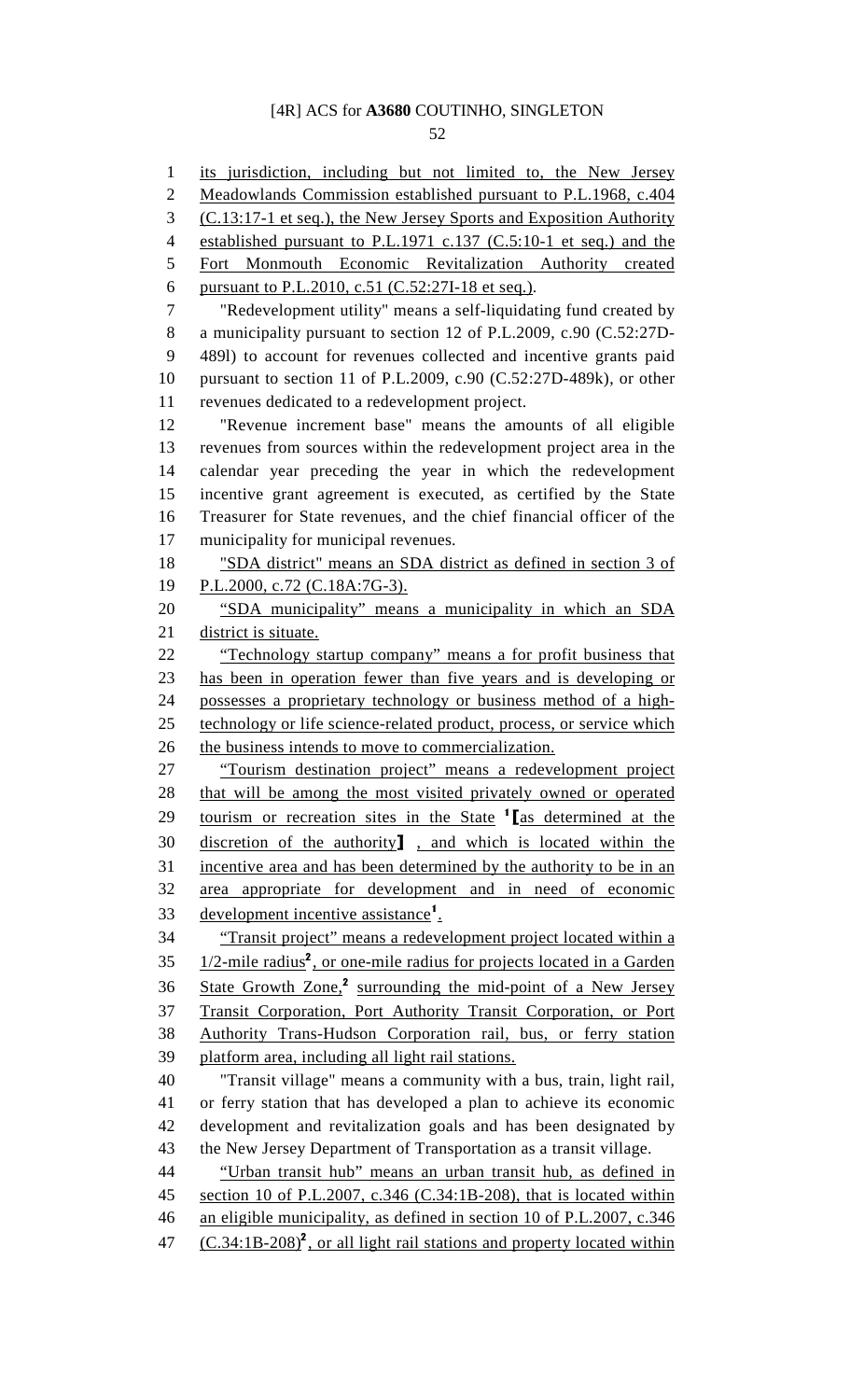its jurisdiction, including but not limited to, the New Jersey Meadowlands Commission established pursuant to P.L.1968, c.404 (C.13:17-1 et seq.), the New Jersey Sports and Exposition Authority established pursuant to P.L.1971 c.137 (C.5:10-1 et seq.) and the Fort Monmouth Economic Revitalization Authority created pursuant to P.L.2010, c.51 (C.52:27I-18 et seq.).

"Redevelopment utility" means a self-liquidating fund created by a municipality pursuant to section 12 of P.L.2009, c.90 (C.52:27D-489l) to account for revenues collected and incentive grants paid pursuant to section 11 of P.L.2009, c.90 (C.52:27D-489k), or other revenues dedicated to a redevelopment project.

"Revenue increment base" means the amounts of all eligible revenues from sources within the redevelopment project area in the calendar year preceding the year in which the redevelopment incentive grant agreement is executed, as certified by the State Treasurer for State revenues, and the chief financial officer of the municipality for municipal revenues.

"SDA district" means an SDA district as defined in section 3 of P.L.2000, c.72 (C.18A:7G-3).

"SDA municipality" means a municipality in which an SDA district is situate.

"Technology startup company" means a for profit business that has been in operation fewer than five years and is developing or possesses a proprietary technology or business method of a high-technology or life science-related product, process, or service which the business intends to move to commercialization.

"Tourism destination project" means a redevelopment project that will be among the most visited privately owned or operated tourism or recreation sites in the State [1][as determined at the discretion of the authority] , and which is located within the incentive area and has been determined by the authority to be in an area appropriate for development and in need of economic development incentive assistance[1].

"Transit project" means a redevelopment project located within a 1/2-mile radius[2], or one-mile radius for projects located in a Garden State Growth Zone,[2] surrounding the mid-point of a New Jersey Transit Corporation, Port Authority Transit Corporation, or Port Authority Trans-Hudson Corporation rail, bus, or ferry station platform area, including all light rail stations.

"Transit village" means a community with a bus, train, light rail, or ferry station that has developed a plan to achieve its economic development and revitalization goals and has been designated by the New Jersey Department of Transportation as a transit village.

"Urban transit hub" means an urban transit hub, as defined in section 10 of P.L.2007, c.346 (C.34:1B-208), that is located within an eligible municipality, as defined in section 10 of P.L.2007, c.346 (C.34:1B-208)[2], or all light rail stations and property located within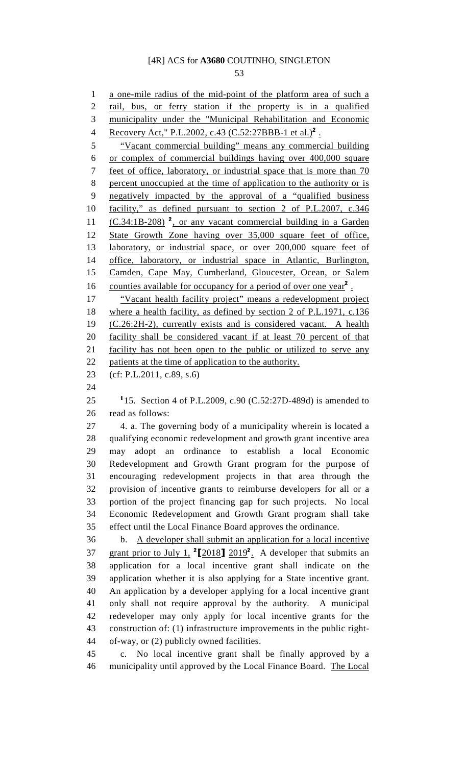a one-mile radius of the mid-point of the platform area of such a rail, bus, or ferry station if the property is in a qualified municipality under the "Municipal Rehabilitation and Economic Recovery Act," P.L.2002, c.43 (C.52:27BBB-1 et al.)[2] .

"Vacant commercial building" means any commercial building or complex of commercial buildings having over 400,000 square feet of office, laboratory, or industrial space that is more than 70 percent unoccupied at the time of application to the authority or is negatively impacted by the approval of a "qualified business facility," as defined pursuant to section 2 of P.L.2007, c.346 (C.34:1B-208) [2], or any vacant commercial building in a Garden State Growth Zone having over 35,000 square feet of office, laboratory, or industrial space, or over 200,000 square feet of office, laboratory, or industrial space in Atlantic, Burlington, Camden, Cape May, Cumberland, Gloucester, Ocean, or Salem counties available for occupancy for a period of over one year[2] .

"Vacant health facility project" means a redevelopment project where a health facility, as defined by section 2 of P.L.1971, c.136 (C.26:2H-2), currently exists and is considered vacant. A health facility shall be considered vacant if at least 70 percent of that facility has not been open to the public or utilized to serve any patients at the time of application to the authority.

(cf: P.L.2011, c.89, s.6)

[1]15. Section 4 of P.L.2009, c.90 (C.52:27D-489d) is amended to read as follows:

4. a. The governing body of a municipality wherein is located a qualifying economic redevelopment and growth grant incentive area may adopt an ordinance to establish a local Economic Redevelopment and Growth Grant program for the purpose of encouraging redevelopment projects in that area through the provision of incentive grants to reimburse developers for all or a portion of the project financing gap for such projects. No local Economic Redevelopment and Growth Grant program shall take effect until the Local Finance Board approves the ordinance.

b. A developer shall submit an application for a local incentive grant prior to July 1, [2]【2018】 2019[2]. A developer that submits an application for a local incentive grant shall indicate on the application whether it is also applying for a State incentive grant. An application by a developer applying for a local incentive grant only shall not require approval by the authority. A municipal redeveloper may only apply for local incentive grants for the construction of: (1) infrastructure improvements in the public right-of-way, or (2) publicly owned facilities.

c. No local incentive grant shall be finally approved by a municipality until approved by the Local Finance Board. The Local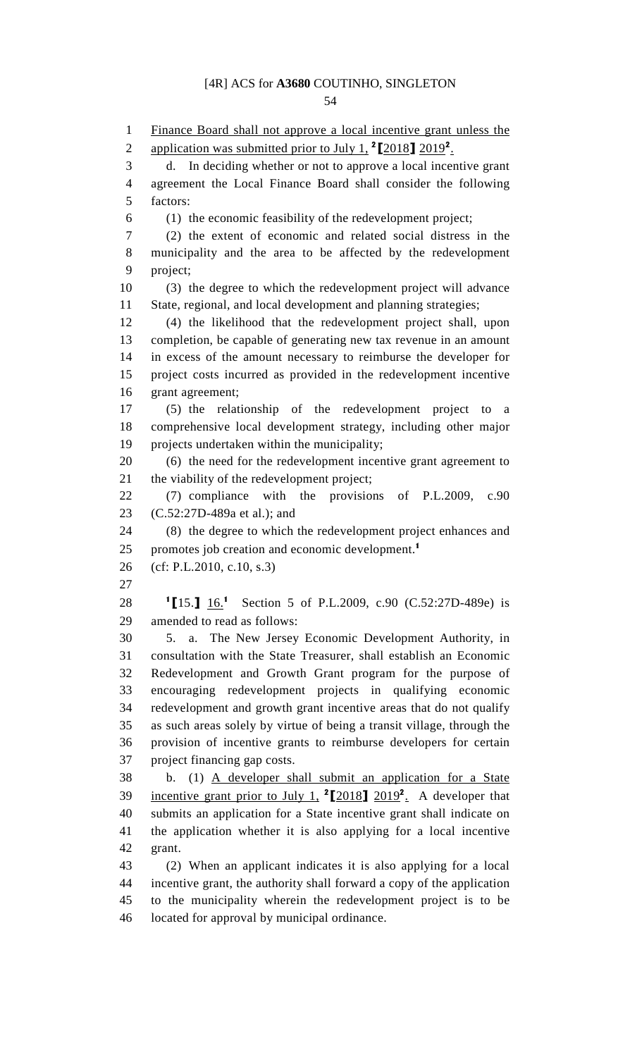Finance Board shall not approve a local incentive grant unless the application was submitted prior to July 1, [2]【2018】 2019[2].

d. In deciding whether or not to approve a local incentive grant agreement the Local Finance Board shall consider the following factors:

(1) the economic feasibility of the redevelopment project;

(2) the extent of economic and related social distress in the municipality and the area to be affected by the redevelopment project;

(3) the degree to which the redevelopment project will advance State, regional, and local development and planning strategies;

(4) the likelihood that the redevelopment project shall, upon completion, be capable of generating new tax revenue in an amount in excess of the amount necessary to reimburse the developer for project costs incurred as provided in the redevelopment incentive grant agreement;

(5) the relationship of the redevelopment project to a comprehensive local development strategy, including other major projects undertaken within the municipality;

(6) the need for the redevelopment incentive grant agreement to the viability of the redevelopment project;

(7) compliance with the provisions of P.L.2009, c.90 (C.52:27D-489a et al.); and

(8) the degree to which the redevelopment project enhances and promotes job creation and economic development.[1]

(cf: P.L.2010, c.10, s.3)

[1]【15.】 16.[1] Section 5 of P.L.2009, c.90 (C.52:27D-489e) is amended to read as follows:

5. a. The New Jersey Economic Development Authority, in consultation with the State Treasurer, shall establish an Economic Redevelopment and Growth Grant program for the purpose of encouraging redevelopment projects in qualifying economic redevelopment and growth grant incentive areas that do not qualify as such areas solely by virtue of being a transit village, through the provision of incentive grants to reimburse developers for certain project financing gap costs.

b. (1) A developer shall submit an application for a State incentive grant prior to July 1, [2]【2018】 2019[2]. A developer that submits an application for a State incentive grant shall indicate on the application whether it is also applying for a local incentive grant.

(2) When an applicant indicates it is also applying for a local incentive grant, the authority shall forward a copy of the application to the municipality wherein the redevelopment project is to be located for approval by municipal ordinance.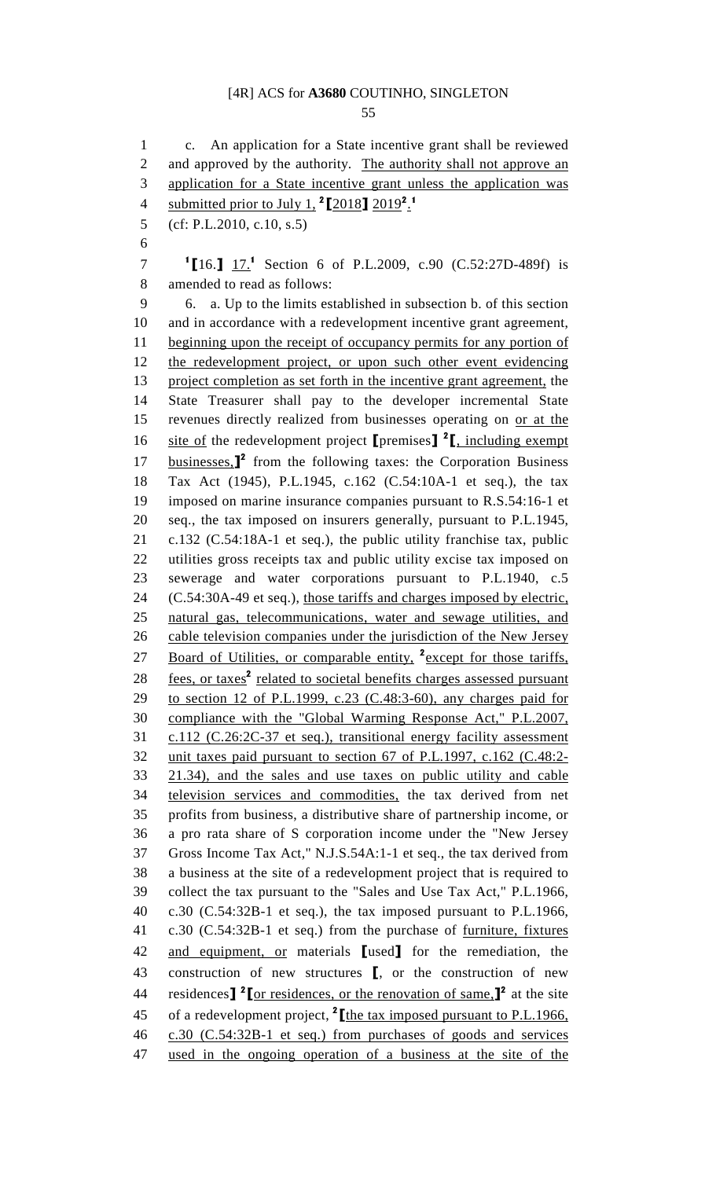c. An application for a State incentive grant shall be reviewed and approved by the authority. The authority shall not approve an application for a State incentive grant unless the application was submitted prior to July 1, [2]【2018】 2019[2].[1]

(cf: P.L.2010, c.10, s.5)

[1]【16.】 17.[1] Section 6 of P.L.2009, c.90 (C.52:27D-489f) is amended to read as follows:

6. a. Up to the limits established in subsection b. of this section and in accordance with a redevelopment incentive grant agreement, beginning upon the receipt of occupancy permits for any portion of the redevelopment project, or upon such other event evidencing project completion as set forth in the incentive grant agreement, the State Treasurer shall pay to the developer incremental State revenues directly realized from businesses operating on or at the site of the redevelopment project 【premises】 [2]【, including exempt businesses,】[2] from the following taxes: the Corporation Business Tax Act (1945), P.L.1945, c.162 (C.54:10A-1 et seq.), the tax imposed on marine insurance companies pursuant to R.S.54:16-1 et seq., the tax imposed on insurers generally, pursuant to P.L.1945, c.132 (C.54:18A-1 et seq.), the public utility franchise tax, public utilities gross receipts tax and public utility excise tax imposed on sewerage and water corporations pursuant to P.L.1940, c.5 (C.54:30A-49 et seq.), those tariffs and charges imposed by electric, natural gas, telecommunications, water and sewage utilities, and cable television companies under the jurisdiction of the New Jersey Board of Utilities, or comparable entity, [2]except for those tariffs, fees, or taxes[2] related to societal benefits charges assessed pursuant to section 12 of P.L.1999, c.23 (C.48:3-60), any charges paid for compliance with the "Global Warming Response Act," P.L.2007, c.112 (C.26:2C-37 et seq.), transitional energy facility assessment unit taxes paid pursuant to section 67 of P.L.1997, c.162 (C.48:2-21.34), and the sales and use taxes on public utility and cable television services and commodities, the tax derived from net profits from business, a distributive share of partnership income, or a pro rata share of S corporation income under the "New Jersey Gross Income Tax Act," N.J.S.54A:1-1 et seq., the tax derived from a business at the site of a redevelopment project that is required to collect the tax pursuant to the "Sales and Use Tax Act," P.L.1966, c.30 (C.54:32B-1 et seq.), the tax imposed pursuant to P.L.1966, c.30 (C.54:32B-1 et seq.) from the purchase of furniture, fixtures and equipment, or materials 【used】 for the remediation, the construction of new structures 【, or the construction of new residences】 [2]【or residences, or the renovation of same,】[2] at the site of a redevelopment project, [2]【the tax imposed pursuant to P.L.1966, c.30 (C.54:32B-1 et seq.) from purchases of goods and services used in the ongoing operation of a business at the site of the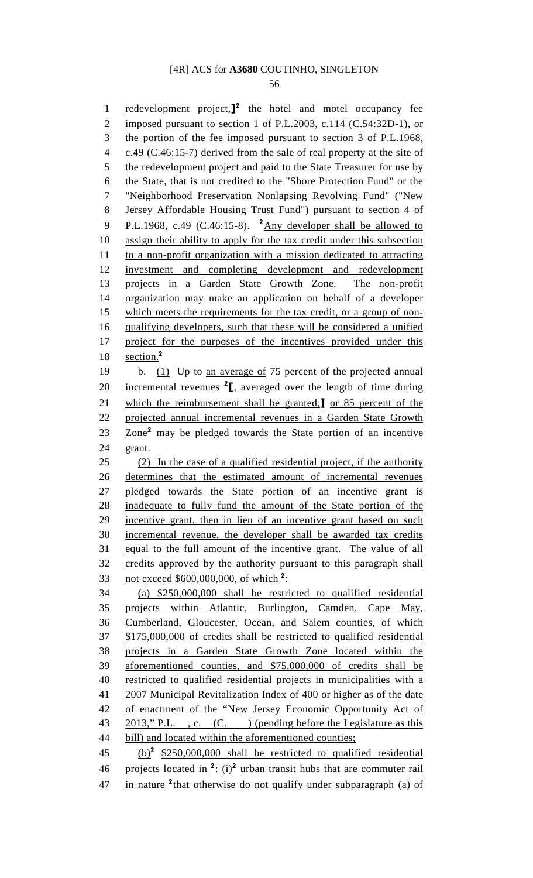redevelopment project,]² the hotel and motel occupancy fee imposed pursuant to section 1 of P.L.2003, c.114 (C.54:32D-1), or the portion of the fee imposed pursuant to section 3 of P.L.1968, c.49 (C.46:15-7) derived from the sale of real property at the site of the redevelopment project and paid to the State Treasurer for use by the State, that is not credited to the "Shore Protection Fund" or the "Neighborhood Preservation Nonlapsing Revolving Fund" ("New Jersey Affordable Housing Trust Fund") pursuant to section 4 of P.L.1968, c.49 (C.46:15-8). ²Any developer shall be allowed to assign their ability to apply for the tax credit under this subsection to a non-profit organization with a mission dedicated to attracting investment and completing development and redevelopment projects in a Garden State Growth Zone. The non-profit organization may make an application on behalf of a developer which meets the requirements for the tax credit, or a group of non-qualifying developers, such that these will be considered a unified project for the purposes of the incentives provided under this section.²

b. (1) Up to an average of 75 percent of the projected annual incremental revenues ²[, averaged over the length of time during which the reimbursement shall be granted,] or 85 percent of the projected annual incremental revenues in a Garden State Growth Zone² may be pledged towards the State portion of an incentive grant.

(2) In the case of a qualified residential project, if the authority determines that the estimated amount of incremental revenues pledged towards the State portion of an incentive grant is inadequate to fully fund the amount of the State portion of the incentive grant, then in lieu of an incentive grant based on such incremental revenue, the developer shall be awarded tax credits equal to the full amount of the incentive grant. The value of all credits approved by the authority pursuant to this paragraph shall not exceed $600,000,000, of which ²:

(a) $250,000,000 shall be restricted to qualified residential projects within Atlantic, Burlington, Camden, Cape May, Cumberland, Gloucester, Ocean, and Salem counties, of which $175,000,000 of credits shall be restricted to qualified residential projects in a Garden State Growth Zone located within the aforementioned counties, and $75,000,000 of credits shall be restricted to qualified residential projects in municipalities with a 2007 Municipal Revitalization Index of 400 or higher as of the date of enactment of the "New Jersey Economic Opportunity Act of 2013," P.L. , c. (C. ) (pending before the Legislature as this bill) and located within the aforementioned counties;

(b)² $250,000,000 shall be restricted to qualified residential projects located in ²: (i)² urban transit hubs that are commuter rail in nature ²that otherwise do not qualify under subparagraph (a) of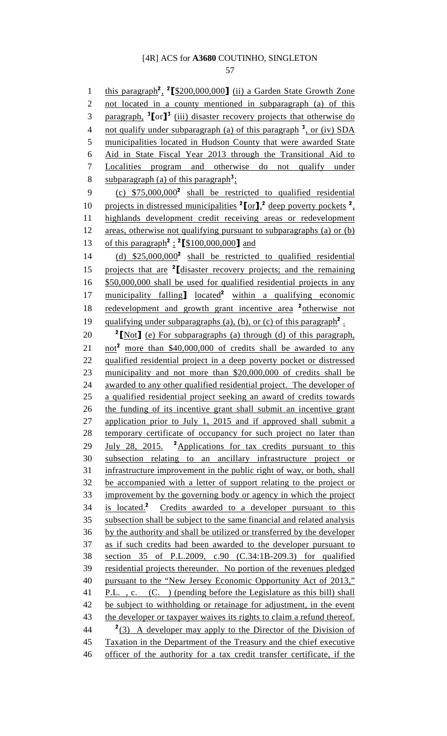this paragraph[2], [2]⟦$200,000,000⟧ (ii) a Garden State Growth Zone not located in a county mentioned in subparagraph (a) of this paragraph, [3]⟦or⟧[3] (iii) disaster recovery projects that otherwise do not qualify under subparagraph (a) of this paragraph [3], or (iv) SDA municipalities located in Hudson County that were awarded State Aid in State Fiscal Year 2013 through the Transitional Aid to Localities program and otherwise do not qualify under subparagraph (a) of this paragraph[3];

(c) $75,000,000[2] shall be restricted to qualified residential projects in distressed municipalities [2]⟦or⟧,[2] deep poverty pockets [2], highlands development credit receiving areas or redevelopment areas, otherwise not qualifying pursuant to subparagraphs (a) or (b) of this paragraph[2] ; [2]⟦$100,000,000⟧ and

(d) $25,000,000[2] shall be restricted to qualified residential projects that are [2]⟦disaster recovery projects; and the remaining $50,000,000 shall be used for qualified residential projects in any municipality falling⟧ located[2] within a qualifying economic redevelopment and growth grant incentive area [2]otherwise not qualifying under subparagraphs (a), (b), or (c) of this paragraph[2] .

[2]⟦Not⟧ (e) For subparagraphs (a) through (d) of this paragraph, not[2] more than $40,000,000 of credits shall be awarded to any qualified residential project in a deep poverty pocket or distressed municipality and not more than $20,000,000 of credits shall be awarded to any other qualified residential project. The developer of a qualified residential project seeking an award of credits towards the funding of its incentive grant shall submit an incentive grant application prior to July 1, 2015 and if approved shall submit a temporary certificate of occupancy for such project no later than July 28, 2015. [2]Applications for tax credits pursuant to this subsection relating to an ancillary infrastructure project or infrastructure improvement in the public right of way, or both, shall be accompanied with a letter of support relating to the project or improvement by the governing body or agency in which the project is located.[2] Credits awarded to a developer pursuant to this subsection shall be subject to the same financial and related analysis by the authority and shall be utilized or transferred by the developer as if such credits had been awarded to the developer pursuant to section 35 of P.L.2009, c.90 (C.34:1B-209.3) for qualified residential projects thereunder. No portion of the revenues pledged pursuant to the "New Jersey Economic Opportunity Act of 2013," P.L. , c. (C. ) (pending before the Legislature as this bill) shall be subject to withholding or retainage for adjustment, in the event the developer or taxpayer waives its rights to claim a refund thereof.

[2](3) A developer may apply to the Director of the Division of Taxation in the Department of the Treasury and the chief executive officer of the authority for a tax credit transfer certificate, if the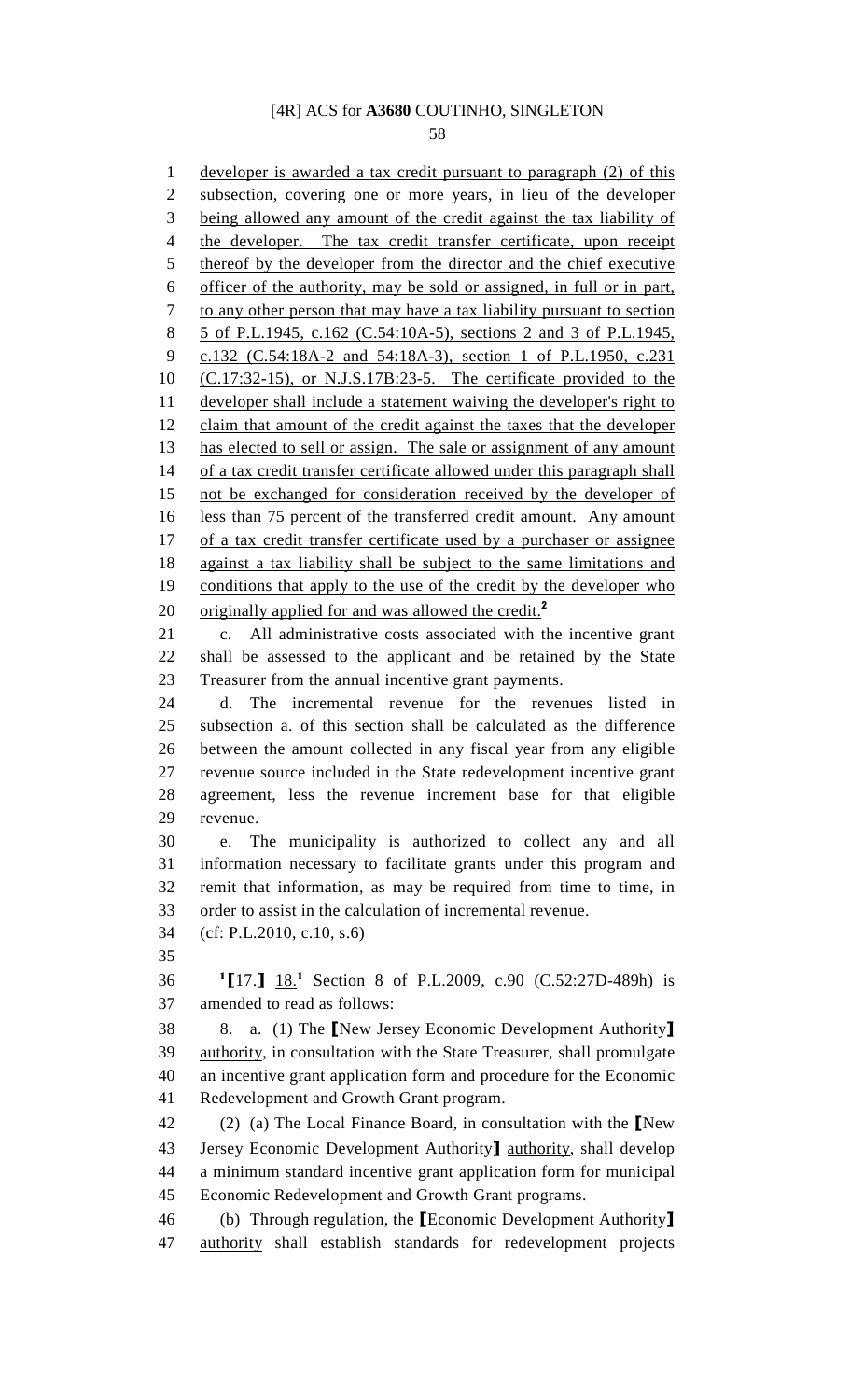developer is awarded a tax credit pursuant to paragraph (2) of this subsection, covering one or more years, in lieu of the developer being allowed any amount of the credit against the tax liability of the developer. The tax credit transfer certificate, upon receipt thereof by the developer from the director and the chief executive officer of the authority, may be sold or assigned, in full or in part, to any other person that may have a tax liability pursuant to section 5 of P.L.1945, c.162 (C.54:10A-5), sections 2 and 3 of P.L.1945, c.132 (C.54:18A-2 and 54:18A-3), section 1 of P.L.1950, c.231 (C.17:32-15), or N.J.S.17B:23-5. The certificate provided to the developer shall include a statement waiving the developer's right to claim that amount of the credit against the taxes that the developer has elected to sell or assign. The sale or assignment of any amount of a tax credit transfer certificate allowed under this paragraph shall not be exchanged for consideration received by the developer of less than 75 percent of the transferred credit amount. Any amount of a tax credit transfer certificate used by a purchaser or assignee against a tax liability shall be subject to the same limitations and conditions that apply to the use of the credit by the developer who originally applied for and was allowed the credit.[2]

c. All administrative costs associated with the incentive grant shall be assessed to the applicant and be retained by the State Treasurer from the annual incentive grant payments.

d. The incremental revenue for the revenues listed in subsection a. of this section shall be calculated as the difference between the amount collected in any fiscal year from any eligible revenue source included in the State redevelopment incentive grant agreement, less the revenue increment base for that eligible revenue.

e. The municipality is authorized to collect any and all information necessary to facilitate grants under this program and remit that information, as may be required from time to time, in order to assist in the calculation of incremental revenue.

(cf: P.L.2010, c.10, s.6)

[1]⟦17.⟧ 18.[1] Section 8 of P.L.2009, c.90 (C.52:27D-489h) is amended to read as follows:

8. a. (1) The ⟦New Jersey Economic Development Authority⟧ authority, in consultation with the State Treasurer, shall promulgate an incentive grant application form and procedure for the Economic Redevelopment and Growth Grant program.

(2) (a) The Local Finance Board, in consultation with the ⟦New Jersey Economic Development Authority⟧ authority, shall develop a minimum standard incentive grant application form for municipal Economic Redevelopment and Growth Grant programs.

(b) Through regulation, the ⟦Economic Development Authority⟧ authority shall establish standards for redevelopment projects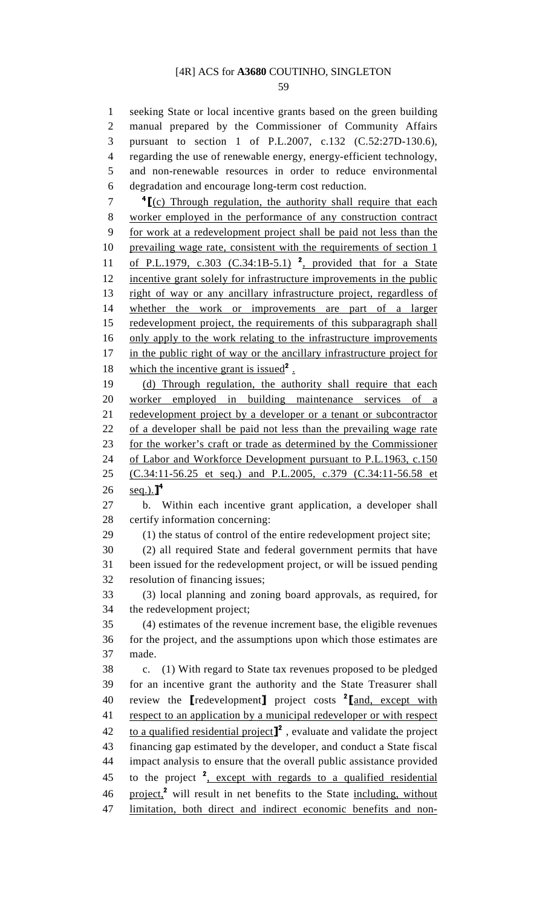seeking State or local incentive grants based on the green building manual prepared by the Commissioner of Community Affairs pursuant to section 1 of P.L.2007, c.132 (C.52:27D-130.6), regarding the use of renewable energy, energy-efficient technology, and non-renewable resources in order to reduce environmental degradation and encourage long-term cost reduction.

[4][(c) Through regulation, the authority shall require that each worker employed in the performance of any construction contract for work at a redevelopment project shall be paid not less than the prevailing wage rate, consistent with the requirements of section 1 of P.L.1979, c.303 (C.34:1B-5.1) [2], provided that for a State incentive grant solely for infrastructure improvements in the public right of way or any ancillary infrastructure project, regardless of whether the work or improvements are part of a larger redevelopment project, the requirements of this subparagraph shall only apply to the work relating to the infrastructure improvements in the public right of way or the ancillary infrastructure project for which the incentive grant is issued[2] .

(d) Through regulation, the authority shall require that each worker employed in building maintenance services of a redevelopment project by a developer or a tenant or subcontractor of a developer shall be paid not less than the prevailing wage rate for the worker's craft or trade as determined by the Commissioner of Labor and Workforce Development pursuant to P.L.1963, c.150 (C.34:11-56.25 et seq.) and P.L.2005, c.379 (C.34:11-56.58 et seq.).][4]

b. Within each incentive grant application, a developer shall certify information concerning:

(1) the status of control of the entire redevelopment project site;

(2) all required State and federal government permits that have been issued for the redevelopment project, or will be issued pending resolution of financing issues;

(3) local planning and zoning board approvals, as required, for the redevelopment project;

(4) estimates of the revenue increment base, the eligible revenues for the project, and the assumptions upon which those estimates are made.

c. (1) With regard to State tax revenues proposed to be pledged for an incentive grant the authority and the State Treasurer shall review the [redevelopment] project costs [2][and, except with respect to an application by a municipal redeveloper or with respect to a qualified residential project][2] , evaluate and validate the project financing gap estimated by the developer, and conduct a State fiscal impact analysis to ensure that the overall public assistance provided to the project [2], except with regards to a qualified residential project,[2] will result in net benefits to the State including, without limitation, both direct and indirect economic benefits and non-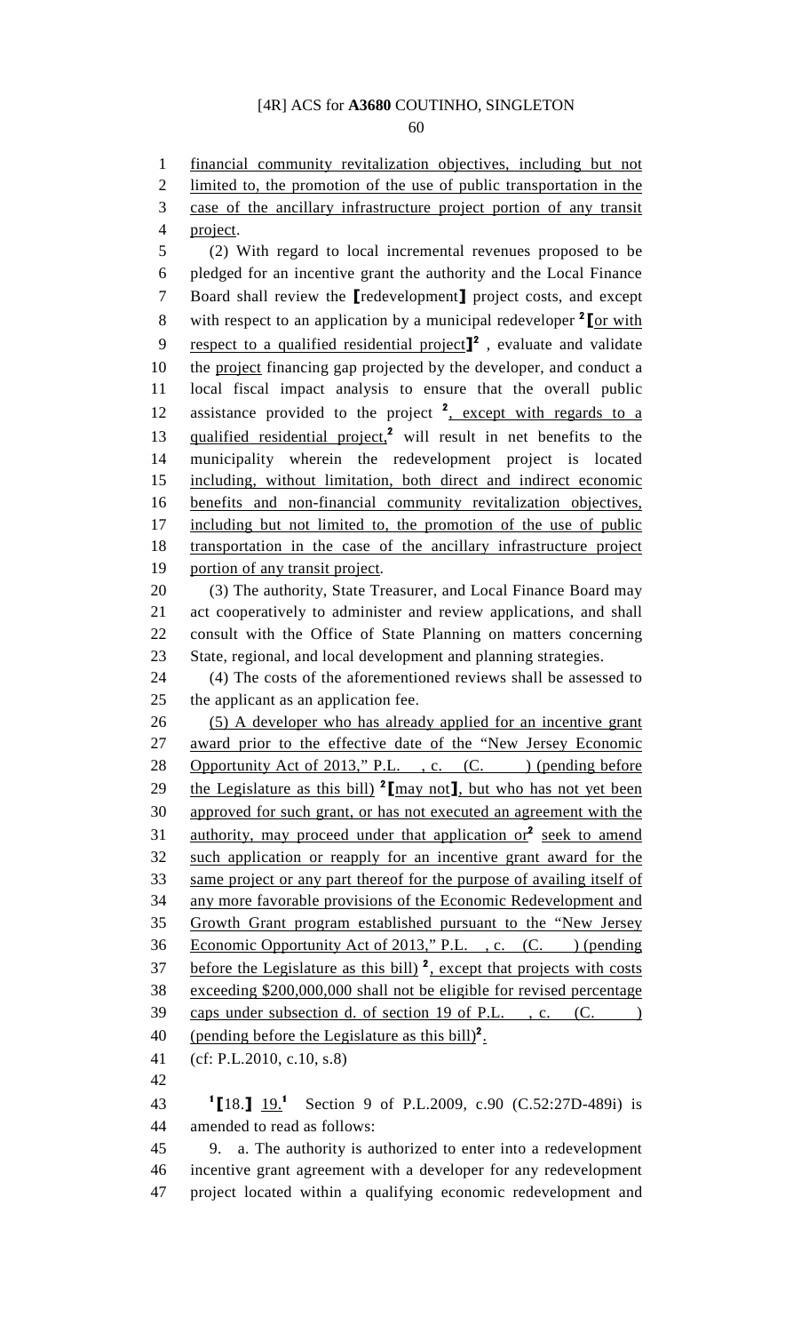financial community revitalization objectives, including but not limited to, the promotion of the use of public transportation in the case of the ancillary infrastructure project portion of any transit project.

(2) With regard to local incremental revenues proposed to be pledged for an incentive grant the authority and the Local Finance Board shall review the ⟦redevelopment⟧ project costs, and except with respect to an application by a municipal redeveloper [2]⟦or with respect to a qualified residential project⟧[2] , evaluate and validate the project financing gap projected by the developer, and conduct a local fiscal impact analysis to ensure that the overall public assistance provided to the project [2], except with regards to a qualified residential project,[2] will result in net benefits to the municipality wherein the redevelopment project is located including, without limitation, both direct and indirect economic benefits and non-financial community revitalization objectives, including but not limited to, the promotion of the use of public transportation in the case of the ancillary infrastructure project portion of any transit project.

(3) The authority, State Treasurer, and Local Finance Board may act cooperatively to administer and review applications, and shall consult with the Office of State Planning on matters concerning State, regional, and local development and planning strategies.

(4) The costs of the aforementioned reviews shall be assessed to the applicant as an application fee.

(5) A developer who has already applied for an incentive grant award prior to the effective date of the "New Jersey Economic Opportunity Act of 2013," P.L. , c. (C. ) (pending before the Legislature as this bill) [2]⟦may not⟧, but who has not yet been approved for such grant, or has not executed an agreement with the authority, may proceed under that application or[2] seek to amend such application or reapply for an incentive grant award for the same project or any part thereof for the purpose of availing itself of any more favorable provisions of the Economic Redevelopment and Growth Grant program established pursuant to the "New Jersey Economic Opportunity Act of 2013," P.L. , c. (C. ) (pending before the Legislature as this bill) [2], except that projects with costs exceeding $200,000,000 shall not be eligible for revised percentage caps under subsection d. of section 19 of P.L. , c. (C. ) (pending before the Legislature as this bill)[2].

(cf: P.L.2010, c.10, s.8)

[1]⟦18.⟧ 19.[1] Section 9 of P.L.2009, c.90 (C.52:27D-489i) is amended to read as follows:

9. a. The authority is authorized to enter into a redevelopment incentive grant agreement with a developer for any redevelopment project located within a qualifying economic redevelopment and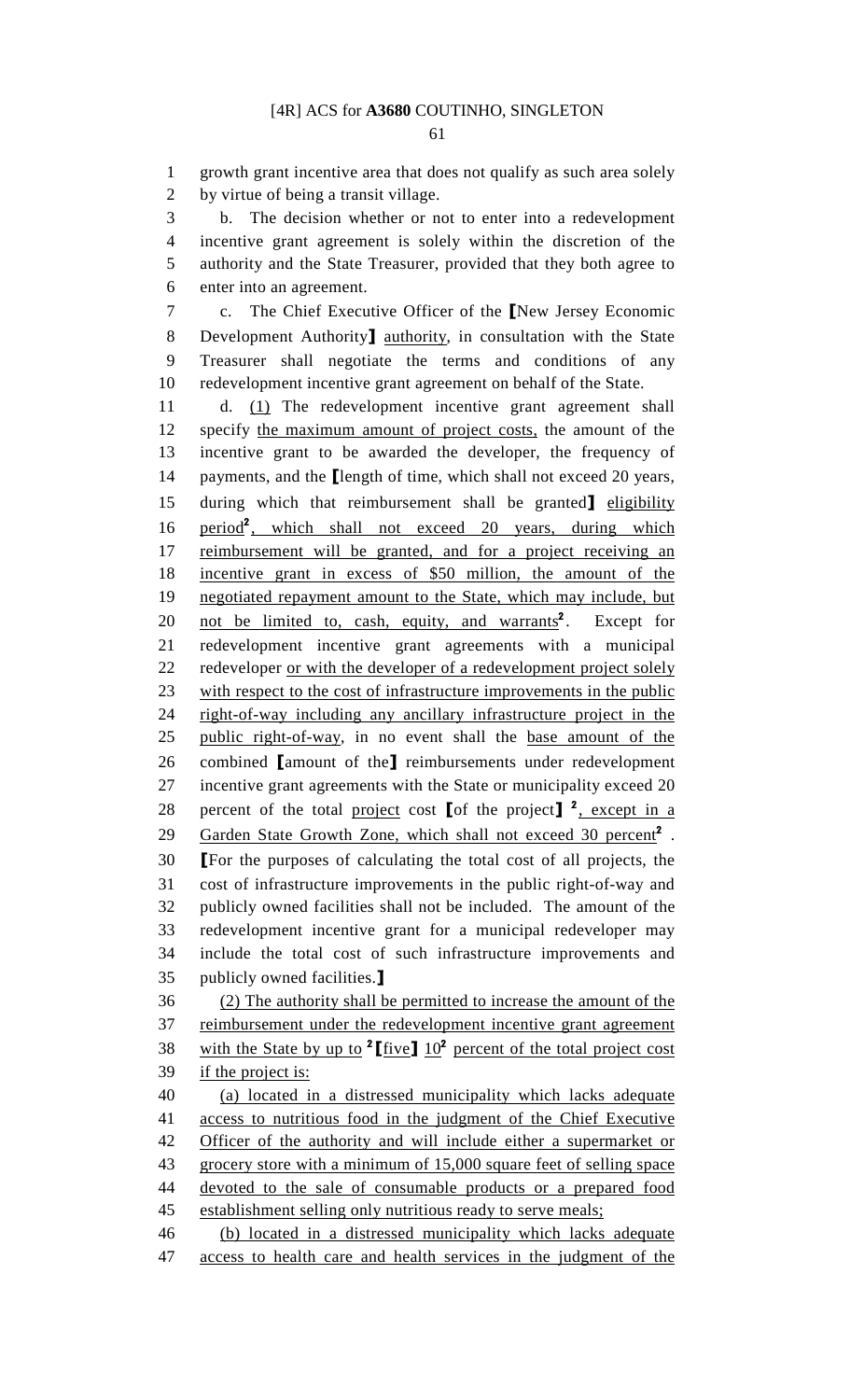growth grant incentive area that does not qualify as such area solely by virtue of being a transit village.

b. The decision whether or not to enter into a redevelopment incentive grant agreement is solely within the discretion of the authority and the State Treasurer, provided that they both agree to enter into an agreement.

c. The Chief Executive Officer of the [New Jersey Economic Development Authority] authority, in consultation with the State Treasurer shall negotiate the terms and conditions of any redevelopment incentive grant agreement on behalf of the State.

d. (1) The redevelopment incentive grant agreement shall specify the maximum amount of project costs, the amount of the incentive grant to be awarded the developer, the frequency of payments, and the [length of time, which shall not exceed 20 years, during which that reimbursement shall be granted] eligibility period[2], which shall not exceed 20 years, during which reimbursement will be granted, and for a project receiving an incentive grant in excess of $50 million, the amount of the negotiated repayment amount to the State, which may include, but not be limited to, cash, equity, and warrants[2]. Except for redevelopment incentive grant agreements with a municipal redeveloper or with the developer of a redevelopment project solely with respect to the cost of infrastructure improvements in the public right-of-way including any ancillary infrastructure project in the public right-of-way, in no event shall the base amount of the combined [amount of the] reimbursements under redevelopment incentive grant agreements with the State or municipality exceed 20 percent of the total project cost [of the project] [2], except in a Garden State Growth Zone, which shall not exceed 30 percent[2] . [For the purposes of calculating the total cost of all projects, the cost of infrastructure improvements in the public right-of-way and publicly owned facilities shall not be included. The amount of the redevelopment incentive grant for a municipal redeveloper may include the total cost of such infrastructure improvements and publicly owned facilities.]

(2) The authority shall be permitted to increase the amount of the reimbursement under the redevelopment incentive grant agreement with the State by up to [2][five] 10[2] percent of the total project cost if the project is:

(a) located in a distressed municipality which lacks adequate access to nutritious food in the judgment of the Chief Executive Officer of the authority and will include either a supermarket or grocery store with a minimum of 15,000 square feet of selling space devoted to the sale of consumable products or a prepared food establishment selling only nutritious ready to serve meals;

(b) located in a distressed municipality which lacks adequate access to health care and health services in the judgment of the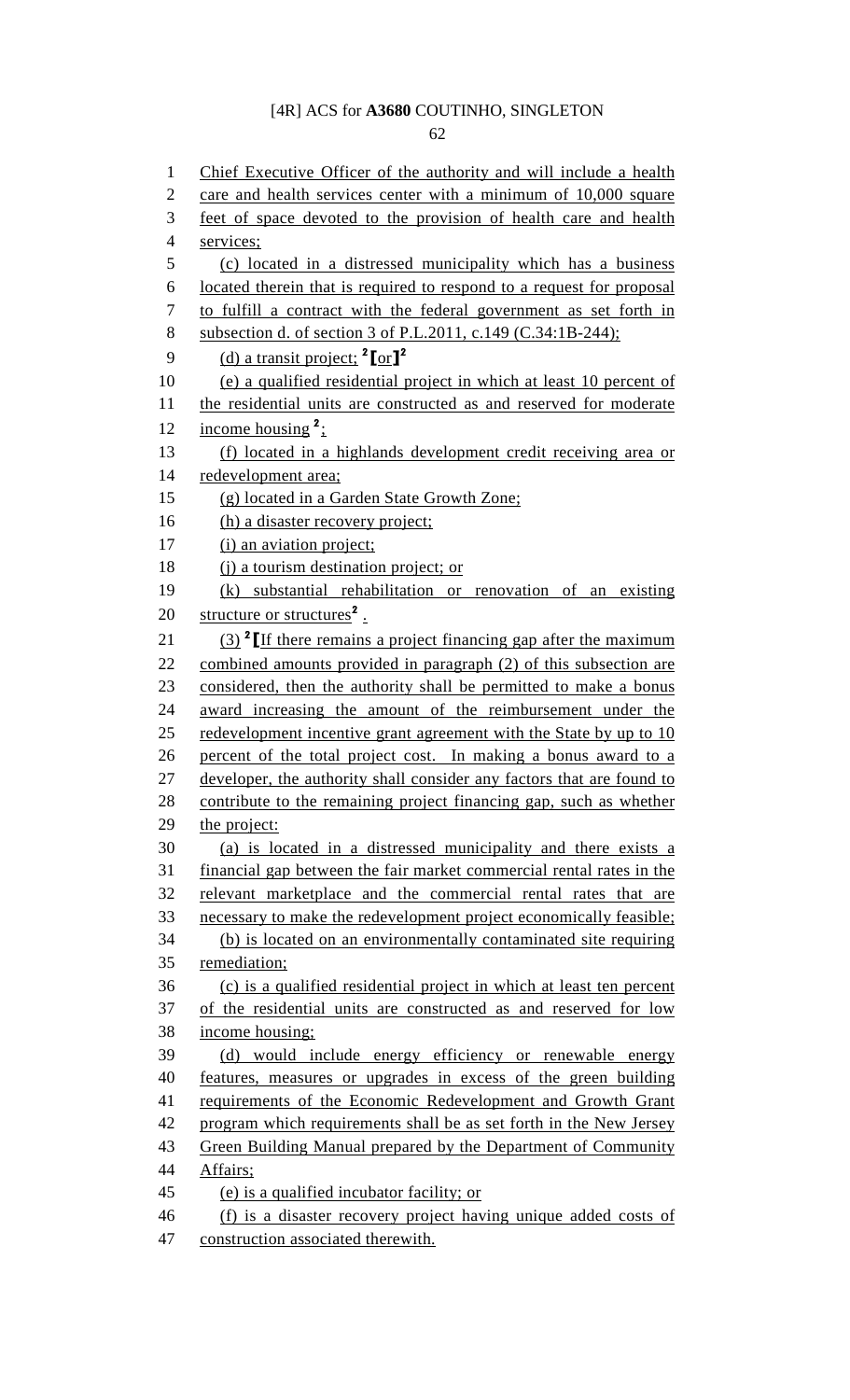Chief Executive Officer of the authority and will include a health care and health services center with a minimum of 10,000 square feet of space devoted to the provision of health care and health services;

(c) located in a distressed municipality which has a business located therein that is required to respond to a request for proposal to fulfill a contract with the federal government as set forth in subsection d. of section 3 of P.L.2011, c.149 (C.34:1B-244);

(d) a transit project; [2]⟦or⟧[2]

(e) a qualified residential project in which at least 10 percent of the residential units are constructed as and reserved for moderate income housing [2];

(f) located in a highlands development credit receiving area or redevelopment area;

(g) located in a Garden State Growth Zone;

(h) a disaster recovery project;

(i) an aviation project;

(j) a tourism destination project; or

(k) substantial rehabilitation or renovation of an existing structure or structures[2] .

(3) [2]⟦If there remains a project financing gap after the maximum combined amounts provided in paragraph (2) of this subsection are considered, then the authority shall be permitted to make a bonus award increasing the amount of the reimbursement under the redevelopment incentive grant agreement with the State by up to 10 percent of the total project cost. In making a bonus award to a developer, the authority shall consider any factors that are found to contribute to the remaining project financing gap, such as whether the project:

(a) is located in a distressed municipality and there exists a financial gap between the fair market commercial rental rates in the relevant marketplace and the commercial rental rates that are necessary to make the redevelopment project economically feasible;

(b) is located on an environmentally contaminated site requiring remediation;

(c) is a qualified residential project in which at least ten percent of the residential units are constructed as and reserved for low income housing;

(d) would include energy efficiency or renewable energy features, measures or upgrades in excess of the green building requirements of the Economic Redevelopment and Growth Grant program which requirements shall be as set forth in the New Jersey Green Building Manual prepared by the Department of Community Affairs;

(e) is a qualified incubator facility; or

(f) is a disaster recovery project having unique added costs of construction associated therewith.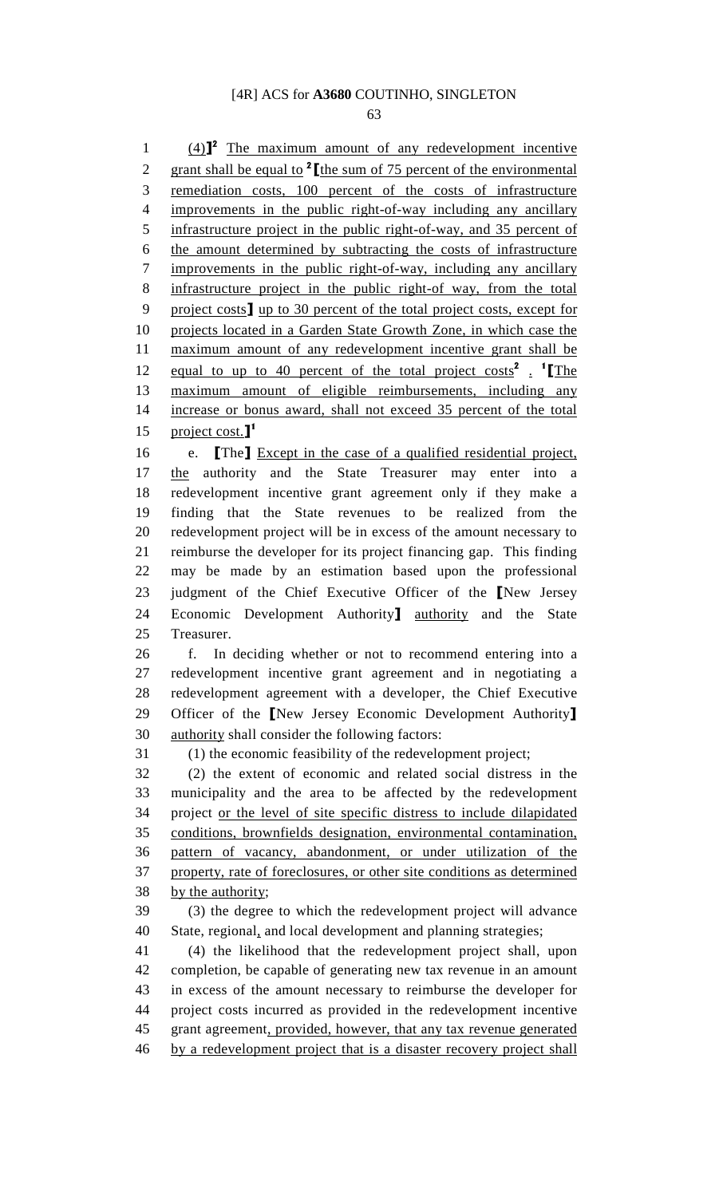(4)⟧[2] The maximum amount of any redevelopment incentive grant shall be equal to [2]⟦the sum of 75 percent of the environmental remediation costs, 100 percent of the costs of infrastructure improvements in the public right-of-way including any ancillary infrastructure project in the public right-of-way, and 35 percent of the amount determined by subtracting the costs of infrastructure improvements in the public right-of-way, including any ancillary infrastructure project in the public right-of way, from the total project costs⟧ up to 30 percent of the total project costs, except for projects located in a Garden State Growth Zone, in which case the maximum amount of any redevelopment incentive grant shall be equal to up to 40 percent of the total project costs[2] . [1]⟦The maximum amount of eligible reimbursements, including any increase or bonus award, shall not exceed 35 percent of the total project cost.⟧[1]

e. ⟦The⟧ Except in the case of a qualified residential project, the authority and the State Treasurer may enter into a redevelopment incentive grant agreement only if they make a finding that the State revenues to be realized from the redevelopment project will be in excess of the amount necessary to reimburse the developer for its project financing gap. This finding may be made by an estimation based upon the professional judgment of the Chief Executive Officer of the ⟦New Jersey Economic Development Authority⟧ authority and the State Treasurer.

f. In deciding whether or not to recommend entering into a redevelopment incentive grant agreement and in negotiating a redevelopment agreement with a developer, the Chief Executive Officer of the ⟦New Jersey Economic Development Authority⟧ authority shall consider the following factors:

(1) the economic feasibility of the redevelopment project;

(2) the extent of economic and related social distress in the municipality and the area to be affected by the redevelopment project or the level of site specific distress to include dilapidated conditions, brownfields designation, environmental contamination, pattern of vacancy, abandonment, or under utilization of the property, rate of foreclosures, or other site conditions as determined by the authority;

(3) the degree to which the redevelopment project will advance State, regional, and local development and planning strategies;

(4) the likelihood that the redevelopment project shall, upon completion, be capable of generating new tax revenue in an amount in excess of the amount necessary to reimburse the developer for project costs incurred as provided in the redevelopment incentive grant agreement, provided, however, that any tax revenue generated by a redevelopment project that is a disaster recovery project shall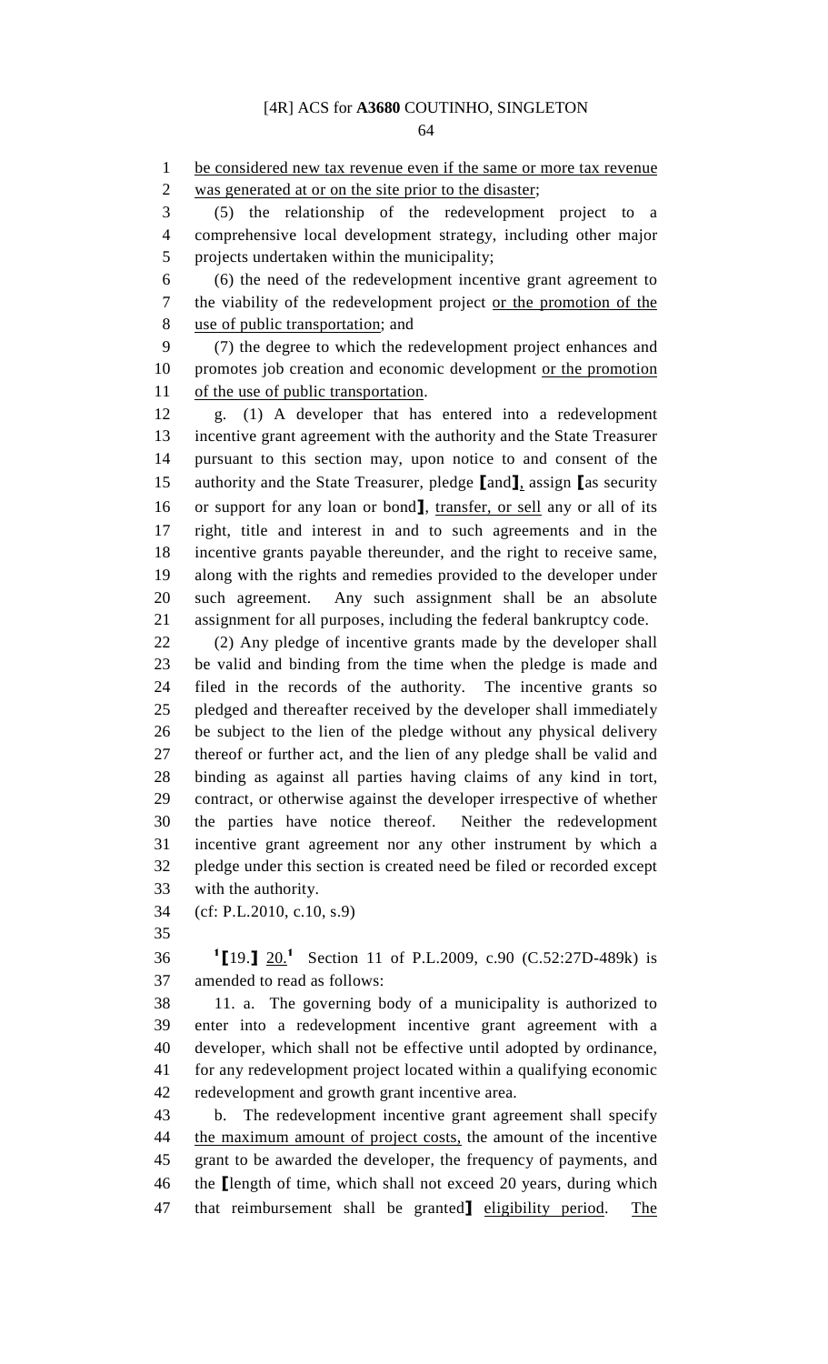be considered new tax revenue even if the same or more tax revenue was generated at or on the site prior to the disaster;

(5) the relationship of the redevelopment project to a comprehensive local development strategy, including other major projects undertaken within the municipality;

(6) the need of the redevelopment incentive grant agreement to the viability of the redevelopment project or the promotion of the use of public transportation; and

(7) the degree to which the redevelopment project enhances and promotes job creation and economic development or the promotion of the use of public transportation.

g. (1) A developer that has entered into a redevelopment incentive grant agreement with the authority and the State Treasurer pursuant to this section may, upon notice to and consent of the authority and the State Treasurer, pledge [and], assign [as security or support for any loan or bond], transfer, or sell any or all of its right, title and interest in and to such agreements and in the incentive grants payable thereunder, and the right to receive same, along with the rights and remedies provided to the developer under such agreement. Any such assignment shall be an absolute assignment for all purposes, including the federal bankruptcy code.

(2) Any pledge of incentive grants made by the developer shall be valid and binding from the time when the pledge is made and filed in the records of the authority. The incentive grants so pledged and thereafter received by the developer shall immediately be subject to the lien of the pledge without any physical delivery thereof or further act, and the lien of any pledge shall be valid and binding as against all parties having claims of any kind in tort, contract, or otherwise against the developer irrespective of whether the parties have notice thereof. Neither the redevelopment incentive grant agreement nor any other instrument by which a pledge under this section is created need be filed or recorded except with the authority.

(cf: P.L.2010, c.10, s.9)

[1][19.] 20.[1] Section 11 of P.L.2009, c.90 (C.52:27D-489k) is amended to read as follows:

11. a. The governing body of a municipality is authorized to enter into a redevelopment incentive grant agreement with a developer, which shall not be effective until adopted by ordinance, for any redevelopment project located within a qualifying economic redevelopment and growth grant incentive area.

b. The redevelopment incentive grant agreement shall specify the maximum amount of project costs, the amount of the incentive grant to be awarded the developer, the frequency of payments, and the [length of time, which shall not exceed 20 years, during which that reimbursement shall be granted] eligibility period. The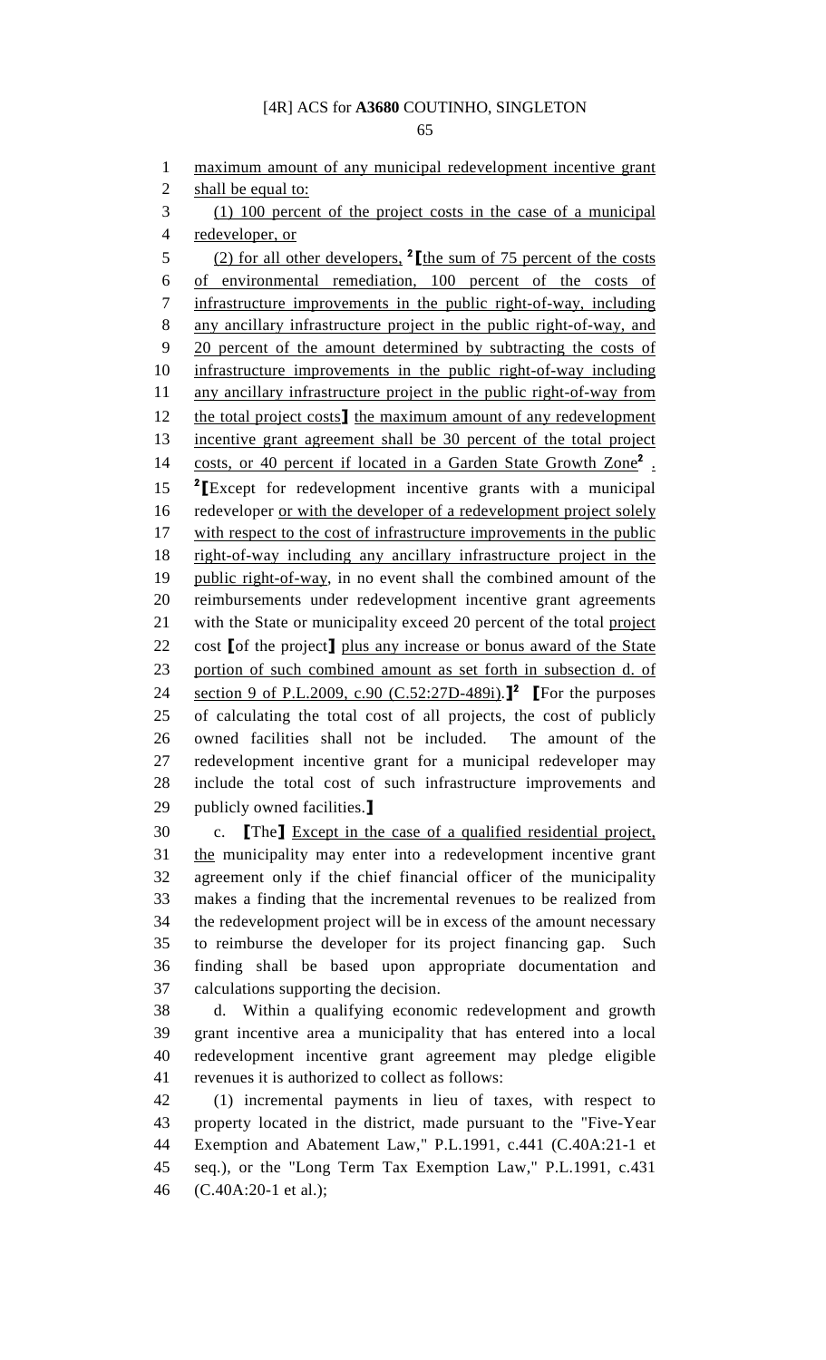maximum amount of any municipal redevelopment incentive grant shall be equal to:

(1) 100 percent of the project costs in the case of a municipal redeveloper, or

(2) for all other developers, [2]⟦the sum of 75 percent of the costs of environmental remediation, 100 percent of the costs of infrastructure improvements in the public right-of-way, including any ancillary infrastructure project in the public right-of-way, and 20 percent of the amount determined by subtracting the costs of infrastructure improvements in the public right-of-way including any ancillary infrastructure project in the public right-of-way from the total project costs⟧ the maximum amount of any redevelopment incentive grant agreement shall be 30 percent of the total project costs, or 40 percent if located in a Garden State Growth Zone[2] .

[2]⟦Except for redevelopment incentive grants with a municipal redeveloper or with the developer of a redevelopment project solely with respect to the cost of infrastructure improvements in the public right-of-way including any ancillary infrastructure project in the public right-of-way, in no event shall the combined amount of the reimbursements under redevelopment incentive grant agreements with the State or municipality exceed 20 percent of the total project cost ⟦of the project⟧ plus any increase or bonus award of the State portion of such combined amount as set forth in subsection d. of section 9 of P.L.2009, c.90 (C.52:27D-489i).⟧[2] ⟦For the purposes of calculating the total cost of all projects, the cost of publicly owned facilities shall not be included. The amount of the redevelopment incentive grant for a municipal redeveloper may include the total cost of such infrastructure improvements and publicly owned facilities.⟧

c. ⟦The⟧ Except in the case of a qualified residential project, the municipality may enter into a redevelopment incentive grant agreement only if the chief financial officer of the municipality makes a finding that the incremental revenues to be realized from the redevelopment project will be in excess of the amount necessary to reimburse the developer for its project financing gap. Such finding shall be based upon appropriate documentation and calculations supporting the decision.

d. Within a qualifying economic redevelopment and growth grant incentive area a municipality that has entered into a local redevelopment incentive grant agreement may pledge eligible revenues it is authorized to collect as follows:

(1) incremental payments in lieu of taxes, with respect to property located in the district, made pursuant to the "Five-Year Exemption and Abatement Law," P.L.1991, c.441 (C.40A:21-1 et seq.), or the "Long Term Tax Exemption Law," P.L.1991, c.431 (C.40A:20-1 et al.);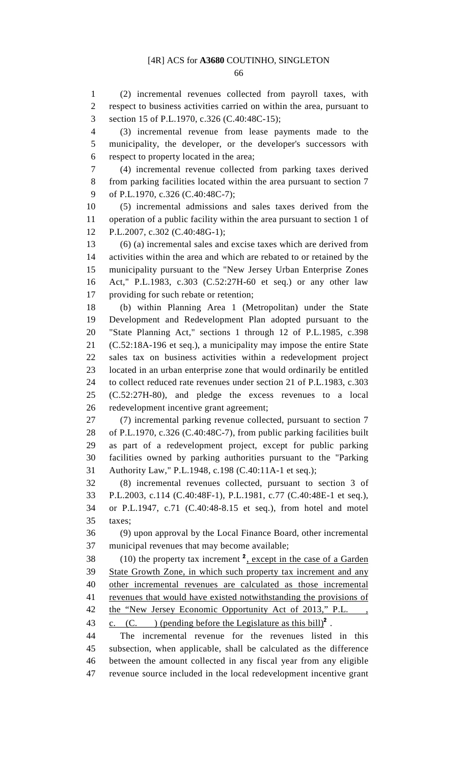(2) incremental revenues collected from payroll taxes, with respect to business activities carried on within the area, pursuant to section 15 of P.L.1970, c.326 (C.40:48C-15);

(3) incremental revenue from lease payments made to the municipality, the developer, or the developer's successors with respect to property located in the area;

(4) incremental revenue collected from parking taxes derived from parking facilities located within the area pursuant to section 7 of P.L.1970, c.326 (C.40:48C-7);

(5) incremental admissions and sales taxes derived from the operation of a public facility within the area pursuant to section 1 of P.L.2007, c.302 (C.40:48G-1);

(6) (a) incremental sales and excise taxes which are derived from activities within the area and which are rebated to or retained by the municipality pursuant to the "New Jersey Urban Enterprise Zones Act," P.L.1983, c.303 (C.52:27H-60 et seq.) or any other law providing for such rebate or retention;

(b) within Planning Area 1 (Metropolitan) under the State Development and Redevelopment Plan adopted pursuant to the "State Planning Act," sections 1 through 12 of P.L.1985, c.398 (C.52:18A-196 et seq.), a municipality may impose the entire State sales tax on business activities within a redevelopment project located in an urban enterprise zone that would ordinarily be entitled to collect reduced rate revenues under section 21 of P.L.1983, c.303 (C.52:27H-80), and pledge the excess revenues to a local redevelopment incentive grant agreement;

(7) incremental parking revenue collected, pursuant to section 7 of P.L.1970, c.326 (C.40:48C-7), from public parking facilities built as part of a redevelopment project, except for public parking facilities owned by parking authorities pursuant to the "Parking Authority Law," P.L.1948, c.198 (C.40:11A-1 et seq.);

(8) incremental revenues collected, pursuant to section 3 of P.L.2003, c.114 (C.40:48F-1), P.L.1981, c.77 (C.40:48E-1 et seq.), or P.L.1947, c.71 (C.40:48-8.15 et seq.), from hotel and motel taxes;

(9) upon approval by the Local Finance Board, other incremental municipal revenues that may become available;

(10) the property tax increment [2]<u>, except in the case of a Garden State Growth Zone, in which such property tax increment and any other incremental revenues are calculated as those incremental revenues that would have existed notwithstanding the provisions of the "New Jersey Economic Opportunity Act of 2013," P.L.    , c.    (C.    ) (pending before the Legislature as this bill)</u>[2] .

The incremental revenue for the revenues listed in this subsection, when applicable, shall be calculated as the difference between the amount collected in any fiscal year from any eligible revenue source included in the local redevelopment incentive grant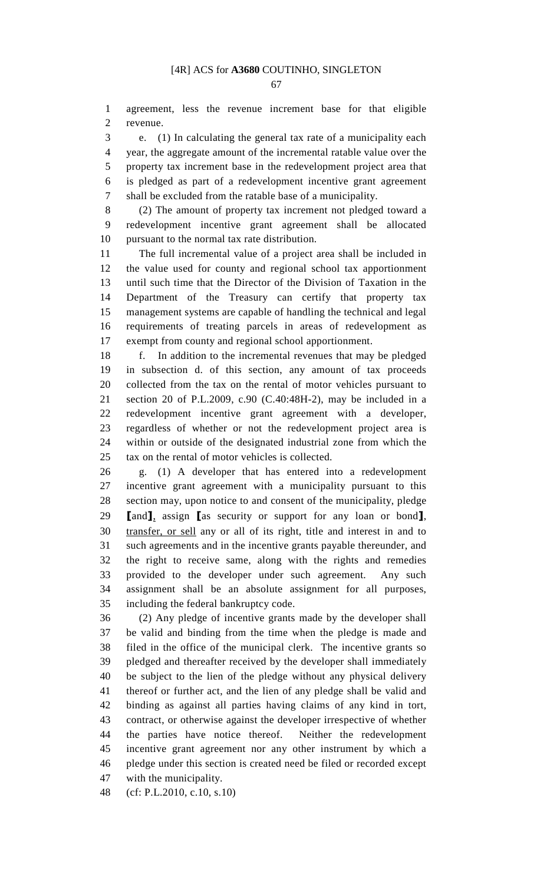agreement, less the revenue increment base for that eligible revenue.

e. (1) In calculating the general tax rate of a municipality each year, the aggregate amount of the incremental ratable value over the property tax increment base in the redevelopment project area that is pledged as part of a redevelopment incentive grant agreement shall be excluded from the ratable base of a municipality.

(2) The amount of property tax increment not pledged toward a redevelopment incentive grant agreement shall be allocated pursuant to the normal tax rate distribution.

The full incremental value of a project area shall be included in the value used for county and regional school tax apportionment until such time that the Director of the Division of Taxation in the Department of the Treasury can certify that property tax management systems are capable of handling the technical and legal requirements of treating parcels in areas of redevelopment as exempt from county and regional school apportionment.

f. In addition to the incremental revenues that may be pledged in subsection d. of this section, any amount of tax proceeds collected from the tax on the rental of motor vehicles pursuant to section 20 of P.L.2009, c.90 (C.40:48H-2), may be included in a redevelopment incentive grant agreement with a developer, regardless of whether or not the redevelopment project area is within or outside of the designated industrial zone from which the tax on the rental of motor vehicles is collected.

g. (1) A developer that has entered into a redevelopment incentive grant agreement with a municipality pursuant to this section may, upon notice to and consent of the municipality, pledge [and], assign [as security or support for any loan or bond], transfer, or sell any or all of its right, title and interest in and to such agreements and in the incentive grants payable thereunder, and the right to receive same, along with the rights and remedies provided to the developer under such agreement. Any such assignment shall be an absolute assignment for all purposes, including the federal bankruptcy code.

(2) Any pledge of incentive grants made by the developer shall be valid and binding from the time when the pledge is made and filed in the office of the municipal clerk. The incentive grants so pledged and thereafter received by the developer shall immediately be subject to the lien of the pledge without any physical delivery thereof or further act, and the lien of any pledge shall be valid and binding as against all parties having claims of any kind in tort, contract, or otherwise against the developer irrespective of whether the parties have notice thereof. Neither the redevelopment incentive grant agreement nor any other instrument by which a pledge under this section is created need be filed or recorded except with the municipality.

(cf: P.L.2010, c.10, s.10)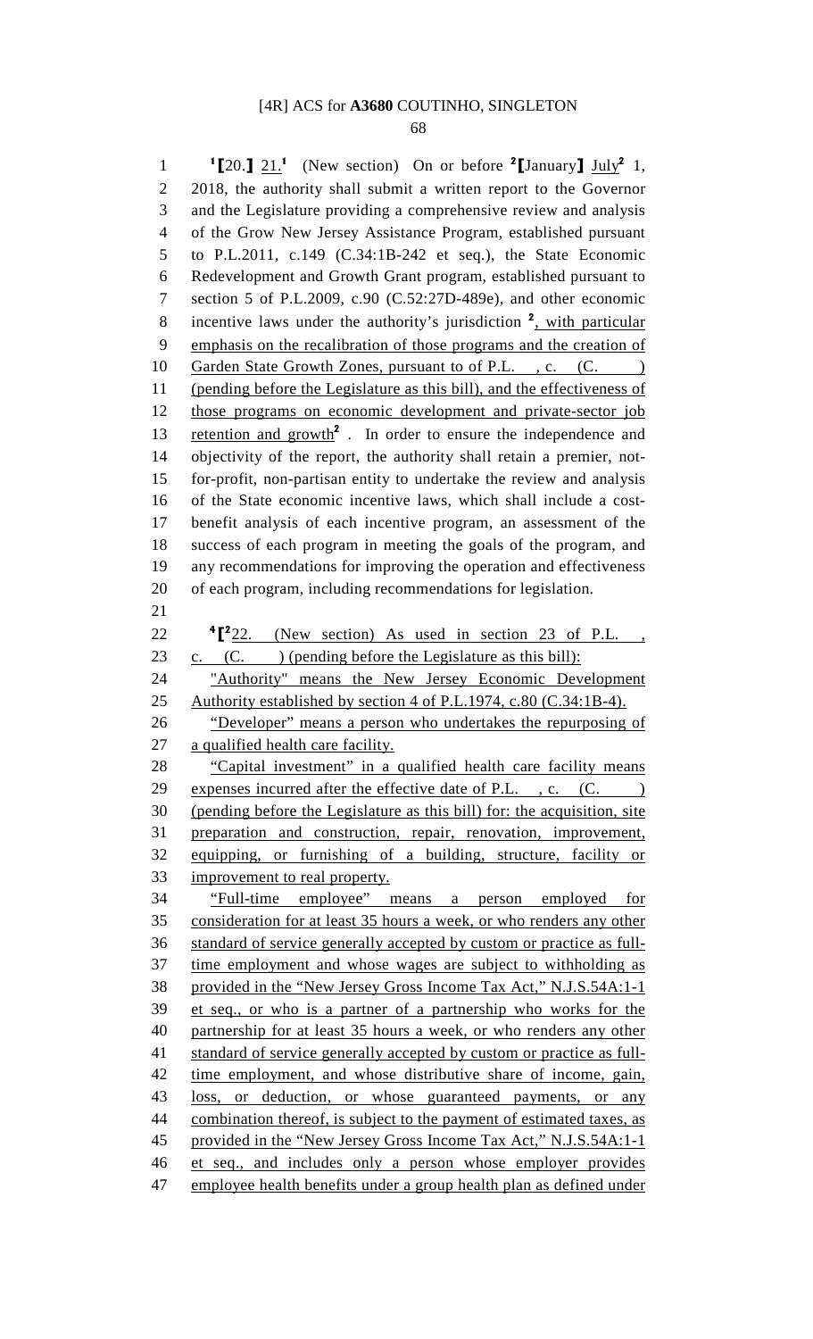[1]⟦20.⟧ 21.[1] (New section) On or before [2]⟦January⟧ July[2] 1, 2018, the authority shall submit a written report to the Governor and the Legislature providing a comprehensive review and analysis of the Grow New Jersey Assistance Program, established pursuant to P.L.2011, c.149 (C.34:1B-242 et seq.), the State Economic Redevelopment and Growth Grant program, established pursuant to section 5 of P.L.2009, c.90 (C.52:27D-489e), and other economic incentive laws under the authority's jurisdiction [2], with particular emphasis on the recalibration of those programs and the creation of Garden State Growth Zones, pursuant to of P.L. , c. (C. ) (pending before the Legislature as this bill), and the effectiveness of those programs on economic development and private-sector job retention and growth[2] . In order to ensure the independence and objectivity of the report, the authority shall retain a premier, not-for-profit, non-partisan entity to undertake the review and analysis of the State economic incentive laws, which shall include a cost-benefit analysis of each incentive program, an assessment of the success of each program in meeting the goals of the program, and any recommendations for improving the operation and effectiveness of each program, including recommendations for legislation.

[4]⟦[2]22. (New section) As used in section 23 of P.L. , c. (C. ) (pending before the Legislature as this bill):

"Authority" means the New Jersey Economic Development Authority established by section 4 of P.L.1974, c.80 (C.34:1B-4).

"Developer" means a person who undertakes the repurposing of a qualified health care facility.

"Capital investment" in a qualified health care facility means expenses incurred after the effective date of P.L. , c. (C. ) (pending before the Legislature as this bill) for: the acquisition, site preparation and construction, repair, renovation, improvement, equipping, or furnishing of a building, structure, facility or improvement to real property.

"Full-time employee" means a person employed for consideration for at least 35 hours a week, or who renders any other standard of service generally accepted by custom or practice as full-time employment and whose wages are subject to withholding as provided in the "New Jersey Gross Income Tax Act," N.J.S.54A:1-1 et seq., or who is a partner of a partnership who works for the partnership for at least 35 hours a week, or who renders any other standard of service generally accepted by custom or practice as full-time employment, and whose distributive share of income, gain, loss, or deduction, or whose guaranteed payments, or any combination thereof, is subject to the payment of estimated taxes, as provided in the "New Jersey Gross Income Tax Act," N.J.S.54A:1-1 et seq., and includes only a person whose employer provides employee health benefits under a group health plan as defined under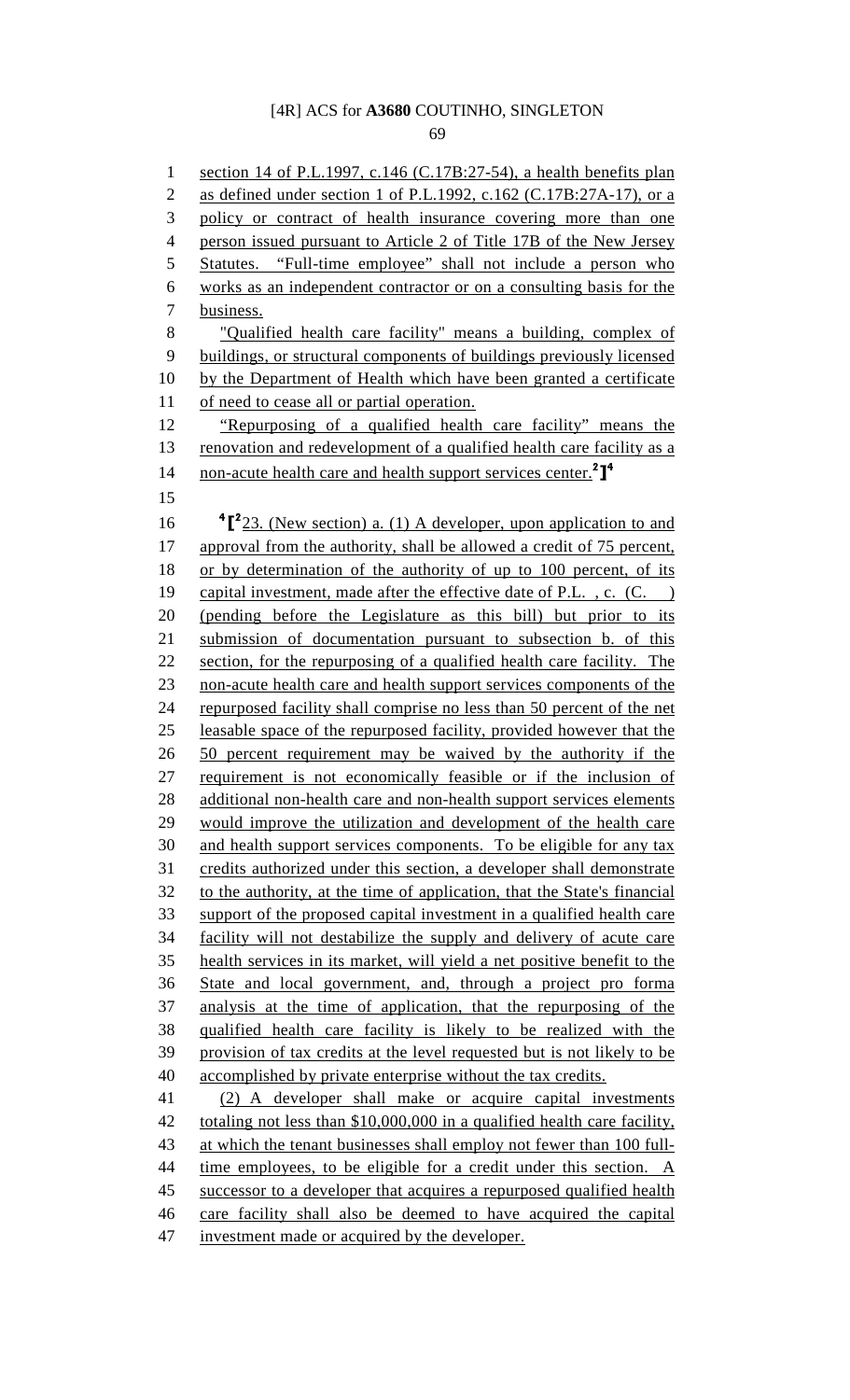section 14 of P.L.1997, c.146 (C.17B:27-54), a health benefits plan as defined under section 1 of P.L.1992, c.162 (C.17B:27A-17), or a policy or contract of health insurance covering more than one person issued pursuant to Article 2 of Title 17B of the New Jersey Statutes. "Full-time employee" shall not include a person who works as an independent contractor or on a consulting basis for the business.

"Qualified health care facility" means a building, complex of buildings, or structural components of buildings previously licensed by the Department of Health which have been granted a certificate of need to cease all or partial operation.

"Repurposing of a qualified health care facility" means the renovation and redevelopment of a qualified health care facility as a non-acute health care and health support services center.[2]][4]

[4][[2]23. (New section) a. (1) A developer, upon application to and approval from the authority, shall be allowed a credit of 75 percent, or by determination of the authority of up to 100 percent, of its capital investment, made after the effective date of P.L. , c. (C. ) (pending before the Legislature as this bill) but prior to its submission of documentation pursuant to subsection b. of this section, for the repurposing of a qualified health care facility. The non-acute health care and health support services components of the repurposed facility shall comprise no less than 50 percent of the net leasable space of the repurposed facility, provided however that the 50 percent requirement may be waived by the authority if the requirement is not economically feasible or if the inclusion of additional non-health care and non-health support services elements would improve the utilization and development of the health care and health support services components. To be eligible for any tax credits authorized under this section, a developer shall demonstrate to the authority, at the time of application, that the State's financial support of the proposed capital investment in a qualified health care facility will not destabilize the supply and delivery of acute care health services in its market, will yield a net positive benefit to the State and local government, and, through a project pro forma analysis at the time of application, that the repurposing of the qualified health care facility is likely to be realized with the provision of tax credits at the level requested but is not likely to be accomplished by private enterprise without the tax credits.

(2) A developer shall make or acquire capital investments totaling not less than $10,000,000 in a qualified health care facility, at which the tenant businesses shall employ not fewer than 100 full-time employees, to be eligible for a credit under this section. A successor to a developer that acquires a repurposed qualified health care facility shall also be deemed to have acquired the capital investment made or acquired by the developer.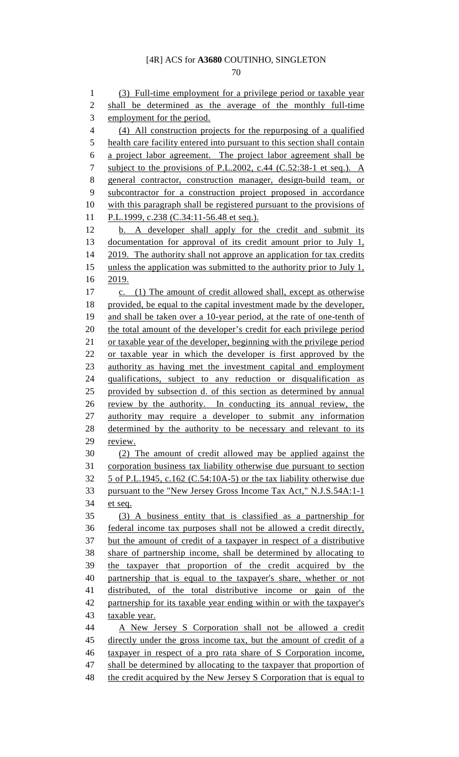(3) Full-time employment for a privilege period or taxable year shall be determined as the average of the monthly full-time employment for the period.

(4) All construction projects for the repurposing of a qualified health care facility entered into pursuant to this section shall contain a project labor agreement. The project labor agreement shall be subject to the provisions of P.L.2002, c.44 (C.52:38-1 et seq.). A general contractor, construction manager, design-build team, or subcontractor for a construction project proposed in accordance with this paragraph shall be registered pursuant to the provisions of P.L.1999, c.238 (C.34:11-56.48 et seq.).

b. A developer shall apply for the credit and submit its documentation for approval of its credit amount prior to July 1, 2019. The authority shall not approve an application for tax credits unless the application was submitted to the authority prior to July 1, 2019.

c. (1) The amount of credit allowed shall, except as otherwise provided, be equal to the capital investment made by the developer, and shall be taken over a 10-year period, at the rate of one-tenth of the total amount of the developer's credit for each privilege period or taxable year of the developer, beginning with the privilege period or taxable year in which the developer is first approved by the authority as having met the investment capital and employment qualifications, subject to any reduction or disqualification as provided by subsection d. of this section as determined by annual review by the authority. In conducting its annual review, the authority may require a developer to submit any information determined by the authority to be necessary and relevant to its review.

(2) The amount of credit allowed may be applied against the corporation business tax liability otherwise due pursuant to section 5 of P.L.1945, c.162 (C.54:10A-5) or the tax liability otherwise due pursuant to the "New Jersey Gross Income Tax Act," N.J.S.54A:1-1 et seq.

(3) A business entity that is classified as a partnership for federal income tax purposes shall not be allowed a credit directly, but the amount of credit of a taxpayer in respect of a distributive share of partnership income, shall be determined by allocating to the taxpayer that proportion of the credit acquired by the partnership that is equal to the taxpayer's share, whether or not distributed, of the total distributive income or gain of the partnership for its taxable year ending within or with the taxpayer's taxable year.

A New Jersey S Corporation shall not be allowed a credit directly under the gross income tax, but the amount of credit of a taxpayer in respect of a pro rata share of S Corporation income, shall be determined by allocating to the taxpayer that proportion of the credit acquired by the New Jersey S Corporation that is equal to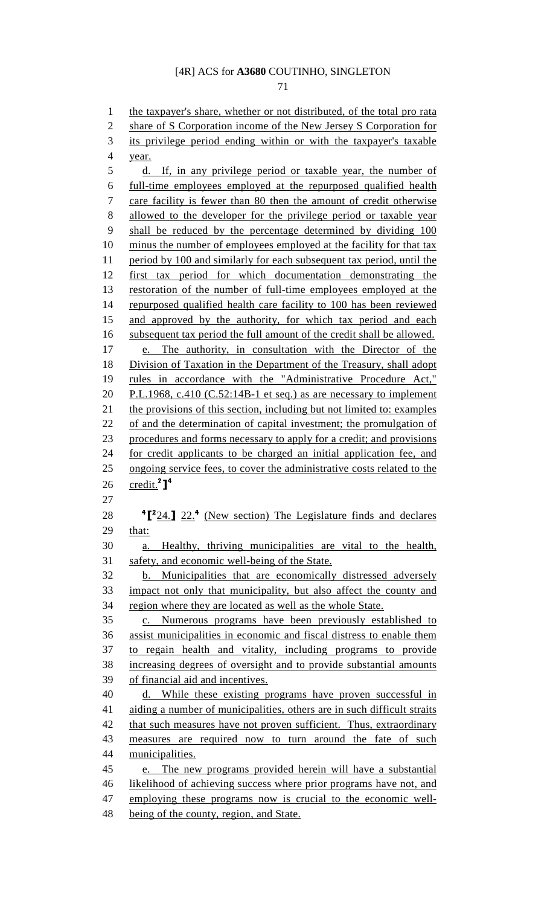the taxpayer's share, whether or not distributed, of the total pro rata share of S Corporation income of the New Jersey S Corporation for its privilege period ending within or with the taxpayer's taxable year.

d. If, in any privilege period or taxable year, the number of full-time employees employed at the repurposed qualified health care facility is fewer than 80 then the amount of credit otherwise allowed to the developer for the privilege period or taxable year shall be reduced by the percentage determined by dividing 100 minus the number of employees employed at the facility for that tax period by 100 and similarly for each subsequent tax period, until the first tax period for which documentation demonstrating the restoration of the number of full-time employees employed at the repurposed qualified health care facility to 100 has been reviewed and approved by the authority, for which tax period and each subsequent tax period the full amount of the credit shall be allowed.

e. The authority, in consultation with the Director of the Division of Taxation in the Department of the Treasury, shall adopt rules in accordance with the "Administrative Procedure Act," P.L.1968, c.410 (C.52:14B-1 et seq.) as are necessary to implement the provisions of this section, including but not limited to: examples of and the determination of capital investment; the promulgation of procedures and forms necessary to apply for a credit; and provisions for credit applicants to be charged an initial application fee, and ongoing service fees, to cover the administrative costs related to the credit.[2]][4]

[4][[2]24.] 22.[4] (New section) The Legislature finds and declares that:

a. Healthy, thriving municipalities are vital to the health, safety, and economic well-being of the State.

b. Municipalities that are economically distressed adversely impact not only that municipality, but also affect the county and region where they are located as well as the whole State.

c. Numerous programs have been previously established to assist municipalities in economic and fiscal distress to enable them to regain health and vitality, including programs to provide increasing degrees of oversight and to provide substantial amounts of financial aid and incentives.

d. While these existing programs have proven successful in aiding a number of municipalities, others are in such difficult straits that such measures have not proven sufficient. Thus, extraordinary measures are required now to turn around the fate of such municipalities.

e. The new programs provided herein will have a substantial likelihood of achieving success where prior programs have not, and employing these programs now is crucial to the economic well-being of the county, region, and State.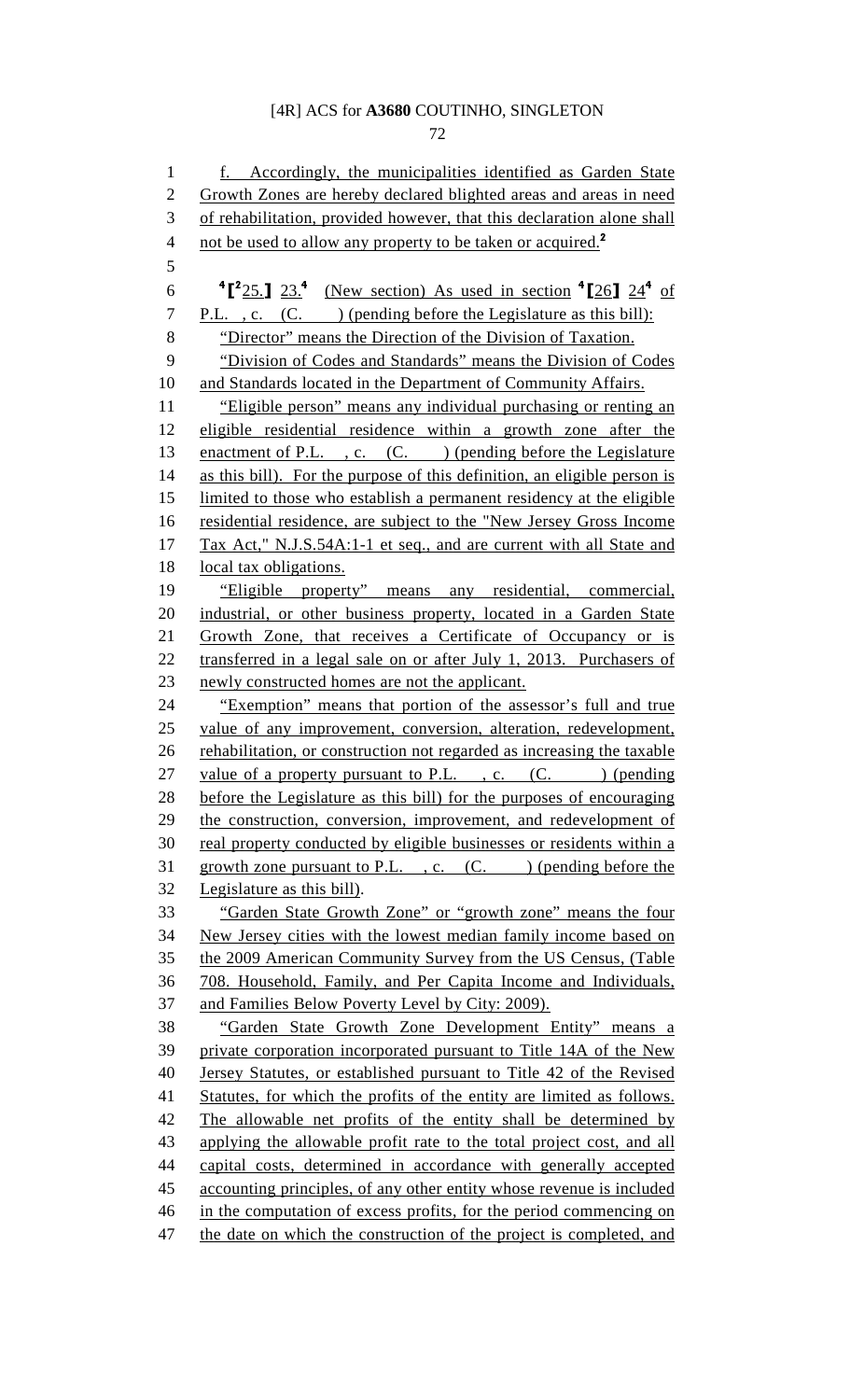f. Accordingly, the municipalities identified as Garden State Growth Zones are hereby declared blighted areas and areas in need of rehabilitation, provided however, that this declaration alone shall not be used to allow any property to be taken or acquired.[2]

[4][[2]25.] 23.[4] (New section) As used in section [4][26] 24[4] of P.L. , c. (C. ) (pending before the Legislature as this bill):

"Director" means the Direction of the Division of Taxation.

"Division of Codes and Standards" means the Division of Codes and Standards located in the Department of Community Affairs.

"Eligible person" means any individual purchasing or renting an eligible residential residence within a growth zone after the enactment of P.L. , c. (C. ) (pending before the Legislature as this bill). For the purpose of this definition, an eligible person is limited to those who establish a permanent residency at the eligible residential residence, are subject to the "New Jersey Gross Income Tax Act," N.J.S.54A:1-1 et seq., and are current with all State and local tax obligations.

"Eligible property" means any residential, commercial, industrial, or other business property, located in a Garden State Growth Zone, that receives a Certificate of Occupancy or is transferred in a legal sale on or after July 1, 2013. Purchasers of newly constructed homes are not the applicant.

"Exemption" means that portion of the assessor's full and true value of any improvement, conversion, alteration, redevelopment, rehabilitation, or construction not regarded as increasing the taxable value of a property pursuant to P.L. , c. (C. ) (pending before the Legislature as this bill) for the purposes of encouraging the construction, conversion, improvement, and redevelopment of real property conducted by eligible businesses or residents within a growth zone pursuant to P.L. , c. (C. ) (pending before the Legislature as this bill).

"Garden State Growth Zone" or "growth zone" means the four New Jersey cities with the lowest median family income based on the 2009 American Community Survey from the US Census, (Table 708. Household, Family, and Per Capita Income and Individuals, and Families Below Poverty Level by City: 2009).

"Garden State Growth Zone Development Entity" means a private corporation incorporated pursuant to Title 14A of the New Jersey Statutes, or established pursuant to Title 42 of the Revised Statutes, for which the profits of the entity are limited as follows. The allowable net profits of the entity shall be determined by applying the allowable profit rate to the total project cost, and all capital costs, determined in accordance with generally accepted accounting principles, of any other entity whose revenue is included in the computation of excess profits, for the period commencing on the date on which the construction of the project is completed, and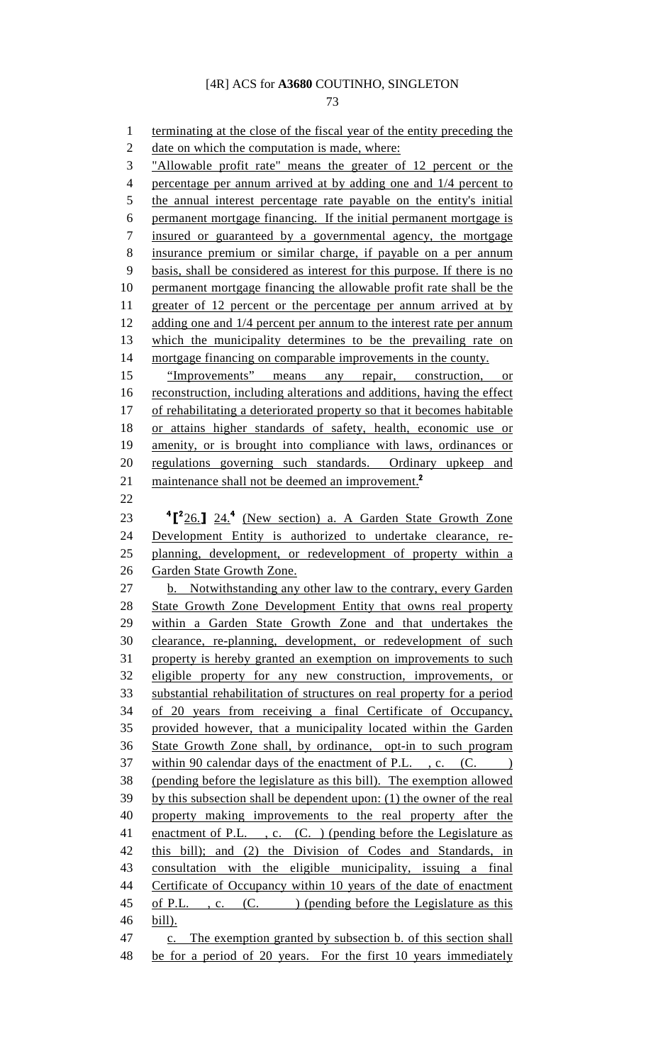terminating at the close of the fiscal year of the entity preceding the date on which the computation is made, where:

"Allowable profit rate" means the greater of 12 percent or the percentage per annum arrived at by adding one and 1/4 percent to the annual interest percentage rate payable on the entity's initial permanent mortgage financing. If the initial permanent mortgage is insured or guaranteed by a governmental agency, the mortgage insurance premium or similar charge, if payable on a per annum basis, shall be considered as interest for this purpose. If there is no permanent mortgage financing the allowable profit rate shall be the greater of 12 percent or the percentage per annum arrived at by adding one and 1/4 percent per annum to the interest rate per annum which the municipality determines to be the prevailing rate on mortgage financing on comparable improvements in the county.

"Improvements" means any repair, construction, or reconstruction, including alterations and additions, having the effect of rehabilitating a deteriorated property so that it becomes habitable or attains higher standards of safety, health, economic use or amenity, or is brought into compliance with laws, ordinances or regulations governing such standards. Ordinary upkeep and maintenance shall not be deemed an improvement.[2]

[4]【[2]26.】 24.[4] (New section) a. A Garden State Growth Zone Development Entity is authorized to undertake clearance, re-planning, development, or redevelopment of property within a Garden State Growth Zone.

b. Notwithstanding any other law to the contrary, every Garden State Growth Zone Development Entity that owns real property within a Garden State Growth Zone and that undertakes the clearance, re-planning, development, or redevelopment of such property is hereby granted an exemption on improvements to such eligible property for any new construction, improvements, or substantial rehabilitation of structures on real property for a period of 20 years from receiving a final Certificate of Occupancy, provided however, that a municipality located within the Garden State Growth Zone shall, by ordinance, opt-in to such program within 90 calendar days of the enactment of P.L. , c. (C. ) (pending before the legislature as this bill). The exemption allowed by this subsection shall be dependent upon: (1) the owner of the real property making improvements to the real property after the enactment of P.L. , c. (C. ) (pending before the Legislature as this bill); and (2) the Division of Codes and Standards, in consultation with the eligible municipality, issuing a final Certificate of Occupancy within 10 years of the date of enactment of P.L. , c. (C. ) (pending before the Legislature as this bill).

c. The exemption granted by subsection b. of this section shall be for a period of 20 years. For the first 10 years immediately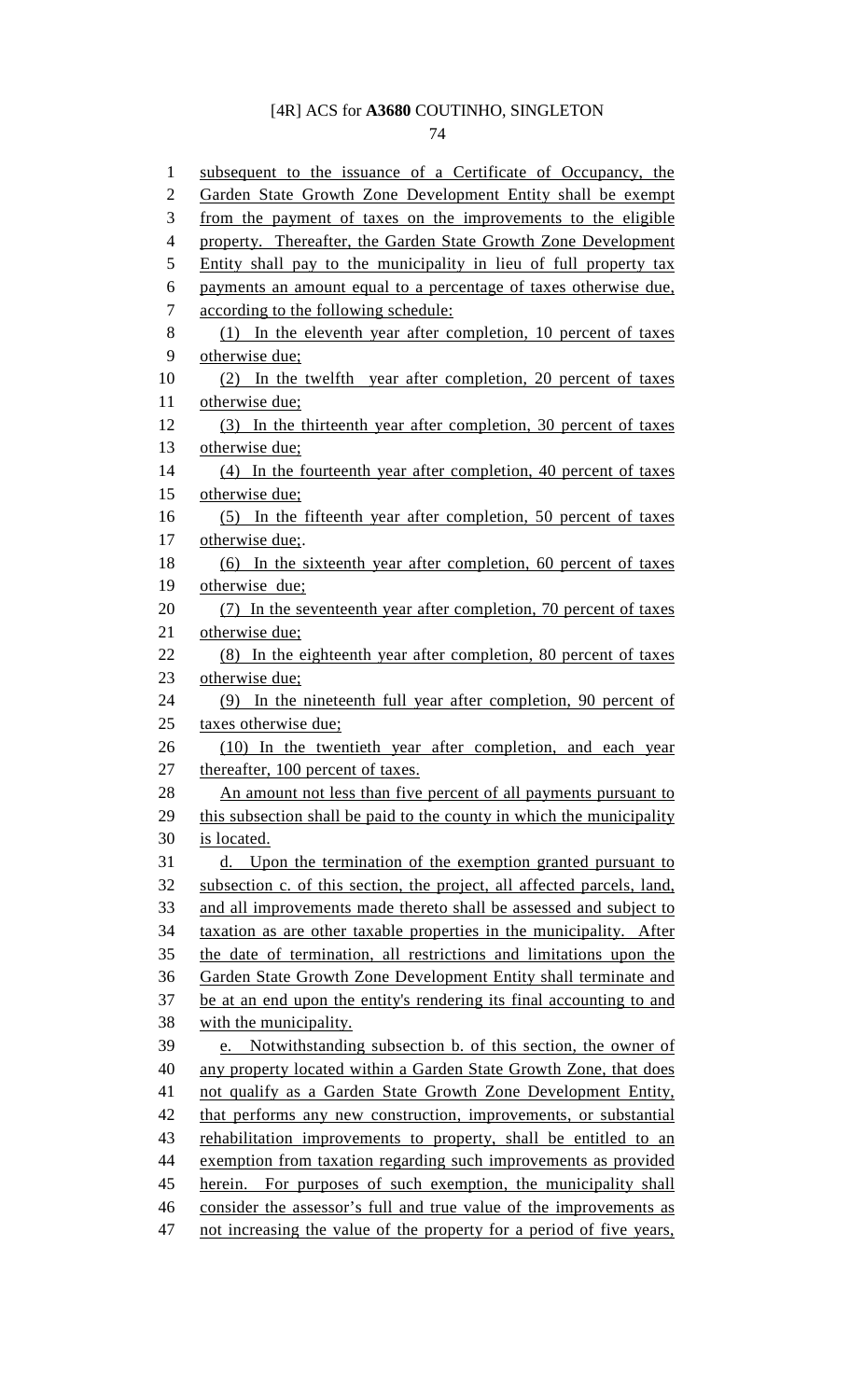subsequent to the issuance of a Certificate of Occupancy, the Garden State Growth Zone Development Entity shall be exempt from the payment of taxes on the improvements to the eligible property. Thereafter, the Garden State Growth Zone Development Entity shall pay to the municipality in lieu of full property tax payments an amount equal to a percentage of taxes otherwise due, according to the following schedule:

(1) In the eleventh year after completion, 10 percent of taxes otherwise due;

(2) In the twelfth year after completion, 20 percent of taxes otherwise due;

(3) In the thirteenth year after completion, 30 percent of taxes otherwise due;

(4) In the fourteenth year after completion, 40 percent of taxes otherwise due;

(5) In the fifteenth year after completion, 50 percent of taxes otherwise due;.

(6) In the sixteenth year after completion, 60 percent of taxes otherwise due;

(7) In the seventeenth year after completion, 70 percent of taxes otherwise due;

(8) In the eighteenth year after completion, 80 percent of taxes otherwise due;

(9) In the nineteenth full year after completion, 90 percent of taxes otherwise due;

(10) In the twentieth year after completion, and each year thereafter, 100 percent of taxes.

An amount not less than five percent of all payments pursuant to this subsection shall be paid to the county in which the municipality is located.

d. Upon the termination of the exemption granted pursuant to subsection c. of this section, the project, all affected parcels, land, and all improvements made thereto shall be assessed and subject to taxation as are other taxable properties in the municipality. After the date of termination, all restrictions and limitations upon the Garden State Growth Zone Development Entity shall terminate and be at an end upon the entity's rendering its final accounting to and with the municipality.

e. Notwithstanding subsection b. of this section, the owner of any property located within a Garden State Growth Zone, that does not qualify as a Garden State Growth Zone Development Entity, that performs any new construction, improvements, or substantial rehabilitation improvements to property, shall be entitled to an exemption from taxation regarding such improvements as provided herein. For purposes of such exemption, the municipality shall consider the assessor's full and true value of the improvements as not increasing the value of the property for a period of five years,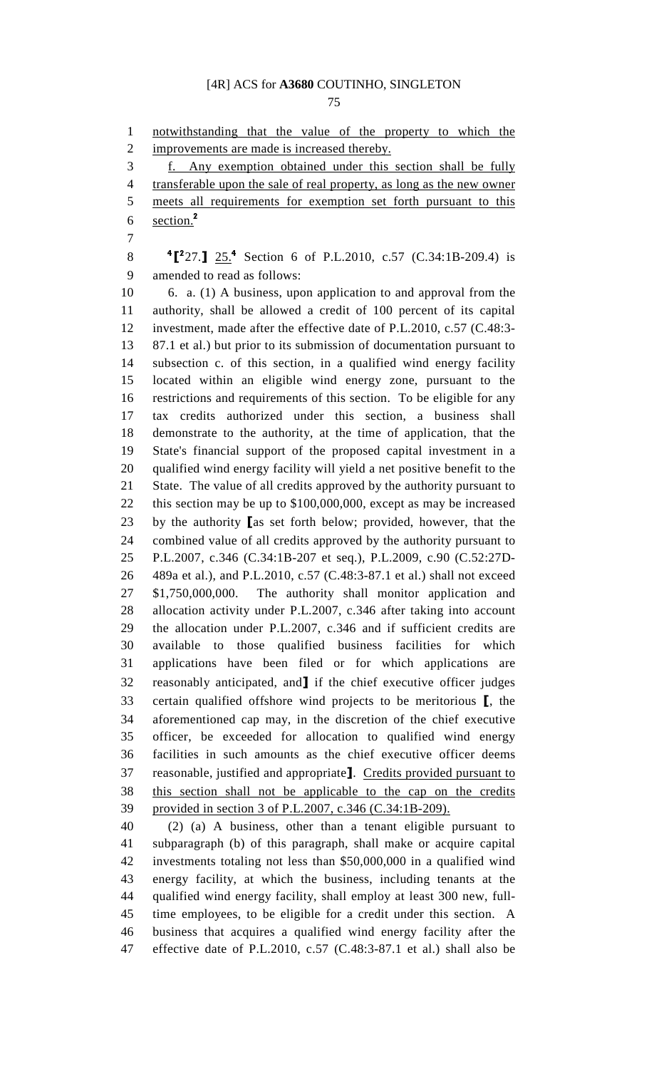notwithstanding that the value of the property to which the improvements are made is increased thereby.

f. Any exemption obtained under this section shall be fully transferable upon the sale of real property, as long as the new owner meets all requirements for exemption set forth pursuant to this section.[2]

[4]⟦[2]27.⟧ 25.[4] Section 6 of P.L.2010, c.57 (C.34:1B-209.4) is amended to read as follows:

6. a. (1) A business, upon application to and approval from the authority, shall be allowed a credit of 100 percent of its capital investment, made after the effective date of P.L.2010, c.57 (C.48:3-87.1 et al.) but prior to its submission of documentation pursuant to subsection c. of this section, in a qualified wind energy facility located within an eligible wind energy zone, pursuant to the restrictions and requirements of this section. To be eligible for any tax credits authorized under this section, a business shall demonstrate to the authority, at the time of application, that the State's financial support of the proposed capital investment in a qualified wind energy facility will yield a net positive benefit to the State. The value of all credits approved by the authority pursuant to this section may be up to $100,000,000, except as may be increased by the authority ⟦as set forth below; provided, however, that the combined value of all credits approved by the authority pursuant to P.L.2007, c.346 (C.34:1B-207 et seq.), P.L.2009, c.90 (C.52:27D-489a et al.), and P.L.2010, c.57 (C.48:3-87.1 et al.) shall not exceed $1,750,000,000. The authority shall monitor application and allocation activity under P.L.2007, c.346 after taking into account the allocation under P.L.2007, c.346 and if sufficient credits are available to those qualified business facilities for which applications have been filed or for which applications are reasonably anticipated, and⟧ if the chief executive officer judges certain qualified offshore wind projects to be meritorious ⟦, the aforementioned cap may, in the discretion of the chief executive officer, be exceeded for allocation to qualified wind energy facilities in such amounts as the chief executive officer deems reasonable, justified and appropriate⟧. Credits provided pursuant to this section shall not be applicable to the cap on the credits provided in section 3 of P.L.2007, c.346 (C.34:1B-209).

(2) (a) A business, other than a tenant eligible pursuant to subparagraph (b) of this paragraph, shall make or acquire capital investments totaling not less than $50,000,000 in a qualified wind energy facility, at which the business, including tenants at the qualified wind energy facility, shall employ at least 300 new, full-time employees, to be eligible for a credit under this section. A business that acquires a qualified wind energy facility after the effective date of P.L.2010, c.57 (C.48:3-87.1 et al.) shall also be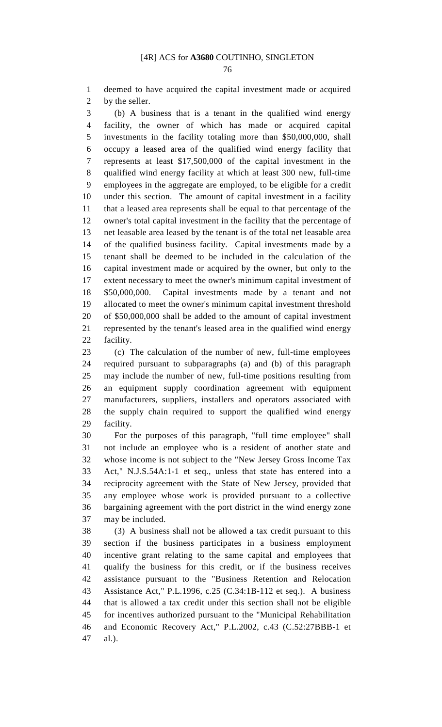deemed to have acquired the capital investment made or acquired by the seller.

(b) A business that is a tenant in the qualified wind energy facility, the owner of which has made or acquired capital investments in the facility totaling more than $50,000,000, shall occupy a leased area of the qualified wind energy facility that represents at least $17,500,000 of the capital investment in the qualified wind energy facility at which at least 300 new, full-time employees in the aggregate are employed, to be eligible for a credit under this section. The amount of capital investment in a facility that a leased area represents shall be equal to that percentage of the owner's total capital investment in the facility that the percentage of net leasable area leased by the tenant is of the total net leasable area of the qualified business facility. Capital investments made by a tenant shall be deemed to be included in the calculation of the capital investment made or acquired by the owner, but only to the extent necessary to meet the owner's minimum capital investment of $50,000,000. Capital investments made by a tenant and not allocated to meet the owner's minimum capital investment threshold of $50,000,000 shall be added to the amount of capital investment represented by the tenant's leased area in the qualified wind energy facility.

(c) The calculation of the number of new, full-time employees required pursuant to subparagraphs (a) and (b) of this paragraph may include the number of new, full-time positions resulting from an equipment supply coordination agreement with equipment manufacturers, suppliers, installers and operators associated with the supply chain required to support the qualified wind energy facility.

For the purposes of this paragraph, "full time employee" shall not include an employee who is a resident of another state and whose income is not subject to the "New Jersey Gross Income Tax Act," N.J.S.54A:1-1 et seq., unless that state has entered into a reciprocity agreement with the State of New Jersey, provided that any employee whose work is provided pursuant to a collective bargaining agreement with the port district in the wind energy zone may be included.

(3) A business shall not be allowed a tax credit pursuant to this section if the business participates in a business employment incentive grant relating to the same capital and employees that qualify the business for this credit, or if the business receives assistance pursuant to the "Business Retention and Relocation Assistance Act," P.L.1996, c.25 (C.34:1B-112 et seq.). A business that is allowed a tax credit under this section shall not be eligible for incentives authorized pursuant to the "Municipal Rehabilitation and Economic Recovery Act," P.L.2002, c.43 (C.52:27BBB-1 et al.).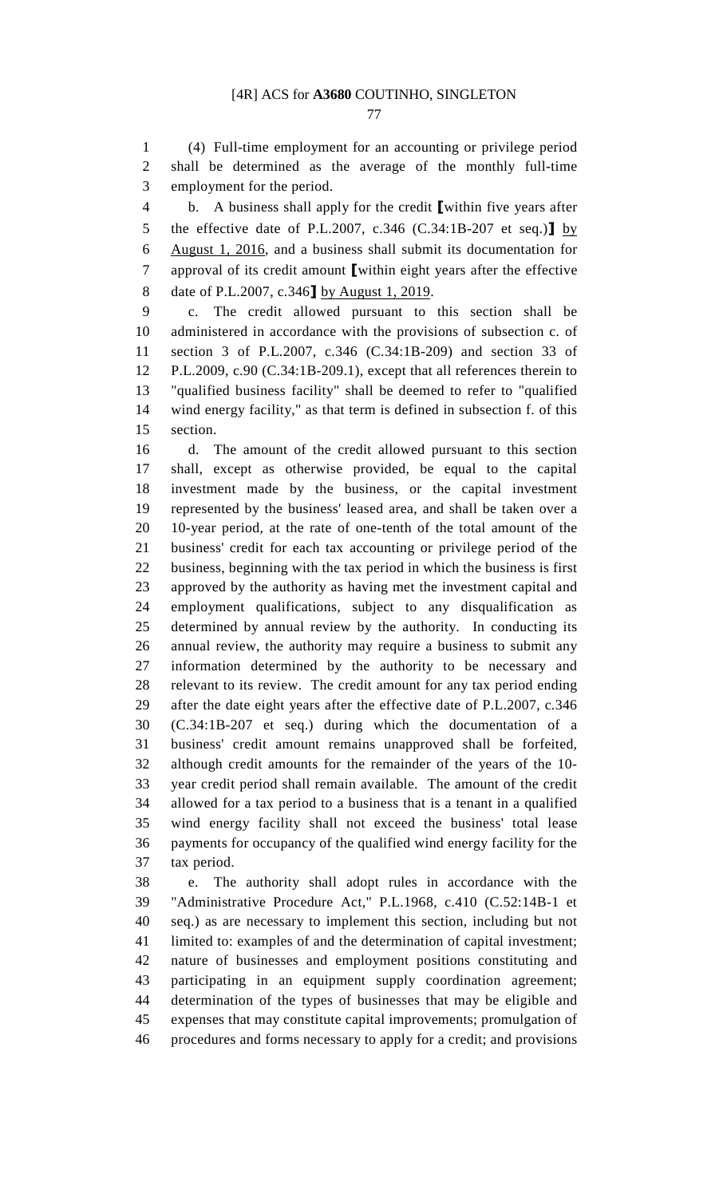(4) Full-time employment for an accounting or privilege period shall be determined as the average of the monthly full-time employment for the period.

b. A business shall apply for the credit ⟦within five years after the effective date of P.L.2007, c.346 (C.34:1B-207 et seq.)⟧ <u>by August 1, 2016</u>, and a business shall submit its documentation for approval of its credit amount ⟦within eight years after the effective date of P.L.2007, c.346⟧ <u>by August 1, 2019</u>.

c. The credit allowed pursuant to this section shall be administered in accordance with the provisions of subsection c. of section 3 of P.L.2007, c.346 (C.34:1B-209) and section 33 of P.L.2009, c.90 (C.34:1B-209.1), except that all references therein to "qualified business facility" shall be deemed to refer to "qualified wind energy facility," as that term is defined in subsection f. of this section.

d. The amount of the credit allowed pursuant to this section shall, except as otherwise provided, be equal to the capital investment made by the business, or the capital investment represented by the business' leased area, and shall be taken over a 10-year period, at the rate of one-tenth of the total amount of the business' credit for each tax accounting or privilege period of the business, beginning with the tax period in which the business is first approved by the authority as having met the investment capital and employment qualifications, subject to any disqualification as determined by annual review by the authority. In conducting its annual review, the authority may require a business to submit any information determined by the authority to be necessary and relevant to its review. The credit amount for any tax period ending after the date eight years after the effective date of P.L.2007, c.346 (C.34:1B-207 et seq.) during which the documentation of a business' credit amount remains unapproved shall be forfeited, although credit amounts for the remainder of the years of the 10-year credit period shall remain available. The amount of the credit allowed for a tax period to a business that is a tenant in a qualified wind energy facility shall not exceed the business' total lease payments for occupancy of the qualified wind energy facility for the tax period.

e. The authority shall adopt rules in accordance with the "Administrative Procedure Act," P.L.1968, c.410 (C.52:14B-1 et seq.) as are necessary to implement this section, including but not limited to: examples of and the determination of capital investment; nature of businesses and employment positions constituting and participating in an equipment supply coordination agreement; determination of the types of businesses that may be eligible and expenses that may constitute capital improvements; promulgation of procedures and forms necessary to apply for a credit; and provisions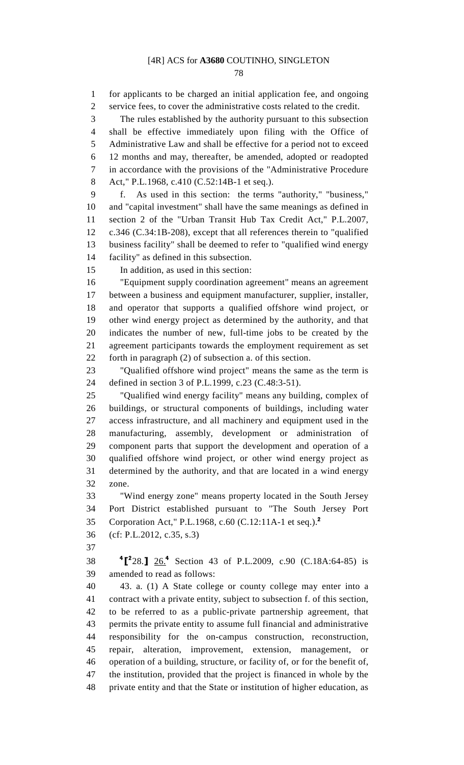for applicants to be charged an initial application fee, and ongoing service fees, to cover the administrative costs related to the credit.

The rules established by the authority pursuant to this subsection shall be effective immediately upon filing with the Office of Administrative Law and shall be effective for a period not to exceed 12 months and may, thereafter, be amended, adopted or readopted in accordance with the provisions of the "Administrative Procedure Act," P.L.1968, c.410 (C.52:14B-1 et seq.).

f. As used in this section: the terms "authority," "business," and "capital investment" shall have the same meanings as defined in section 2 of the "Urban Transit Hub Tax Credit Act," P.L.2007, c.346 (C.34:1B-208), except that all references therein to "qualified business facility" shall be deemed to refer to "qualified wind energy facility" as defined in this subsection.

In addition, as used in this section:

"Equipment supply coordination agreement" means an agreement between a business and equipment manufacturer, supplier, installer, and operator that supports a qualified offshore wind project, or other wind energy project as determined by the authority, and that indicates the number of new, full-time jobs to be created by the agreement participants towards the employment requirement as set forth in paragraph (2) of subsection a. of this section.

"Qualified offshore wind project" means the same as the term is defined in section 3 of P.L.1999, c.23 (C.48:3-51).

"Qualified wind energy facility" means any building, complex of buildings, or structural components of buildings, including water access infrastructure, and all machinery and equipment used in the manufacturing, assembly, development or administration of component parts that support the development and operation of a qualified offshore wind project, or other wind energy project as determined by the authority, and that are located in a wind energy zone.

"Wind energy zone" means property located in the South Jersey Port District established pursuant to "The South Jersey Port Corporation Act," P.L.1968, c.60 (C.12:11A-1 et seq.).[2]

(cf: P.L.2012, c.35, s.3)

[4][[2]28.] 26.[4] Section 43 of P.L.2009, c.90 (C.18A:64-85) is amended to read as follows:

43. a. (1) A State college or county college may enter into a contract with a private entity, subject to subsection f. of this section, to be referred to as a public-private partnership agreement, that permits the private entity to assume full financial and administrative responsibility for the on-campus construction, reconstruction, repair, alteration, improvement, extension, management, or operation of a building, structure, or facility of, or for the benefit of, the institution, provided that the project is financed in whole by the private entity and that the State or institution of higher education, as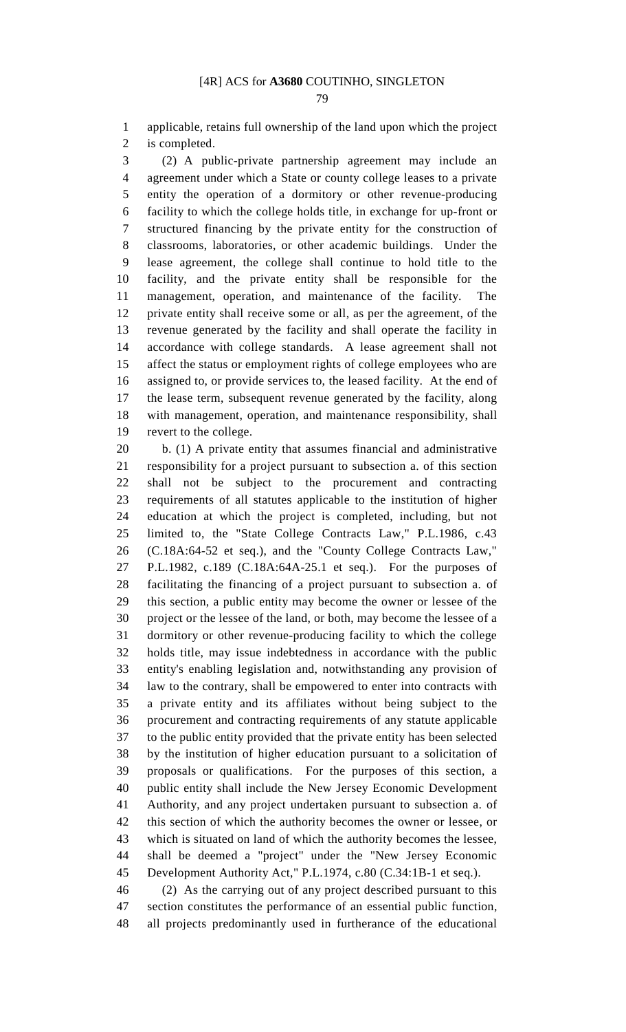applicable, retains full ownership of the land upon which the project is completed.

(2) A public-private partnership agreement may include an agreement under which a State or county college leases to a private entity the operation of a dormitory or other revenue-producing facility to which the college holds title, in exchange for up-front or structured financing by the private entity for the construction of classrooms, laboratories, or other academic buildings. Under the lease agreement, the college shall continue to hold title to the facility, and the private entity shall be responsible for the management, operation, and maintenance of the facility. The private entity shall receive some or all, as per the agreement, of the revenue generated by the facility and shall operate the facility in accordance with college standards. A lease agreement shall not affect the status or employment rights of college employees who are assigned to, or provide services to, the leased facility. At the end of the lease term, subsequent revenue generated by the facility, along with management, operation, and maintenance responsibility, shall revert to the college.

b. (1) A private entity that assumes financial and administrative responsibility for a project pursuant to subsection a. of this section shall not be subject to the procurement and contracting requirements of all statutes applicable to the institution of higher education at which the project is completed, including, but not limited to, the "State College Contracts Law," P.L.1986, c.43 (C.18A:64-52 et seq.), and the "County College Contracts Law," P.L.1982, c.189 (C.18A:64A-25.1 et seq.). For the purposes of facilitating the financing of a project pursuant to subsection a. of this section, a public entity may become the owner or lessee of the project or the lessee of the land, or both, may become the lessee of a dormitory or other revenue-producing facility to which the college holds title, may issue indebtedness in accordance with the public entity's enabling legislation and, notwithstanding any provision of law to the contrary, shall be empowered to enter into contracts with a private entity and its affiliates without being subject to the procurement and contracting requirements of any statute applicable to the public entity provided that the private entity has been selected by the institution of higher education pursuant to a solicitation of proposals or qualifications. For the purposes of this section, a public entity shall include the New Jersey Economic Development Authority, and any project undertaken pursuant to subsection a. of this section of which the authority becomes the owner or lessee, or which is situated on land of which the authority becomes the lessee, shall be deemed a "project" under the "New Jersey Economic Development Authority Act," P.L.1974, c.80 (C.34:1B-1 et seq.).

(2) As the carrying out of any project described pursuant to this section constitutes the performance of an essential public function, all projects predominantly used in furtherance of the educational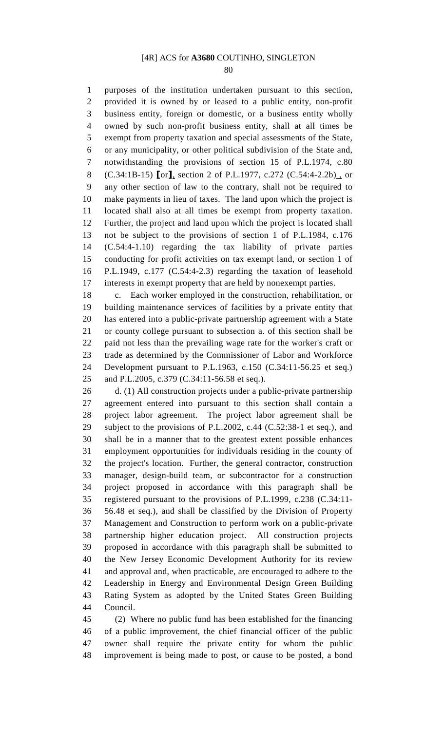purposes of the institution undertaken pursuant to this section, provided it is owned by or leased to a public entity, non-profit business entity, foreign or domestic, or a business entity wholly owned by such non-profit business entity, shall at all times be exempt from property taxation and special assessments of the State, or any municipality, or other political subdivision of the State and, notwithstanding the provisions of section 15 of P.L.1974, c.80 (C.34:1B-15) ⟦or⟧, section 2 of P.L.1977, c.272 (C.54:4-2.2b) , or any other section of law to the contrary, shall not be required to make payments in lieu of taxes. The land upon which the project is located shall also at all times be exempt from property taxation. Further, the project and land upon which the project is located shall not be subject to the provisions of section 1 of P.L.1984, c.176 (C.54:4-1.10) regarding the tax liability of private parties conducting for profit activities on tax exempt land, or section 1 of P.L.1949, c.177 (C.54:4-2.3) regarding the taxation of leasehold interests in exempt property that are held by nonexempt parties.

c. Each worker employed in the construction, rehabilitation, or building maintenance services of facilities by a private entity that has entered into a public-private partnership agreement with a State or county college pursuant to subsection a. of this section shall be paid not less than the prevailing wage rate for the worker's craft or trade as determined by the Commissioner of Labor and Workforce Development pursuant to P.L.1963, c.150 (C.34:11-56.25 et seq.) and P.L.2005, c.379 (C.34:11-56.58 et seq.).

d. (1) All construction projects under a public-private partnership agreement entered into pursuant to this section shall contain a project labor agreement. The project labor agreement shall be subject to the provisions of P.L.2002, c.44 (C.52:38-1 et seq.), and shall be in a manner that to the greatest extent possible enhances employment opportunities for individuals residing in the county of the project's location. Further, the general contractor, construction manager, design-build team, or subcontractor for a construction project proposed in accordance with this paragraph shall be registered pursuant to the provisions of P.L.1999, c.238 (C.34:11-56.48 et seq.), and shall be classified by the Division of Property Management and Construction to perform work on a public-private partnership higher education project. All construction projects proposed in accordance with this paragraph shall be submitted to the New Jersey Economic Development Authority for its review and approval and, when practicable, are encouraged to adhere to the Leadership in Energy and Environmental Design Green Building Rating System as adopted by the United States Green Building Council.

(2) Where no public fund has been established for the financing of a public improvement, the chief financial officer of the public owner shall require the private entity for whom the public improvement is being made to post, or cause to be posted, a bond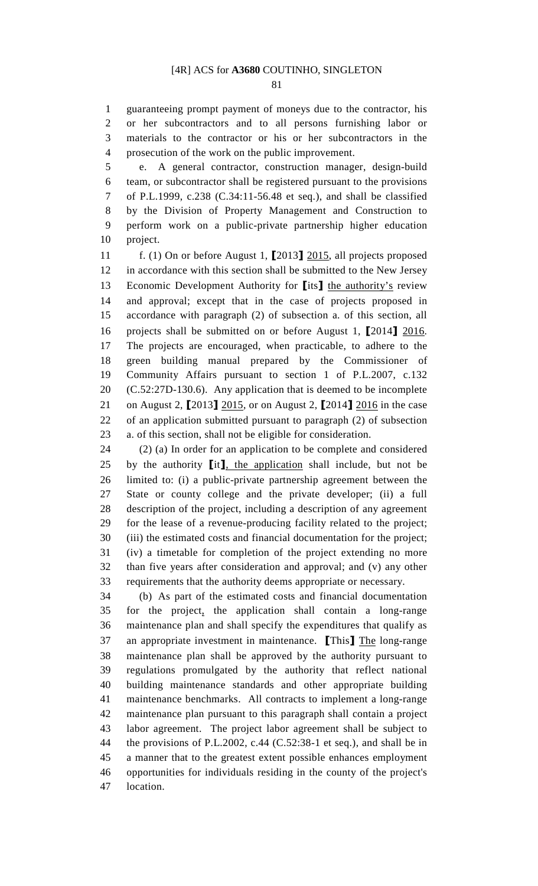guaranteeing prompt payment of moneys due to the contractor, his or her subcontractors and to all persons furnishing labor or materials to the contractor or his or her subcontractors in the prosecution of the work on the public improvement.

e. A general contractor, construction manager, design-build team, or subcontractor shall be registered pursuant to the provisions of P.L.1999, c.238 (C.34:11-56.48 et seq.), and shall be classified by the Division of Property Management and Construction to perform work on a public-private partnership higher education project.

f. (1) On or before August 1, [2013] 2015, all projects proposed in accordance with this section shall be submitted to the New Jersey Economic Development Authority for [its] the authority's review and approval; except that in the case of projects proposed in accordance with paragraph (2) of subsection a. of this section, all projects shall be submitted on or before August 1, [2014] 2016. The projects are encouraged, when practicable, to adhere to the green building manual prepared by the Commissioner of Community Affairs pursuant to section 1 of P.L.2007, c.132 (C.52:27D-130.6). Any application that is deemed to be incomplete on August 2, [2013] 2015, or on August 2, [2014] 2016 in the case of an application submitted pursuant to paragraph (2) of subsection a. of this section, shall not be eligible for consideration.

(2) (a) In order for an application to be complete and considered by the authority [it], the application shall include, but not be limited to: (i) a public-private partnership agreement between the State or county college and the private developer; (ii) a full description of the project, including a description of any agreement for the lease of a revenue-producing facility related to the project; (iii) the estimated costs and financial documentation for the project; (iv) a timetable for completion of the project extending no more than five years after consideration and approval; and (v) any other requirements that the authority deems appropriate or necessary.

(b) As part of the estimated costs and financial documentation for the project, the application shall contain a long-range maintenance plan and shall specify the expenditures that qualify as an appropriate investment in maintenance. [This] The long-range maintenance plan shall be approved by the authority pursuant to regulations promulgated by the authority that reflect national building maintenance standards and other appropriate building maintenance benchmarks. All contracts to implement a long-range maintenance plan pursuant to this paragraph shall contain a project labor agreement. The project labor agreement shall be subject to the provisions of P.L.2002, c.44 (C.52:38-1 et seq.), and shall be in a manner that to the greatest extent possible enhances employment opportunities for individuals residing in the county of the project's location.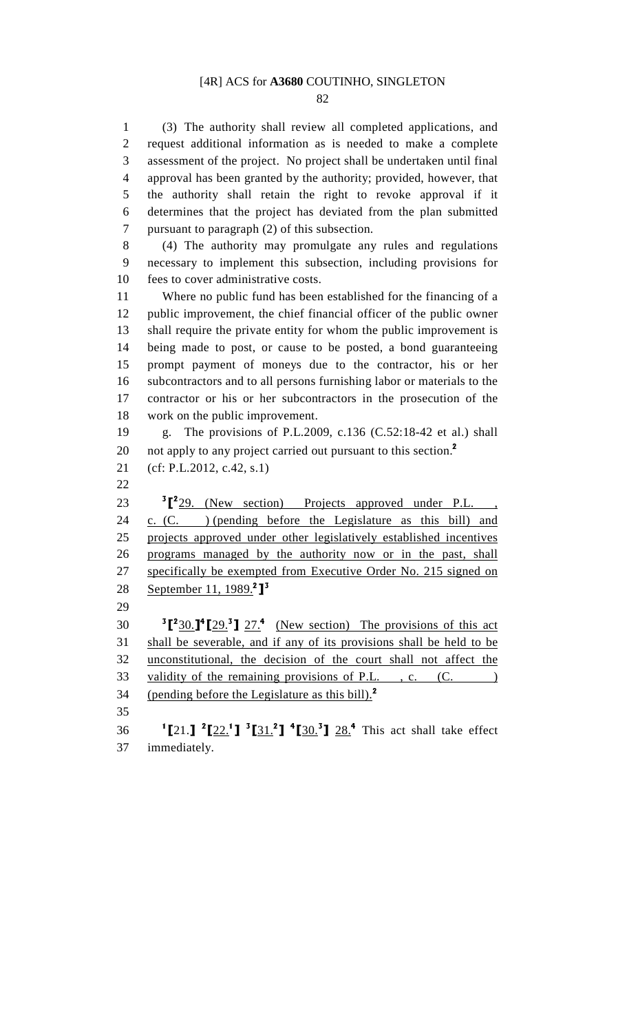(3) The authority shall review all completed applications, and request additional information as is needed to make a complete assessment of the project. No project shall be undertaken until final approval has been granted by the authority; provided, however, that the authority shall retain the right to revoke approval if it determines that the project has deviated from the plan submitted pursuant to paragraph (2) of this subsection.

(4) The authority may promulgate any rules and regulations necessary to implement this subsection, including provisions for fees to cover administrative costs.

Where no public fund has been established for the financing of a public improvement, the chief financial officer of the public owner shall require the private entity for whom the public improvement is being made to post, or cause to be posted, a bond guaranteeing prompt payment of moneys due to the contractor, his or her subcontractors and to all persons furnishing labor or materials to the contractor or his or her subcontractors in the prosecution of the work on the public improvement.

g. The provisions of P.L.2009, c.136 (C.52:18-42 et al.) shall not apply to any project carried out pursuant to this section.[2]

(cf: P.L.2012, c.42, s.1)

[3][[2]29. (New section) Projects approved under P.L. , c. (C. ) (pending before the Legislature as this bill) and projects approved under other legislatively established incentives programs managed by the authority now or in the past, shall specifically be exempted from Executive Order No. 215 signed on September 11, 1989.[2]][3]

[3][[2]30.][4][29.[3]] 27.[4] (New section) The provisions of this act shall be severable, and if any of its provisions shall be held to be unconstitutional, the decision of the court shall not affect the validity of the remaining provisions of P.L. , c. (C. ) (pending before the Legislature as this bill).[2]

[1][21.] [2][22.[1]] [3][31.[2]] [4][30.[3]] 28.[4] This act shall take effect immediately.